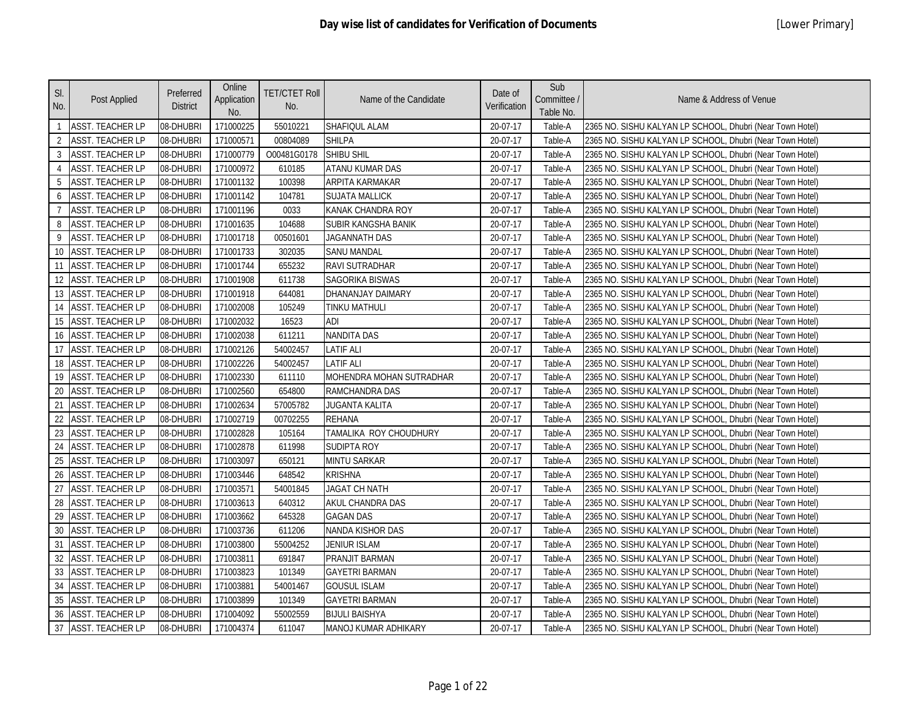# Day wise list of candidates for Verification of Documents

[Lower Primary]

| Sl. No. | Post Applied | Preferred District | Online Application No. | TET/CTET Roll No. | Name of the Candidate | Date of Verification | Sub Committee / Table No. | Name & Address of Venue |
|---|---|---|---|---|---|---|---|---|
| 1 | ASST. TEACHER LP | 08-DHUBRI | 171000225 | 55010221 | SHAFIQUL ALAM | 20-07-17 | Table-A | 2365 NO. SISHU KALYAN LP SCHOOL, Dhubri (Near Town Hotel) |
| 2 | ASST. TEACHER LP | 08-DHUBRI | 171000571 | 00804089 | SHILPA | 20-07-17 | Table-A | 2365 NO. SISHU KALYAN LP SCHOOL, Dhubri (Near Town Hotel) |
| 3 | ASST. TEACHER LP | 08-DHUBRI | 171000779 | O00481G0178 | SHIBU SHIL | 20-07-17 | Table-A | 2365 NO. SISHU KALYAN LP SCHOOL, Dhubri (Near Town Hotel) |
| 4 | ASST. TEACHER LP | 08-DHUBRI | 171000972 | 610185 | ATANU KUMAR DAS | 20-07-17 | Table-A | 2365 NO. SISHU KALYAN LP SCHOOL, Dhubri (Near Town Hotel) |
| 5 | ASST. TEACHER LP | 08-DHUBRI | 171001132 | 100398 | ARPITA KARMAKAR | 20-07-17 | Table-A | 2365 NO. SISHU KALYAN LP SCHOOL, Dhubri (Near Town Hotel) |
| 6 | ASST. TEACHER LP | 08-DHUBRI | 171001142 | 104781 | SUJATA MALLICK | 20-07-17 | Table-A | 2365 NO. SISHU KALYAN LP SCHOOL, Dhubri (Near Town Hotel) |
| 7 | ASST. TEACHER LP | 08-DHUBRI | 171001196 | 0033 | KANAK CHANDRA ROY | 20-07-17 | Table-A | 2365 NO. SISHU KALYAN LP SCHOOL, Dhubri (Near Town Hotel) |
| 8 | ASST. TEACHER LP | 08-DHUBRI | 171001635 | 104688 | SUBIR KANGSHA BANIK | 20-07-17 | Table-A | 2365 NO. SISHU KALYAN LP SCHOOL, Dhubri (Near Town Hotel) |
| 9 | ASST. TEACHER LP | 08-DHUBRI | 171001718 | 00501601 | JAGANNATH DAS | 20-07-17 | Table-A | 2365 NO. SISHU KALYAN LP SCHOOL, Dhubri (Near Town Hotel) |
| 10 | ASST. TEACHER LP | 08-DHUBRI | 171001733 | 302035 | SANU MANDAL | 20-07-17 | Table-A | 2365 NO. SISHU KALYAN LP SCHOOL, Dhubri (Near Town Hotel) |
| 11 | ASST. TEACHER LP | 08-DHUBRI | 171001744 | 655232 | RAVI SUTRADHAR | 20-07-17 | Table-A | 2365 NO. SISHU KALYAN LP SCHOOL, Dhubri (Near Town Hotel) |
| 12 | ASST. TEACHER LP | 08-DHUBRI | 171001908 | 611738 | SAGORIKA BISWAS | 20-07-17 | Table-A | 2365 NO. SISHU KALYAN LP SCHOOL, Dhubri (Near Town Hotel) |
| 13 | ASST. TEACHER LP | 08-DHUBRI | 171001918 | 644081 | DHANANJAY DAIMARY | 20-07-17 | Table-A | 2365 NO. SISHU KALYAN LP SCHOOL, Dhubri (Near Town Hotel) |
| 14 | ASST. TEACHER LP | 08-DHUBRI | 171002008 | 105249 | TINKU MATHULI | 20-07-17 | Table-A | 2365 NO. SISHU KALYAN LP SCHOOL, Dhubri (Near Town Hotel) |
| 15 | ASST. TEACHER LP | 08-DHUBRI | 171002032 | 16523 | ADI | 20-07-17 | Table-A | 2365 NO. SISHU KALYAN LP SCHOOL, Dhubri (Near Town Hotel) |
| 16 | ASST. TEACHER LP | 08-DHUBRI | 171002038 | 611211 | NANDITA DAS | 20-07-17 | Table-A | 2365 NO. SISHU KALYAN LP SCHOOL, Dhubri (Near Town Hotel) |
| 17 | ASST. TEACHER LP | 08-DHUBRI | 171002126 | 54002457 | LATIF ALI | 20-07-17 | Table-A | 2365 NO. SISHU KALYAN LP SCHOOL, Dhubri (Near Town Hotel) |
| 18 | ASST. TEACHER LP | 08-DHUBRI | 171002226 | 54002457 | LATIF ALI | 20-07-17 | Table-A | 2365 NO. SISHU KALYAN LP SCHOOL, Dhubri (Near Town Hotel) |
| 19 | ASST. TEACHER LP | 08-DHUBRI | 171002330 | 611110 | MOHENDRA MOHAN SUTRADHAR | 20-07-17 | Table-A | 2365 NO. SISHU KALYAN LP SCHOOL, Dhubri (Near Town Hotel) |
| 20 | ASST. TEACHER LP | 08-DHUBRI | 171002560 | 654800 | RAMCHANDRA DAS | 20-07-17 | Table-A | 2365 NO. SISHU KALYAN LP SCHOOL, Dhubri (Near Town Hotel) |
| 21 | ASST. TEACHER LP | 08-DHUBRI | 171002634 | 57005782 | JUGANTA KALITA | 20-07-17 | Table-A | 2365 NO. SISHU KALYAN LP SCHOOL, Dhubri (Near Town Hotel) |
| 22 | ASST. TEACHER LP | 08-DHUBRI | 171002719 | 00702255 | REHANA | 20-07-17 | Table-A | 2365 NO. SISHU KALYAN LP SCHOOL, Dhubri (Near Town Hotel) |
| 23 | ASST. TEACHER LP | 08-DHUBRI | 171002828 | 105164 | TAMALIKA ROY CHOUDHURY | 20-07-17 | Table-A | 2365 NO. SISHU KALYAN LP SCHOOL, Dhubri (Near Town Hotel) |
| 24 | ASST. TEACHER LP | 08-DHUBRI | 171002878 | 611998 | SUDIPTA ROY | 20-07-17 | Table-A | 2365 NO. SISHU KALYAN LP SCHOOL, Dhubri (Near Town Hotel) |
| 25 | ASST. TEACHER LP | 08-DHUBRI | 171003097 | 650121 | MINTU SARKAR | 20-07-17 | Table-A | 2365 NO. SISHU KALYAN LP SCHOOL, Dhubri (Near Town Hotel) |
| 26 | ASST. TEACHER LP | 08-DHUBRI | 171003446 | 648542 | KRISHNA | 20-07-17 | Table-A | 2365 NO. SISHU KALYAN LP SCHOOL, Dhubri (Near Town Hotel) |
| 27 | ASST. TEACHER LP | 08-DHUBRI | 171003571 | 54001845 | JAGAT CH NATH | 20-07-17 | Table-A | 2365 NO. SISHU KALYAN LP SCHOOL, Dhubri (Near Town Hotel) |
| 28 | ASST. TEACHER LP | 08-DHUBRI | 171003613 | 640312 | AKUL CHANDRA DAS | 20-07-17 | Table-A | 2365 NO. SISHU KALYAN LP SCHOOL, Dhubri (Near Town Hotel) |
| 29 | ASST. TEACHER LP | 08-DHUBRI | 171003662 | 645328 | GAGAN DAS | 20-07-17 | Table-A | 2365 NO. SISHU KALYAN LP SCHOOL, Dhubri (Near Town Hotel) |
| 30 | ASST. TEACHER LP | 08-DHUBRI | 171003736 | 611206 | NANDA KISHOR DAS | 20-07-17 | Table-A | 2365 NO. SISHU KALYAN LP SCHOOL, Dhubri (Near Town Hotel) |
| 31 | ASST. TEACHER LP | 08-DHUBRI | 171003800 | 55004252 | JENIUR ISLAM | 20-07-17 | Table-A | 2365 NO. SISHU KALYAN LP SCHOOL, Dhubri (Near Town Hotel) |
| 32 | ASST. TEACHER LP | 08-DHUBRI | 171003811 | 691847 | PRANJIT BARMAN | 20-07-17 | Table-A | 2365 NO. SISHU KALYAN LP SCHOOL, Dhubri (Near Town Hotel) |
| 33 | ASST. TEACHER LP | 08-DHUBRI | 171003823 | 101349 | GAYETRI BARMAN | 20-07-17 | Table-A | 2365 NO. SISHU KALYAN LP SCHOOL, Dhubri (Near Town Hotel) |
| 34 | ASST. TEACHER LP | 08-DHUBRI | 171003881 | 54001467 | GOUSUL ISLAM | 20-07-17 | Table-A | 2365 NO. SISHU KALYAN LP SCHOOL, Dhubri (Near Town Hotel) |
| 35 | ASST. TEACHER LP | 08-DHUBRI | 171003899 | 101349 | GAYETRI BARMAN | 20-07-17 | Table-A | 2365 NO. SISHU KALYAN LP SCHOOL, Dhubri (Near Town Hotel) |
| 36 | ASST. TEACHER LP | 08-DHUBRI | 171004092 | 55002559 | BIJULI BAISHYA | 20-07-17 | Table-A | 2365 NO. SISHU KALYAN LP SCHOOL, Dhubri (Near Town Hotel) |
| 37 | ASST. TEACHER LP | 08-DHUBRI | 171004374 | 611047 | MANOJ KUMAR ADHIKARY | 20-07-17 | Table-A | 2365 NO. SISHU KALYAN LP SCHOOL, Dhubri (Near Town Hotel) |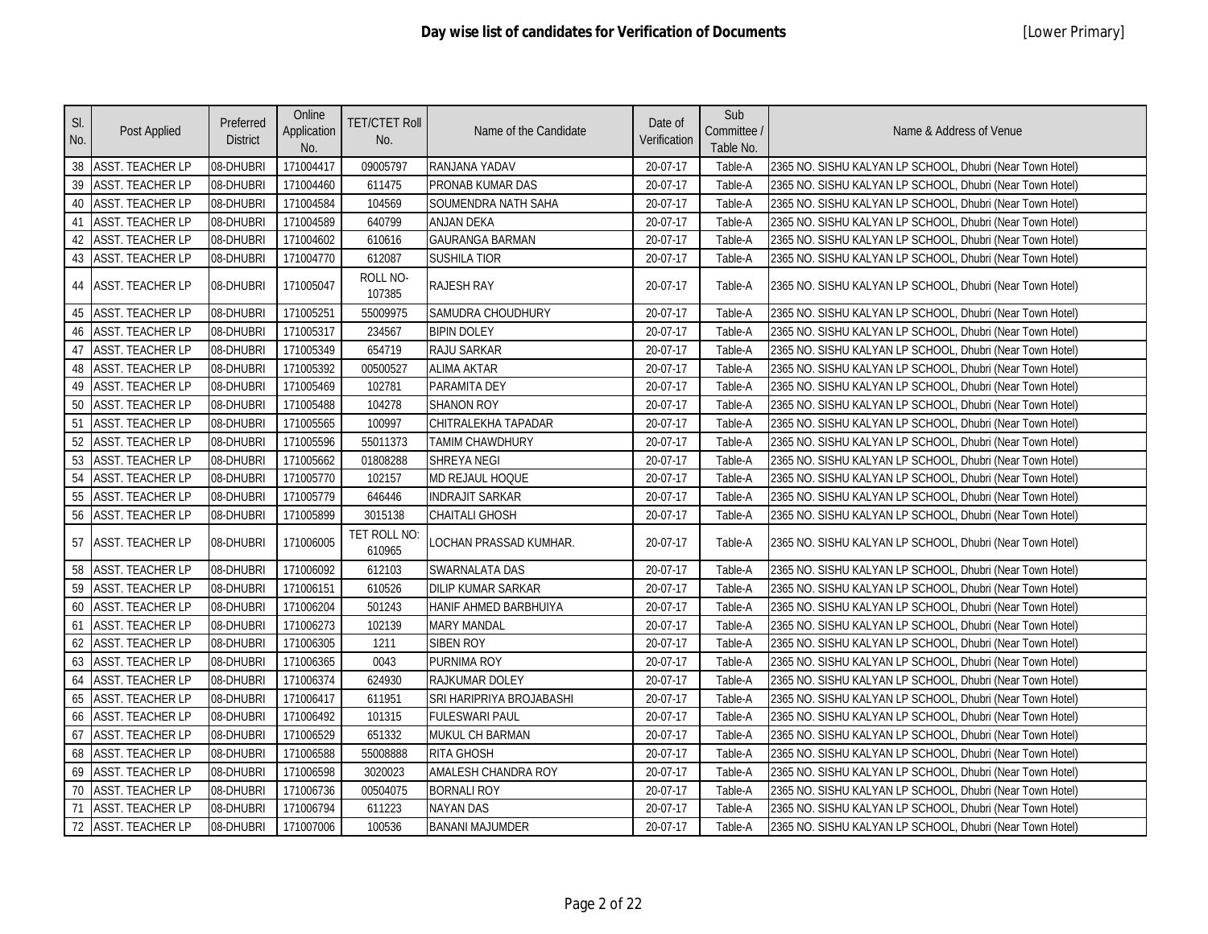# Day wise list of candidates for Verification of Documents

[Lower Primary]

| Sl. No. | Post Applied | Preferred District | Online Application No. | TET/CTET Roll No. | Name of the Candidate | Date of Verification | Sub Committee / Table No. | Name & Address of Venue |
|---|---|---|---|---|---|---|---|---|
| 38 | ASST. TEACHER LP | 08-DHUBRI | 171004417 | 09005797 | RANJANA YADAV | 20-07-17 | Table-A | 2365 NO. SISHU KALYAN LP SCHOOL, Dhubri (Near Town Hotel) |
| 39 | ASST. TEACHER LP | 08-DHUBRI | 171004460 | 611475 | PRONAB KUMAR DAS | 20-07-17 | Table-A | 2365 NO. SISHU KALYAN LP SCHOOL, Dhubri (Near Town Hotel) |
| 40 | ASST. TEACHER LP | 08-DHUBRI | 171004584 | 104569 | SOUMENDRA NATH SAHA | 20-07-17 | Table-A | 2365 NO. SISHU KALYAN LP SCHOOL, Dhubri (Near Town Hotel) |
| 41 | ASST. TEACHER LP | 08-DHUBRI | 171004589 | 640799 | ANJAN DEKA | 20-07-17 | Table-A | 2365 NO. SISHU KALYAN LP SCHOOL, Dhubri (Near Town Hotel) |
| 42 | ASST. TEACHER LP | 08-DHUBRI | 171004602 | 610616 | GAURANGA BARMAN | 20-07-17 | Table-A | 2365 NO. SISHU KALYAN LP SCHOOL, Dhubri (Near Town Hotel) |
| 43 | ASST. TEACHER LP | 08-DHUBRI | 171004770 | 612087 | SUSHILA TIOR | 20-07-17 | Table-A | 2365 NO. SISHU KALYAN LP SCHOOL, Dhubri (Near Town Hotel) |
| 44 | ASST. TEACHER LP | 08-DHUBRI | 171005047 | ROLL NO-107385 | RAJESH RAY | 20-07-17 | Table-A | 2365 NO. SISHU KALYAN LP SCHOOL, Dhubri (Near Town Hotel) |
| 45 | ASST. TEACHER LP | 08-DHUBRI | 171005251 | 55009975 | SAMUDRA CHOUDHURY | 20-07-17 | Table-A | 2365 NO. SISHU KALYAN LP SCHOOL, Dhubri (Near Town Hotel) |
| 46 | ASST. TEACHER LP | 08-DHUBRI | 171005317 | 234567 | BIPIN DOLEY | 20-07-17 | Table-A | 2365 NO. SISHU KALYAN LP SCHOOL, Dhubri (Near Town Hotel) |
| 47 | ASST. TEACHER LP | 08-DHUBRI | 171005349 | 654719 | RAJU SARKAR | 20-07-17 | Table-A | 2365 NO. SISHU KALYAN LP SCHOOL, Dhubri (Near Town Hotel) |
| 48 | ASST. TEACHER LP | 08-DHUBRI | 171005392 | 00500527 | ALIMA AKTAR | 20-07-17 | Table-A | 2365 NO. SISHU KALYAN LP SCHOOL, Dhubri (Near Town Hotel) |
| 49 | ASST. TEACHER LP | 08-DHUBRI | 171005469 | 102781 | PARAMITA DEY | 20-07-17 | Table-A | 2365 NO. SISHU KALYAN LP SCHOOL, Dhubri (Near Town Hotel) |
| 50 | ASST. TEACHER LP | 08-DHUBRI | 171005488 | 104278 | SHANON ROY | 20-07-17 | Table-A | 2365 NO. SISHU KALYAN LP SCHOOL, Dhubri (Near Town Hotel) |
| 51 | ASST. TEACHER LP | 08-DHUBRI | 171005565 | 100997 | CHITRALEKHA TAPADAR | 20-07-17 | Table-A | 2365 NO. SISHU KALYAN LP SCHOOL, Dhubri (Near Town Hotel) |
| 52 | ASST. TEACHER LP | 08-DHUBRI | 171005596 | 55011373 | TAMIM CHAWDHURY | 20-07-17 | Table-A | 2365 NO. SISHU KALYAN LP SCHOOL, Dhubri (Near Town Hotel) |
| 53 | ASST. TEACHER LP | 08-DHUBRI | 171005662 | 01808288 | SHREYA NEGI | 20-07-17 | Table-A | 2365 NO. SISHU KALYAN LP SCHOOL, Dhubri (Near Town Hotel) |
| 54 | ASST. TEACHER LP | 08-DHUBRI | 171005770 | 102157 | MD REJAUL HOQUE | 20-07-17 | Table-A | 2365 NO. SISHU KALYAN LP SCHOOL, Dhubri (Near Town Hotel) |
| 55 | ASST. TEACHER LP | 08-DHUBRI | 171005779 | 646446 | INDRAJIT SARKAR | 20-07-17 | Table-A | 2365 NO. SISHU KALYAN LP SCHOOL, Dhubri (Near Town Hotel) |
| 56 | ASST. TEACHER LP | 08-DHUBRI | 171005899 | 3015138 | CHAITALI GHOSH | 20-07-17 | Table-A | 2365 NO. SISHU KALYAN LP SCHOOL, Dhubri (Near Town Hotel) |
| 57 | ASST. TEACHER LP | 08-DHUBRI | 171006005 | TET ROLL NO: 610965 | LOCHAN PRASSAD KUMHAR. | 20-07-17 | Table-A | 2365 NO. SISHU KALYAN LP SCHOOL, Dhubri (Near Town Hotel) |
| 58 | ASST. TEACHER LP | 08-DHUBRI | 171006092 | 612103 | SWARNALATA DAS | 20-07-17 | Table-A | 2365 NO. SISHU KALYAN LP SCHOOL, Dhubri (Near Town Hotel) |
| 59 | ASST. TEACHER LP | 08-DHUBRI | 171006151 | 610526 | DILIP KUMAR SARKAR | 20-07-17 | Table-A | 2365 NO. SISHU KALYAN LP SCHOOL, Dhubri (Near Town Hotel) |
| 60 | ASST. TEACHER LP | 08-DHUBRI | 171006204 | 501243 | HANIF AHMED BARBHUIYA | 20-07-17 | Table-A | 2365 NO. SISHU KALYAN LP SCHOOL, Dhubri (Near Town Hotel) |
| 61 | ASST. TEACHER LP | 08-DHUBRI | 171006273 | 102139 | MARY MANDAL | 20-07-17 | Table-A | 2365 NO. SISHU KALYAN LP SCHOOL, Dhubri (Near Town Hotel) |
| 62 | ASST. TEACHER LP | 08-DHUBRI | 171006305 | 1211 | SIBEN ROY | 20-07-17 | Table-A | 2365 NO. SISHU KALYAN LP SCHOOL, Dhubri (Near Town Hotel) |
| 63 | ASST. TEACHER LP | 08-DHUBRI | 171006365 | 0043 | PURNIMA ROY | 20-07-17 | Table-A | 2365 NO. SISHU KALYAN LP SCHOOL, Dhubri (Near Town Hotel) |
| 64 | ASST. TEACHER LP | 08-DHUBRI | 171006374 | 624930 | RAJKUMAR DOLEY | 20-07-17 | Table-A | 2365 NO. SISHU KALYAN LP SCHOOL, Dhubri (Near Town Hotel) |
| 65 | ASST. TEACHER LP | 08-DHUBRI | 171006417 | 611951 | SRI HARIPRIYA BROJABASHI | 20-07-17 | Table-A | 2365 NO. SISHU KALYAN LP SCHOOL, Dhubri (Near Town Hotel) |
| 66 | ASST. TEACHER LP | 08-DHUBRI | 171006492 | 101315 | FULESWARI PAUL | 20-07-17 | Table-A | 2365 NO. SISHU KALYAN LP SCHOOL, Dhubri (Near Town Hotel) |
| 67 | ASST. TEACHER LP | 08-DHUBRI | 171006529 | 651332 | MUKUL CH BARMAN | 20-07-17 | Table-A | 2365 NO. SISHU KALYAN LP SCHOOL, Dhubri (Near Town Hotel) |
| 68 | ASST. TEACHER LP | 08-DHUBRI | 171006588 | 55008888 | RITA GHOSH | 20-07-17 | Table-A | 2365 NO. SISHU KALYAN LP SCHOOL, Dhubri (Near Town Hotel) |
| 69 | ASST. TEACHER LP | 08-DHUBRI | 171006598 | 3020023 | AMALESH CHANDRA ROY | 20-07-17 | Table-A | 2365 NO. SISHU KALYAN LP SCHOOL, Dhubri (Near Town Hotel) |
| 70 | ASST. TEACHER LP | 08-DHUBRI | 171006736 | 00504075 | BORNALI ROY | 20-07-17 | Table-A | 2365 NO. SISHU KALYAN LP SCHOOL, Dhubri (Near Town Hotel) |
| 71 | ASST. TEACHER LP | 08-DHUBRI | 171006794 | 611223 | NAYAN DAS | 20-07-17 | Table-A | 2365 NO. SISHU KALYAN LP SCHOOL, Dhubri (Near Town Hotel) |
| 72 | ASST. TEACHER LP | 08-DHUBRI | 171007006 | 100536 | BANANI MAJUMDER | 20-07-17 | Table-A | 2365 NO. SISHU KALYAN LP SCHOOL, Dhubri (Near Town Hotel) |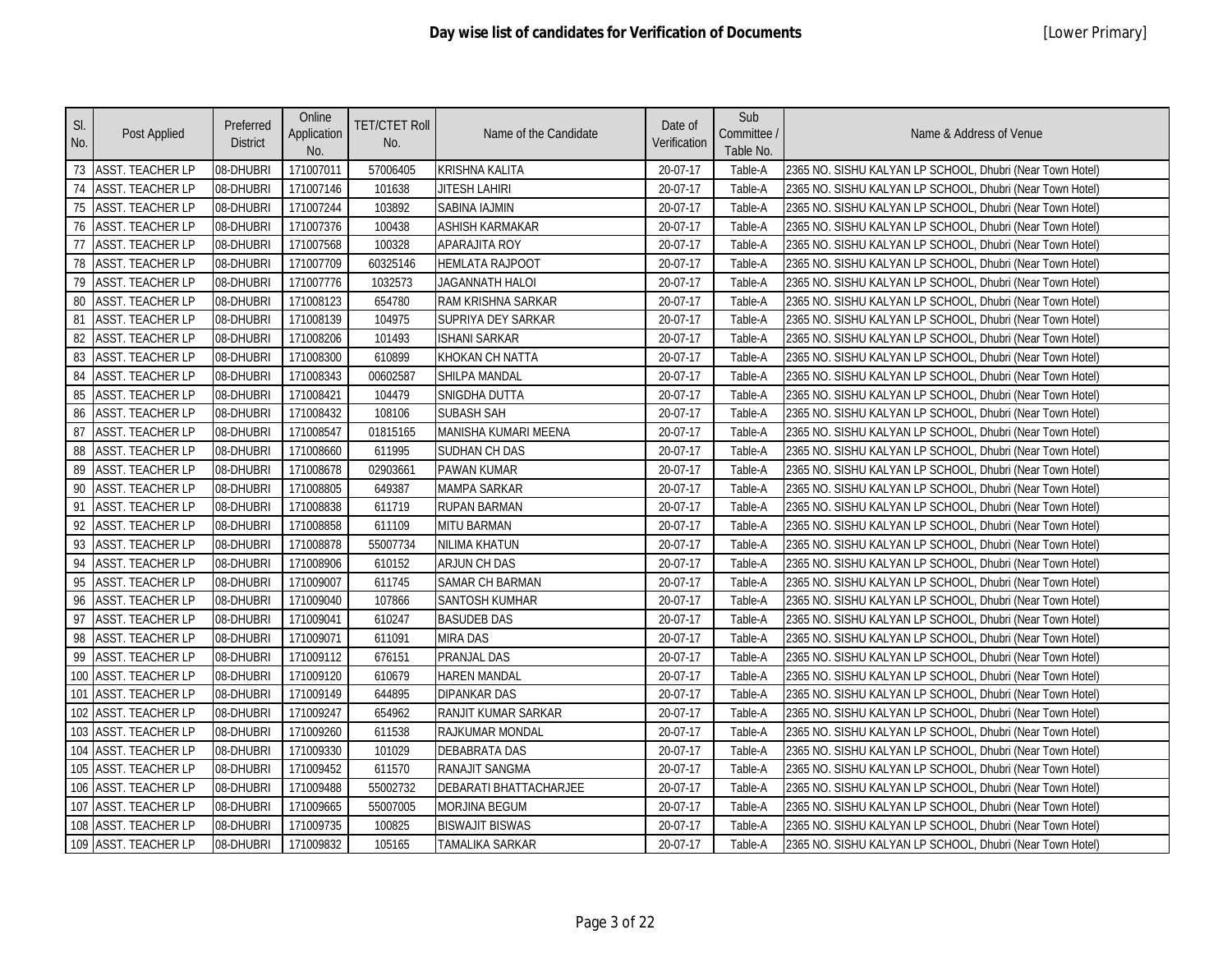## Day wise list of candidates for Verification of Documents

[Lower Primary]

| Sl. No. | Post Applied | Preferred District | Online Application No. | TET/CTET Roll No. | Name of the Candidate | Date of Verification | Sub Committee / Table No. | Name & Address of Venue |
|---|---|---|---|---|---|---|---|---|
| 73 | ASST. TEACHER LP | 08-DHUBRI | 171007011 | 57006405 | KRISHNA KALITA | 20-07-17 | Table-A | 2365 NO. SISHU KALYAN LP SCHOOL, Dhubri (Near Town Hotel) |
| 74 | ASST. TEACHER LP | 08-DHUBRI | 171007146 | 101638 | JITESH LAHIRI | 20-07-17 | Table-A | 2365 NO. SISHU KALYAN LP SCHOOL, Dhubri (Near Town Hotel) |
| 75 | ASST. TEACHER LP | 08-DHUBRI | 171007244 | 103892 | SABINA IAJMIN | 20-07-17 | Table-A | 2365 NO. SISHU KALYAN LP SCHOOL, Dhubri (Near Town Hotel) |
| 76 | ASST. TEACHER LP | 08-DHUBRI | 171007376 | 100438 | ASHISH KARMAKAR | 20-07-17 | Table-A | 2365 NO. SISHU KALYAN LP SCHOOL, Dhubri (Near Town Hotel) |
| 77 | ASST. TEACHER LP | 08-DHUBRI | 171007568 | 100328 | APARAJITA ROY | 20-07-17 | Table-A | 2365 NO. SISHU KALYAN LP SCHOOL, Dhubri (Near Town Hotel) |
| 78 | ASST. TEACHER LP | 08-DHUBRI | 171007709 | 60325146 | HEMLATA RAJPOOT | 20-07-17 | Table-A | 2365 NO. SISHU KALYAN LP SCHOOL, Dhubri (Near Town Hotel) |
| 79 | ASST. TEACHER LP | 08-DHUBRI | 171007776 | 1032573 | JAGANNATH HALOI | 20-07-17 | Table-A | 2365 NO. SISHU KALYAN LP SCHOOL, Dhubri (Near Town Hotel) |
| 80 | ASST. TEACHER LP | 08-DHUBRI | 171008123 | 654780 | RAM KRISHNA SARKAR | 20-07-17 | Table-A | 2365 NO. SISHU KALYAN LP SCHOOL, Dhubri (Near Town Hotel) |
| 81 | ASST. TEACHER LP | 08-DHUBRI | 171008139 | 104975 | SUPRIYA DEY SARKAR | 20-07-17 | Table-A | 2365 NO. SISHU KALYAN LP SCHOOL, Dhubri (Near Town Hotel) |
| 82 | ASST. TEACHER LP | 08-DHUBRI | 171008206 | 101493 | ISHANI SARKAR | 20-07-17 | Table-A | 2365 NO. SISHU KALYAN LP SCHOOL, Dhubri (Near Town Hotel) |
| 83 | ASST. TEACHER LP | 08-DHUBRI | 171008300 | 610899 | KHOKAN CH NATTA | 20-07-17 | Table-A | 2365 NO. SISHU KALYAN LP SCHOOL, Dhubri (Near Town Hotel) |
| 84 | ASST. TEACHER LP | 08-DHUBRI | 171008343 | 00602587 | SHILPA MANDAL | 20-07-17 | Table-A | 2365 NO. SISHU KALYAN LP SCHOOL, Dhubri (Near Town Hotel) |
| 85 | ASST. TEACHER LP | 08-DHUBRI | 171008421 | 104479 | SNIGDHA DUTTA | 20-07-17 | Table-A | 2365 NO. SISHU KALYAN LP SCHOOL, Dhubri (Near Town Hotel) |
| 86 | ASST. TEACHER LP | 08-DHUBRI | 171008432 | 108106 | SUBASH SAH | 20-07-17 | Table-A | 2365 NO. SISHU KALYAN LP SCHOOL, Dhubri (Near Town Hotel) |
| 87 | ASST. TEACHER LP | 08-DHUBRI | 171008547 | 01815165 | MANISHA KUMARI MEENA | 20-07-17 | Table-A | 2365 NO. SISHU KALYAN LP SCHOOL, Dhubri (Near Town Hotel) |
| 88 | ASST. TEACHER LP | 08-DHUBRI | 171008660 | 611995 | SUDHAN CH DAS | 20-07-17 | Table-A | 2365 NO. SISHU KALYAN LP SCHOOL, Dhubri (Near Town Hotel) |
| 89 | ASST. TEACHER LP | 08-DHUBRI | 171008678 | 02903661 | PAWAN KUMAR | 20-07-17 | Table-A | 2365 NO. SISHU KALYAN LP SCHOOL, Dhubri (Near Town Hotel) |
| 90 | ASST. TEACHER LP | 08-DHUBRI | 171008805 | 649387 | MAMPA SARKAR | 20-07-17 | Table-A | 2365 NO. SISHU KALYAN LP SCHOOL, Dhubri (Near Town Hotel) |
| 91 | ASST. TEACHER LP | 08-DHUBRI | 171008838 | 611719 | RUPAN BARMAN | 20-07-17 | Table-A | 2365 NO. SISHU KALYAN LP SCHOOL, Dhubri (Near Town Hotel) |
| 92 | ASST. TEACHER LP | 08-DHUBRI | 171008858 | 611109 | MITU BARMAN | 20-07-17 | Table-A | 2365 NO. SISHU KALYAN LP SCHOOL, Dhubri (Near Town Hotel) |
| 93 | ASST. TEACHER LP | 08-DHUBRI | 171008878 | 55007734 | NILIMA KHATUN | 20-07-17 | Table-A | 2365 NO. SISHU KALYAN LP SCHOOL, Dhubri (Near Town Hotel) |
| 94 | ASST. TEACHER LP | 08-DHUBRI | 171008906 | 610152 | ARJUN CH DAS | 20-07-17 | Table-A | 2365 NO. SISHU KALYAN LP SCHOOL, Dhubri (Near Town Hotel) |
| 95 | ASST. TEACHER LP | 08-DHUBRI | 171009007 | 611745 | SAMAR CH BARMAN | 20-07-17 | Table-A | 2365 NO. SISHU KALYAN LP SCHOOL, Dhubri (Near Town Hotel) |
| 96 | ASST. TEACHER LP | 08-DHUBRI | 171009040 | 107866 | SANTOSH KUMHAR | 20-07-17 | Table-A | 2365 NO. SISHU KALYAN LP SCHOOL, Dhubri (Near Town Hotel) |
| 97 | ASST. TEACHER LP | 08-DHUBRI | 171009041 | 610247 | BASUDEB DAS | 20-07-17 | Table-A | 2365 NO. SISHU KALYAN LP SCHOOL, Dhubri (Near Town Hotel) |
| 98 | ASST. TEACHER LP | 08-DHUBRI | 171009071 | 611091 | MIRA DAS | 20-07-17 | Table-A | 2365 NO. SISHU KALYAN LP SCHOOL, Dhubri (Near Town Hotel) |
| 99 | ASST. TEACHER LP | 08-DHUBRI | 171009112 | 676151 | PRANJAL DAS | 20-07-17 | Table-A | 2365 NO. SISHU KALYAN LP SCHOOL, Dhubri (Near Town Hotel) |
| 100 | ASST. TEACHER LP | 08-DHUBRI | 171009120 | 610679 | HAREN MANDAL | 20-07-17 | Table-A | 2365 NO. SISHU KALYAN LP SCHOOL, Dhubri (Near Town Hotel) |
| 101 | ASST. TEACHER LP | 08-DHUBRI | 171009149 | 644895 | DIPANKAR DAS | 20-07-17 | Table-A | 2365 NO. SISHU KALYAN LP SCHOOL, Dhubri (Near Town Hotel) |
| 102 | ASST. TEACHER LP | 08-DHUBRI | 171009247 | 654962 | RANJIT KUMAR SARKAR | 20-07-17 | Table-A | 2365 NO. SISHU KALYAN LP SCHOOL, Dhubri (Near Town Hotel) |
| 103 | ASST. TEACHER LP | 08-DHUBRI | 171009260 | 611538 | RAJKUMAR MONDAL | 20-07-17 | Table-A | 2365 NO. SISHU KALYAN LP SCHOOL, Dhubri (Near Town Hotel) |
| 104 | ASST. TEACHER LP | 08-DHUBRI | 171009330 | 101029 | DEBABRATA DAS | 20-07-17 | Table-A | 2365 NO. SISHU KALYAN LP SCHOOL, Dhubri (Near Town Hotel) |
| 105 | ASST. TEACHER LP | 08-DHUBRI | 171009452 | 611570 | RANAJIT SANGMA | 20-07-17 | Table-A | 2365 NO. SISHU KALYAN LP SCHOOL, Dhubri (Near Town Hotel) |
| 106 | ASST. TEACHER LP | 08-DHUBRI | 171009488 | 55002732 | DEBARATI BHATTACHARJEE | 20-07-17 | Table-A | 2365 NO. SISHU KALYAN LP SCHOOL, Dhubri (Near Town Hotel) |
| 107 | ASST. TEACHER LP | 08-DHUBRI | 171009665 | 55007005 | MORJINA BEGUM | 20-07-17 | Table-A | 2365 NO. SISHU KALYAN LP SCHOOL, Dhubri (Near Town Hotel) |
| 108 | ASST. TEACHER LP | 08-DHUBRI | 171009735 | 100825 | BISWAJIT BISWAS | 20-07-17 | Table-A | 2365 NO. SISHU KALYAN LP SCHOOL, Dhubri (Near Town Hotel) |
| 109 | ASST. TEACHER LP | 08-DHUBRI | 171009832 | 105165 | TAMALIKA SARKAR | 20-07-17 | Table-A | 2365 NO. SISHU KALYAN LP SCHOOL, Dhubri (Near Town Hotel) |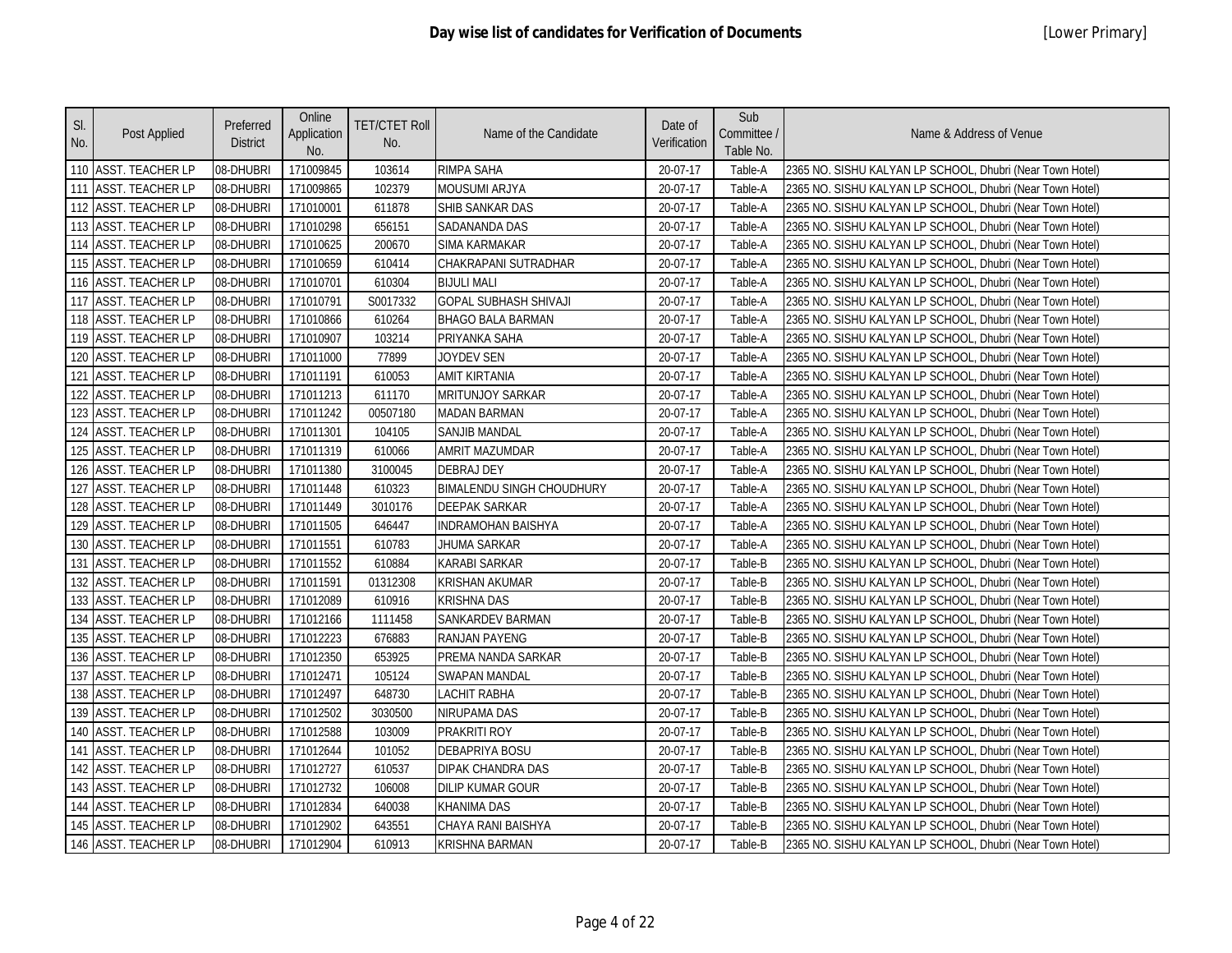# Day wise list of candidates for Verification of Documents

[Lower Primary]

| Sl. No. | Post Applied | Preferred District | Online Application No. | TET/CTET Roll No. | Name of the Candidate | Date of Verification | Sub Committee / Table No. | Name & Address of Venue |
|---|---|---|---|---|---|---|---|---|
| 110 | ASST. TEACHER LP | 08-DHUBRI | 171009845 | 103614 | RIMPA SAHA | 20-07-17 | Table-A | 2365 NO. SISHU KALYAN LP SCHOOL, Dhubri (Near Town Hotel) |
| 111 | ASST. TEACHER LP | 08-DHUBRI | 171009865 | 102379 | MOUSUMI ARJYA | 20-07-17 | Table-A | 2365 NO. SISHU KALYAN LP SCHOOL, Dhubri (Near Town Hotel) |
| 112 | ASST. TEACHER LP | 08-DHUBRI | 171010001 | 611878 | SHIB SANKAR DAS | 20-07-17 | Table-A | 2365 NO. SISHU KALYAN LP SCHOOL, Dhubri (Near Town Hotel) |
| 113 | ASST. TEACHER LP | 08-DHUBRI | 171010298 | 656151 | SADANANDA DAS | 20-07-17 | Table-A | 2365 NO. SISHU KALYAN LP SCHOOL, Dhubri (Near Town Hotel) |
| 114 | ASST. TEACHER LP | 08-DHUBRI | 171010625 | 200670 | SIMA KARMAKAR | 20-07-17 | Table-A | 2365 NO. SISHU KALYAN LP SCHOOL, Dhubri (Near Town Hotel) |
| 115 | ASST. TEACHER LP | 08-DHUBRI | 171010659 | 610414 | CHAKRAPANI SUTRADHAR | 20-07-17 | Table-A | 2365 NO. SISHU KALYAN LP SCHOOL, Dhubri (Near Town Hotel) |
| 116 | ASST. TEACHER LP | 08-DHUBRI | 171010701 | 610304 | BIJULI MALI | 20-07-17 | Table-A | 2365 NO. SISHU KALYAN LP SCHOOL, Dhubri (Near Town Hotel) |
| 117 | ASST. TEACHER LP | 08-DHUBRI | 171010791 | S0017332 | GOPAL SUBHASH SHIVAJI | 20-07-17 | Table-A | 2365 NO. SISHU KALYAN LP SCHOOL, Dhubri (Near Town Hotel) |
| 118 | ASST. TEACHER LP | 08-DHUBRI | 171010866 | 610264 | BHAGO BALA BARMAN | 20-07-17 | Table-A | 2365 NO. SISHU KALYAN LP SCHOOL, Dhubri (Near Town Hotel) |
| 119 | ASST. TEACHER LP | 08-DHUBRI | 171010907 | 103214 | PRIYANKA SAHA | 20-07-17 | Table-A | 2365 NO. SISHU KALYAN LP SCHOOL, Dhubri (Near Town Hotel) |
| 120 | ASST. TEACHER LP | 08-DHUBRI | 171011000 | 77899 | JOYDEV SEN | 20-07-17 | Table-A | 2365 NO. SISHU KALYAN LP SCHOOL, Dhubri (Near Town Hotel) |
| 121 | ASST. TEACHER LP | 08-DHUBRI | 171011191 | 610053 | AMIT KIRTANIA | 20-07-17 | Table-A | 2365 NO. SISHU KALYAN LP SCHOOL, Dhubri (Near Town Hotel) |
| 122 | ASST. TEACHER LP | 08-DHUBRI | 171011213 | 611170 | MRITUNJOY SARKAR | 20-07-17 | Table-A | 2365 NO. SISHU KALYAN LP SCHOOL, Dhubri (Near Town Hotel) |
| 123 | ASST. TEACHER LP | 08-DHUBRI | 171011242 | 00507180 | MADAN BARMAN | 20-07-17 | Table-A | 2365 NO. SISHU KALYAN LP SCHOOL, Dhubri (Near Town Hotel) |
| 124 | ASST. TEACHER LP | 08-DHUBRI | 171011301 | 104105 | SANJIB MANDAL | 20-07-17 | Table-A | 2365 NO. SISHU KALYAN LP SCHOOL, Dhubri (Near Town Hotel) |
| 125 | ASST. TEACHER LP | 08-DHUBRI | 171011319 | 610066 | AMRIT MAZUMDAR | 20-07-17 | Table-A | 2365 NO. SISHU KALYAN LP SCHOOL, Dhubri (Near Town Hotel) |
| 126 | ASST. TEACHER LP | 08-DHUBRI | 171011380 | 3100045 | DEBRAJ DEY | 20-07-17 | Table-A | 2365 NO. SISHU KALYAN LP SCHOOL, Dhubri (Near Town Hotel) |
| 127 | ASST. TEACHER LP | 08-DHUBRI | 171011448 | 610323 | BIMALENDU SINGH CHOUDHURY | 20-07-17 | Table-A | 2365 NO. SISHU KALYAN LP SCHOOL, Dhubri (Near Town Hotel) |
| 128 | ASST. TEACHER LP | 08-DHUBRI | 171011449 | 3010176 | DEEPAK SARKAR | 20-07-17 | Table-A | 2365 NO. SISHU KALYAN LP SCHOOL, Dhubri (Near Town Hotel) |
| 129 | ASST. TEACHER LP | 08-DHUBRI | 171011505 | 646447 | INDRAMOHAN BAISHYA | 20-07-17 | Table-A | 2365 NO. SISHU KALYAN LP SCHOOL, Dhubri (Near Town Hotel) |
| 130 | ASST. TEACHER LP | 08-DHUBRI | 171011551 | 610783 | JHUMA SARKAR | 20-07-17 | Table-A | 2365 NO. SISHU KALYAN LP SCHOOL, Dhubri (Near Town Hotel) |
| 131 | ASST. TEACHER LP | 08-DHUBRI | 171011552 | 610884 | KARABI SARKAR | 20-07-17 | Table-B | 2365 NO. SISHU KALYAN LP SCHOOL, Dhubri (Near Town Hotel) |
| 132 | ASST. TEACHER LP | 08-DHUBRI | 171011591 | 01312308 | KRISHAN AKUMAR | 20-07-17 | Table-B | 2365 NO. SISHU KALYAN LP SCHOOL, Dhubri (Near Town Hotel) |
| 133 | ASST. TEACHER LP | 08-DHUBRI | 171012089 | 610916 | KRISHNA DAS | 20-07-17 | Table-B | 2365 NO. SISHU KALYAN LP SCHOOL, Dhubri (Near Town Hotel) |
| 134 | ASST. TEACHER LP | 08-DHUBRI | 171012166 | 1111458 | SANKARDEV BARMAN | 20-07-17 | Table-B | 2365 NO. SISHU KALYAN LP SCHOOL, Dhubri (Near Town Hotel) |
| 135 | ASST. TEACHER LP | 08-DHUBRI | 171012223 | 676883 | RANJAN PAYENG | 20-07-17 | Table-B | 2365 NO. SISHU KALYAN LP SCHOOL, Dhubri (Near Town Hotel) |
| 136 | ASST. TEACHER LP | 08-DHUBRI | 171012350 | 653925 | PREMA NANDA SARKAR | 20-07-17 | Table-B | 2365 NO. SISHU KALYAN LP SCHOOL, Dhubri (Near Town Hotel) |
| 137 | ASST. TEACHER LP | 08-DHUBRI | 171012471 | 105124 | SWAPAN MANDAL | 20-07-17 | Table-B | 2365 NO. SISHU KALYAN LP SCHOOL, Dhubri (Near Town Hotel) |
| 138 | ASST. TEACHER LP | 08-DHUBRI | 171012497 | 648730 | LACHIT RABHA | 20-07-17 | Table-B | 2365 NO. SISHU KALYAN LP SCHOOL, Dhubri (Near Town Hotel) |
| 139 | ASST. TEACHER LP | 08-DHUBRI | 171012502 | 3030500 | NIRUPAMA DAS | 20-07-17 | Table-B | 2365 NO. SISHU KALYAN LP SCHOOL, Dhubri (Near Town Hotel) |
| 140 | ASST. TEACHER LP | 08-DHUBRI | 171012588 | 103009 | PRAKRITI ROY | 20-07-17 | Table-B | 2365 NO. SISHU KALYAN LP SCHOOL, Dhubri (Near Town Hotel) |
| 141 | ASST. TEACHER LP | 08-DHUBRI | 171012644 | 101052 | DEBAPRIYA BOSU | 20-07-17 | Table-B | 2365 NO. SISHU KALYAN LP SCHOOL, Dhubri (Near Town Hotel) |
| 142 | ASST. TEACHER LP | 08-DHUBRI | 171012727 | 610537 | DIPAK CHANDRA DAS | 20-07-17 | Table-B | 2365 NO. SISHU KALYAN LP SCHOOL, Dhubri (Near Town Hotel) |
| 143 | ASST. TEACHER LP | 08-DHUBRI | 171012732 | 106008 | DILIP KUMAR GOUR | 20-07-17 | Table-B | 2365 NO. SISHU KALYAN LP SCHOOL, Dhubri (Near Town Hotel) |
| 144 | ASST. TEACHER LP | 08-DHUBRI | 171012834 | 640038 | KHANIMA DAS | 20-07-17 | Table-B | 2365 NO. SISHU KALYAN LP SCHOOL, Dhubri (Near Town Hotel) |
| 145 | ASST. TEACHER LP | 08-DHUBRI | 171012902 | 643551 | CHAYA RANI BAISHYA | 20-07-17 | Table-B | 2365 NO. SISHU KALYAN LP SCHOOL, Dhubri (Near Town Hotel) |
| 146 | ASST. TEACHER LP | 08-DHUBRI | 171012904 | 610913 | KRISHNA BARMAN | 20-07-17 | Table-B | 2365 NO. SISHU KALYAN LP SCHOOL, Dhubri (Near Town Hotel) |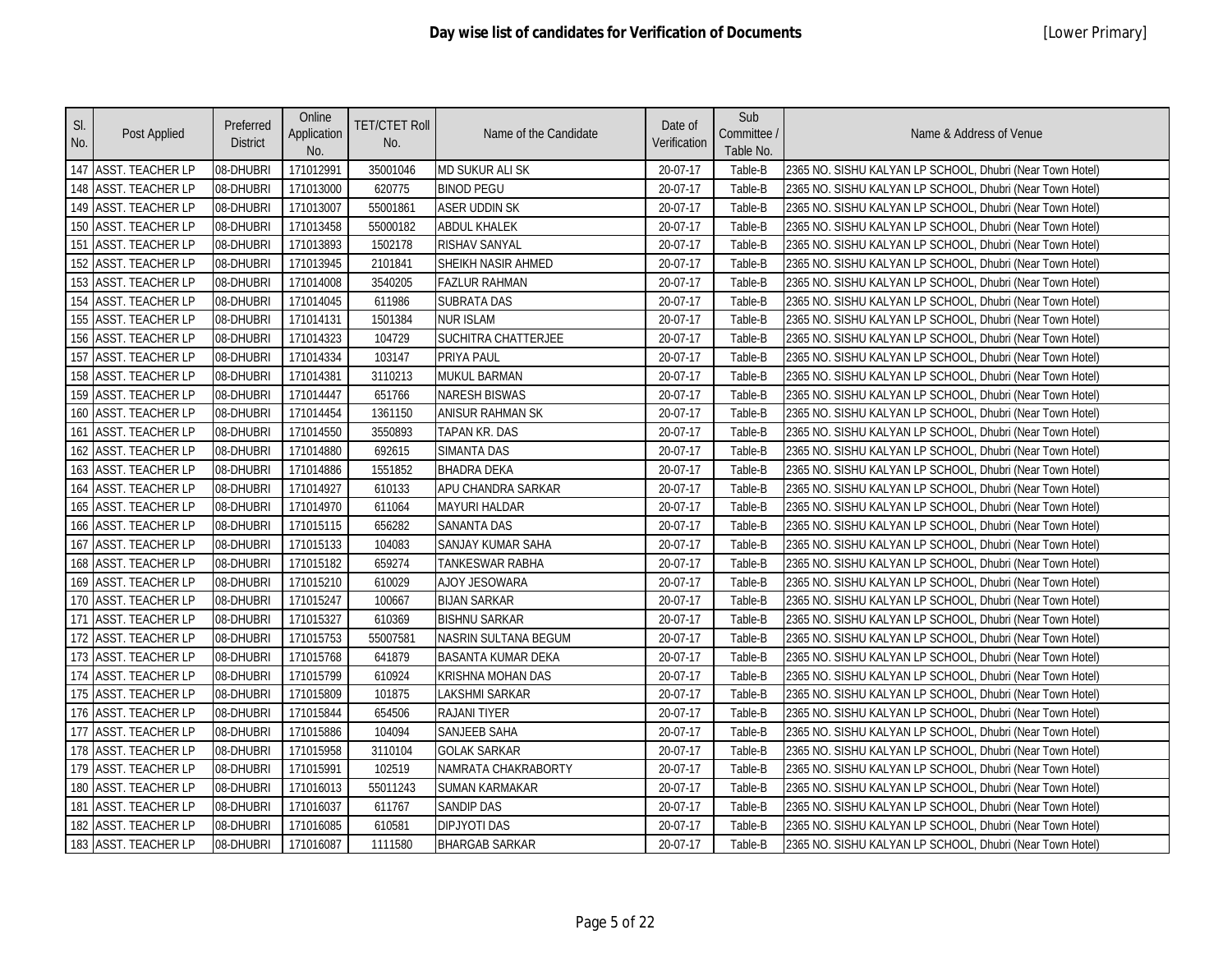# Day wise list of candidates for Verification of Documents

[Lower Primary]

| Sl. No. | Post Applied | Preferred District | Online Application No. | TET/CTET Roll No. | Name of the Candidate | Date of Verification | Sub Committee / Table No. | Name & Address of Venue |
|---|---|---|---|---|---|---|---|---|
| 147 | ASST. TEACHER LP | 08-DHUBRI | 171012991 | 35001046 | MD SUKUR ALI SK | 20-07-17 | Table-B | 2365 NO. SISHU KALYAN LP SCHOOL, Dhubri (Near Town Hotel) |
| 148 | ASST. TEACHER LP | 08-DHUBRI | 171013000 | 620775 | BINOD PEGU | 20-07-17 | Table-B | 2365 NO. SISHU KALYAN LP SCHOOL, Dhubri (Near Town Hotel) |
| 149 | ASST. TEACHER LP | 08-DHUBRI | 171013007 | 55001861 | ASER UDDIN SK | 20-07-17 | Table-B | 2365 NO. SISHU KALYAN LP SCHOOL, Dhubri (Near Town Hotel) |
| 150 | ASST. TEACHER LP | 08-DHUBRI | 171013458 | 55000182 | ABDUL KHALEK | 20-07-17 | Table-B | 2365 NO. SISHU KALYAN LP SCHOOL, Dhubri (Near Town Hotel) |
| 151 | ASST. TEACHER LP | 08-DHUBRI | 171013893 | 1502178 | RISHAV SANYAL | 20-07-17 | Table-B | 2365 NO. SISHU KALYAN LP SCHOOL, Dhubri (Near Town Hotel) |
| 152 | ASST. TEACHER LP | 08-DHUBRI | 171013945 | 2101841 | SHEIKH NASIR AHMED | 20-07-17 | Table-B | 2365 NO. SISHU KALYAN LP SCHOOL, Dhubri (Near Town Hotel) |
| 153 | ASST. TEACHER LP | 08-DHUBRI | 171014008 | 3540205 | FAZLUR RAHMAN | 20-07-17 | Table-B | 2365 NO. SISHU KALYAN LP SCHOOL, Dhubri (Near Town Hotel) |
| 154 | ASST. TEACHER LP | 08-DHUBRI | 171014045 | 611986 | SUBRATA DAS | 20-07-17 | Table-B | 2365 NO. SISHU KALYAN LP SCHOOL, Dhubri (Near Town Hotel) |
| 155 | ASST. TEACHER LP | 08-DHUBRI | 171014131 | 1501384 | NUR ISLAM | 20-07-17 | Table-B | 2365 NO. SISHU KALYAN LP SCHOOL, Dhubri (Near Town Hotel) |
| 156 | ASST. TEACHER LP | 08-DHUBRI | 171014323 | 104729 | SUCHITRA CHATTERJEE | 20-07-17 | Table-B | 2365 NO. SISHU KALYAN LP SCHOOL, Dhubri (Near Town Hotel) |
| 157 | ASST. TEACHER LP | 08-DHUBRI | 171014334 | 103147 | PRIYA PAUL | 20-07-17 | Table-B | 2365 NO. SISHU KALYAN LP SCHOOL, Dhubri (Near Town Hotel) |
| 158 | ASST. TEACHER LP | 08-DHUBRI | 171014381 | 3110213 | MUKUL BARMAN | 20-07-17 | Table-B | 2365 NO. SISHU KALYAN LP SCHOOL, Dhubri (Near Town Hotel) |
| 159 | ASST. TEACHER LP | 08-DHUBRI | 171014447 | 651766 | NARESH BISWAS | 20-07-17 | Table-B | 2365 NO. SISHU KALYAN LP SCHOOL, Dhubri (Near Town Hotel) |
| 160 | ASST. TEACHER LP | 08-DHUBRI | 171014454 | 1361150 | ANISUR RAHMAN SK | 20-07-17 | Table-B | 2365 NO. SISHU KALYAN LP SCHOOL, Dhubri (Near Town Hotel) |
| 161 | ASST. TEACHER LP | 08-DHUBRI | 171014550 | 3550893 | TAPAN KR. DAS | 20-07-17 | Table-B | 2365 NO. SISHU KALYAN LP SCHOOL, Dhubri (Near Town Hotel) |
| 162 | ASST. TEACHER LP | 08-DHUBRI | 171014880 | 692615 | SIMANTA DAS | 20-07-17 | Table-B | 2365 NO. SISHU KALYAN LP SCHOOL, Dhubri (Near Town Hotel) |
| 163 | ASST. TEACHER LP | 08-DHUBRI | 171014886 | 1551852 | BHADRA DEKA | 20-07-17 | Table-B | 2365 NO. SISHU KALYAN LP SCHOOL, Dhubri (Near Town Hotel) |
| 164 | ASST. TEACHER LP | 08-DHUBRI | 171014927 | 610133 | APU CHANDRA SARKAR | 20-07-17 | Table-B | 2365 NO. SISHU KALYAN LP SCHOOL, Dhubri (Near Town Hotel) |
| 165 | ASST. TEACHER LP | 08-DHUBRI | 171014970 | 611064 | MAYURI HALDAR | 20-07-17 | Table-B | 2365 NO. SISHU KALYAN LP SCHOOL, Dhubri (Near Town Hotel) |
| 166 | ASST. TEACHER LP | 08-DHUBRI | 171015115 | 656282 | SANANTA DAS | 20-07-17 | Table-B | 2365 NO. SISHU KALYAN LP SCHOOL, Dhubri (Near Town Hotel) |
| 167 | ASST. TEACHER LP | 08-DHUBRI | 171015133 | 104083 | SANJAY KUMAR SAHA | 20-07-17 | Table-B | 2365 NO. SISHU KALYAN LP SCHOOL, Dhubri (Near Town Hotel) |
| 168 | ASST. TEACHER LP | 08-DHUBRI | 171015182 | 659274 | TANKESWAR RABHA | 20-07-17 | Table-B | 2365 NO. SISHU KALYAN LP SCHOOL, Dhubri (Near Town Hotel) |
| 169 | ASST. TEACHER LP | 08-DHUBRI | 171015210 | 610029 | AJOY JESOWARA | 20-07-17 | Table-B | 2365 NO. SISHU KALYAN LP SCHOOL, Dhubri (Near Town Hotel) |
| 170 | ASST. TEACHER LP | 08-DHUBRI | 171015247 | 100667 | BIJAN SARKAR | 20-07-17 | Table-B | 2365 NO. SISHU KALYAN LP SCHOOL, Dhubri (Near Town Hotel) |
| 171 | ASST. TEACHER LP | 08-DHUBRI | 171015327 | 610369 | BISHNU SARKAR | 20-07-17 | Table-B | 2365 NO. SISHU KALYAN LP SCHOOL, Dhubri (Near Town Hotel) |
| 172 | ASST. TEACHER LP | 08-DHUBRI | 171015753 | 55007581 | NASRIN SULTANA BEGUM | 20-07-17 | Table-B | 2365 NO. SISHU KALYAN LP SCHOOL, Dhubri (Near Town Hotel) |
| 173 | ASST. TEACHER LP | 08-DHUBRI | 171015768 | 641879 | BASANTA KUMAR DEKA | 20-07-17 | Table-B | 2365 NO. SISHU KALYAN LP SCHOOL, Dhubri (Near Town Hotel) |
| 174 | ASST. TEACHER LP | 08-DHUBRI | 171015799 | 610924 | KRISHNA MOHAN DAS | 20-07-17 | Table-B | 2365 NO. SISHU KALYAN LP SCHOOL, Dhubri (Near Town Hotel) |
| 175 | ASST. TEACHER LP | 08-DHUBRI | 171015809 | 101875 | LAKSHMI SARKAR | 20-07-17 | Table-B | 2365 NO. SISHU KALYAN LP SCHOOL, Dhubri (Near Town Hotel) |
| 176 | ASST. TEACHER LP | 08-DHUBRI | 171015844 | 654506 | RAJANI TIYER | 20-07-17 | Table-B | 2365 NO. SISHU KALYAN LP SCHOOL, Dhubri (Near Town Hotel) |
| 177 | ASST. TEACHER LP | 08-DHUBRI | 171015886 | 104094 | SANJEEB SAHA | 20-07-17 | Table-B | 2365 NO. SISHU KALYAN LP SCHOOL, Dhubri (Near Town Hotel) |
| 178 | ASST. TEACHER LP | 08-DHUBRI | 171015958 | 3110104 | GOLAK SARKAR | 20-07-17 | Table-B | 2365 NO. SISHU KALYAN LP SCHOOL, Dhubri (Near Town Hotel) |
| 179 | ASST. TEACHER LP | 08-DHUBRI | 171015991 | 102519 | NAMRATA CHAKRABORTY | 20-07-17 | Table-B | 2365 NO. SISHU KALYAN LP SCHOOL, Dhubri (Near Town Hotel) |
| 180 | ASST. TEACHER LP | 08-DHUBRI | 171016013 | 55011243 | SUMAN KARMAKAR | 20-07-17 | Table-B | 2365 NO. SISHU KALYAN LP SCHOOL, Dhubri (Near Town Hotel) |
| 181 | ASST. TEACHER LP | 08-DHUBRI | 171016037 | 611767 | SANDIP DAS | 20-07-17 | Table-B | 2365 NO. SISHU KALYAN LP SCHOOL, Dhubri (Near Town Hotel) |
| 182 | ASST. TEACHER LP | 08-DHUBRI | 171016085 | 610581 | DIPJYOTI DAS | 20-07-17 | Table-B | 2365 NO. SISHU KALYAN LP SCHOOL, Dhubri (Near Town Hotel) |
| 183 | ASST. TEACHER LP | 08-DHUBRI | 171016087 | 1111580 | BHARGAB SARKAR | 20-07-17 | Table-B | 2365 NO. SISHU KALYAN LP SCHOOL, Dhubri (Near Town Hotel) |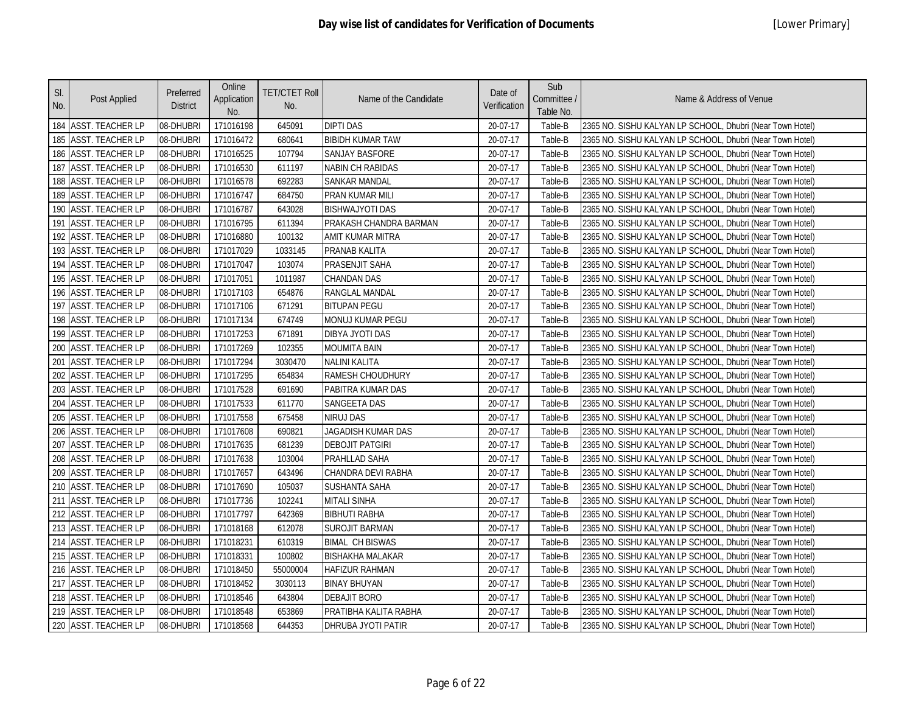# Day wise list of candidates for Verification of Documents

[Lower Primary]

| Sl. No. | Post Applied | Preferred District | Online Application No. | TET/CTET Roll No. | Name of the Candidate | Date of Verification | Sub Committee / Table No. | Name & Address of Venue |
|---|---|---|---|---|---|---|---|---|
| 184 | ASST. TEACHER LP | 08-DHUBRI | 171016198 | 645091 | DIPTI DAS | 20-07-17 | Table-B | 2365 NO. SISHU KALYAN LP SCHOOL, Dhubri (Near Town Hotel) |
| 185 | ASST. TEACHER LP | 08-DHUBRI | 171016472 | 680641 | BIBIDH KUMAR TAW | 20-07-17 | Table-B | 2365 NO. SISHU KALYAN LP SCHOOL, Dhubri (Near Town Hotel) |
| 186 | ASST. TEACHER LP | 08-DHUBRI | 171016525 | 107794 | SANJAY BASFORE | 20-07-17 | Table-B | 2365 NO. SISHU KALYAN LP SCHOOL, Dhubri (Near Town Hotel) |
| 187 | ASST. TEACHER LP | 08-DHUBRI | 171016530 | 611197 | NABIN CH RABIDAS | 20-07-17 | Table-B | 2365 NO. SISHU KALYAN LP SCHOOL, Dhubri (Near Town Hotel) |
| 188 | ASST. TEACHER LP | 08-DHUBRI | 171016578 | 692283 | SANKAR MANDAL | 20-07-17 | Table-B | 2365 NO. SISHU KALYAN LP SCHOOL, Dhubri (Near Town Hotel) |
| 189 | ASST. TEACHER LP | 08-DHUBRI | 171016747 | 684750 | PRAN KUMAR MILI | 20-07-17 | Table-B | 2365 NO. SISHU KALYAN LP SCHOOL, Dhubri (Near Town Hotel) |
| 190 | ASST. TEACHER LP | 08-DHUBRI | 171016787 | 643028 | BISHWAJYOTI DAS | 20-07-17 | Table-B | 2365 NO. SISHU KALYAN LP SCHOOL, Dhubri (Near Town Hotel) |
| 191 | ASST. TEACHER LP | 08-DHUBRI | 171016795 | 611394 | PRAKASH CHANDRA BARMAN | 20-07-17 | Table-B | 2365 NO. SISHU KALYAN LP SCHOOL, Dhubri (Near Town Hotel) |
| 192 | ASST. TEACHER LP | 08-DHUBRI | 171016880 | 100132 | AMIT KUMAR MITRA | 20-07-17 | Table-B | 2365 NO. SISHU KALYAN LP SCHOOL, Dhubri (Near Town Hotel) |
| 193 | ASST. TEACHER LP | 08-DHUBRI | 171017029 | 1033145 | PRANAB KALITA | 20-07-17 | Table-B | 2365 NO. SISHU KALYAN LP SCHOOL, Dhubri (Near Town Hotel) |
| 194 | ASST. TEACHER LP | 08-DHUBRI | 171017047 | 103074 | PRASENJIT SAHA | 20-07-17 | Table-B | 2365 NO. SISHU KALYAN LP SCHOOL, Dhubri (Near Town Hotel) |
| 195 | ASST. TEACHER LP | 08-DHUBRI | 171017051 | 1011987 | CHANDAN DAS | 20-07-17 | Table-B | 2365 NO. SISHU KALYAN LP SCHOOL, Dhubri (Near Town Hotel) |
| 196 | ASST. TEACHER LP | 08-DHUBRI | 171017103 | 654876 | RANGLAL MANDAL | 20-07-17 | Table-B | 2365 NO. SISHU KALYAN LP SCHOOL, Dhubri (Near Town Hotel) |
| 197 | ASST. TEACHER LP | 08-DHUBRI | 171017106 | 671291 | BITUPAN PEGU | 20-07-17 | Table-B | 2365 NO. SISHU KALYAN LP SCHOOL, Dhubri (Near Town Hotel) |
| 198 | ASST. TEACHER LP | 08-DHUBRI | 171017134 | 674749 | MONUJ KUMAR PEGU | 20-07-17 | Table-B | 2365 NO. SISHU KALYAN LP SCHOOL, Dhubri (Near Town Hotel) |
| 199 | ASST. TEACHER LP | 08-DHUBRI | 171017253 | 671891 | DIBYA JYOTI DAS | 20-07-17 | Table-B | 2365 NO. SISHU KALYAN LP SCHOOL, Dhubri (Near Town Hotel) |
| 200 | ASST. TEACHER LP | 08-DHUBRI | 171017269 | 102355 | MOUMITA BAIN | 20-07-17 | Table-B | 2365 NO. SISHU KALYAN LP SCHOOL, Dhubri (Near Town Hotel) |
| 201 | ASST. TEACHER LP | 08-DHUBRI | 171017294 | 3030470 | NALINI KALITA | 20-07-17 | Table-B | 2365 NO. SISHU KALYAN LP SCHOOL, Dhubri (Near Town Hotel) |
| 202 | ASST. TEACHER LP | 08-DHUBRI | 171017295 | 654834 | RAMESH CHOUDHURY | 20-07-17 | Table-B | 2365 NO. SISHU KALYAN LP SCHOOL, Dhubri (Near Town Hotel) |
| 203 | ASST. TEACHER LP | 08-DHUBRI | 171017528 | 691690 | PABITRA KUMAR DAS | 20-07-17 | Table-B | 2365 NO. SISHU KALYAN LP SCHOOL, Dhubri (Near Town Hotel) |
| 204 | ASST. TEACHER LP | 08-DHUBRI | 171017533 | 611770 | SANGEETA DAS | 20-07-17 | Table-B | 2365 NO. SISHU KALYAN LP SCHOOL, Dhubri (Near Town Hotel) |
| 205 | ASST. TEACHER LP | 08-DHUBRI | 171017558 | 675458 | NIRUJ DAS | 20-07-17 | Table-B | 2365 NO. SISHU KALYAN LP SCHOOL, Dhubri (Near Town Hotel) |
| 206 | ASST. TEACHER LP | 08-DHUBRI | 171017608 | 690821 | JAGADISH KUMAR DAS | 20-07-17 | Table-B | 2365 NO. SISHU KALYAN LP SCHOOL, Dhubri (Near Town Hotel) |
| 207 | ASST. TEACHER LP | 08-DHUBRI | 171017635 | 681239 | DEBOJIT PATGIRI | 20-07-17 | Table-B | 2365 NO. SISHU KALYAN LP SCHOOL, Dhubri (Near Town Hotel) |
| 208 | ASST. TEACHER LP | 08-DHUBRI | 171017638 | 103004 | PRAHLLAD SAHA | 20-07-17 | Table-B | 2365 NO. SISHU KALYAN LP SCHOOL, Dhubri (Near Town Hotel) |
| 209 | ASST. TEACHER LP | 08-DHUBRI | 171017657 | 643496 | CHANDRA DEVI RABHA | 20-07-17 | Table-B | 2365 NO. SISHU KALYAN LP SCHOOL, Dhubri (Near Town Hotel) |
| 210 | ASST. TEACHER LP | 08-DHUBRI | 171017690 | 105037 | SUSHANTA SAHA | 20-07-17 | Table-B | 2365 NO. SISHU KALYAN LP SCHOOL, Dhubri (Near Town Hotel) |
| 211 | ASST. TEACHER LP | 08-DHUBRI | 171017736 | 102241 | MITALI SINHA | 20-07-17 | Table-B | 2365 NO. SISHU KALYAN LP SCHOOL, Dhubri (Near Town Hotel) |
| 212 | ASST. TEACHER LP | 08-DHUBRI | 171017797 | 642369 | BIBHUTI RABHA | 20-07-17 | Table-B | 2365 NO. SISHU KALYAN LP SCHOOL, Dhubri (Near Town Hotel) |
| 213 | ASST. TEACHER LP | 08-DHUBRI | 171018168 | 612078 | SUROJIT BARMAN | 20-07-17 | Table-B | 2365 NO. SISHU KALYAN LP SCHOOL, Dhubri (Near Town Hotel) |
| 214 | ASST. TEACHER LP | 08-DHUBRI | 171018231 | 610319 | BIMAL CH BISWAS | 20-07-17 | Table-B | 2365 NO. SISHU KALYAN LP SCHOOL, Dhubri (Near Town Hotel) |
| 215 | ASST. TEACHER LP | 08-DHUBRI | 171018331 | 100802 | BISHAKHA MALAKAR | 20-07-17 | Table-B | 2365 NO. SISHU KALYAN LP SCHOOL, Dhubri (Near Town Hotel) |
| 216 | ASST. TEACHER LP | 08-DHUBRI | 171018450 | 55000004 | HAFIZUR RAHMAN | 20-07-17 | Table-B | 2365 NO. SISHU KALYAN LP SCHOOL, Dhubri (Near Town Hotel) |
| 217 | ASST. TEACHER LP | 08-DHUBRI | 171018452 | 3030113 | BINAY BHUYAN | 20-07-17 | Table-B | 2365 NO. SISHU KALYAN LP SCHOOL, Dhubri (Near Town Hotel) |
| 218 | ASST. TEACHER LP | 08-DHUBRI | 171018546 | 643804 | DEBAJIT BORO | 20-07-17 | Table-B | 2365 NO. SISHU KALYAN LP SCHOOL, Dhubri (Near Town Hotel) |
| 219 | ASST. TEACHER LP | 08-DHUBRI | 171018548 | 653869 | PRATIBHA KALITA RABHA | 20-07-17 | Table-B | 2365 NO. SISHU KALYAN LP SCHOOL, Dhubri (Near Town Hotel) |
| 220 | ASST. TEACHER LP | 08-DHUBRI | 171018568 | 644353 | DHRUBA JYOTI PATIR | 20-07-17 | Table-B | 2365 NO. SISHU KALYAN LP SCHOOL, Dhubri (Near Town Hotel) |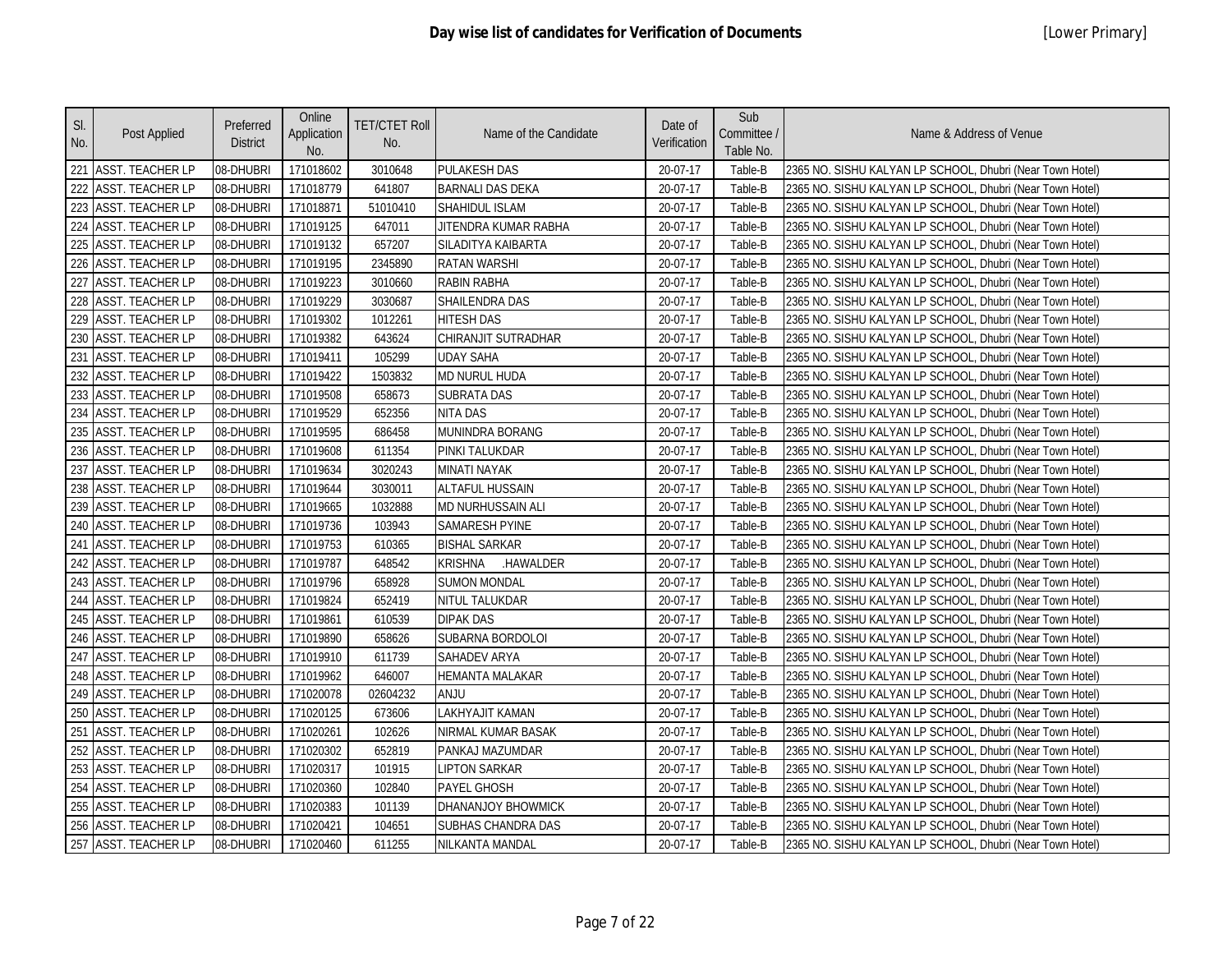## Day wise list of candidates for Verification of Documents

[Lower Primary]

| Sl. No. | Post Applied | Preferred District | Online Application No. | TET/CTET Roll No. | Name of the Candidate | Date of Verification | Sub Committee / Table No. | Name & Address of Venue |
|---|---|---|---|---|---|---|---|---|
| 221 | ASST. TEACHER LP | 08-DHUBRI | 171018602 | 3010648 | PULAKESH DAS | 20-07-17 | Table-B | 2365 NO. SISHU KALYAN LP SCHOOL, Dhubri (Near Town Hotel) |
| 222 | ASST. TEACHER LP | 08-DHUBRI | 171018779 | 641807 | BARNALI DAS DEKA | 20-07-17 | Table-B | 2365 NO. SISHU KALYAN LP SCHOOL, Dhubri (Near Town Hotel) |
| 223 | ASST. TEACHER LP | 08-DHUBRI | 171018871 | 51010410 | SHAHIDUL ISLAM | 20-07-17 | Table-B | 2365 NO. SISHU KALYAN LP SCHOOL, Dhubri (Near Town Hotel) |
| 224 | ASST. TEACHER LP | 08-DHUBRI | 171019125 | 647011 | JITENDRA KUMAR RABHA | 20-07-17 | Table-B | 2365 NO. SISHU KALYAN LP SCHOOL, Dhubri (Near Town Hotel) |
| 225 | ASST. TEACHER LP | 08-DHUBRI | 171019132 | 657207 | SILADITYA KAIBARTA | 20-07-17 | Table-B | 2365 NO. SISHU KALYAN LP SCHOOL, Dhubri (Near Town Hotel) |
| 226 | ASST. TEACHER LP | 08-DHUBRI | 171019195 | 2345890 | RATAN WARSHI | 20-07-17 | Table-B | 2365 NO. SISHU KALYAN LP SCHOOL, Dhubri (Near Town Hotel) |
| 227 | ASST. TEACHER LP | 08-DHUBRI | 171019223 | 3010660 | RABIN RABHA | 20-07-17 | Table-B | 2365 NO. SISHU KALYAN LP SCHOOL, Dhubri (Near Town Hotel) |
| 228 | ASST. TEACHER LP | 08-DHUBRI | 171019229 | 3030687 | SHAILENDRA DAS | 20-07-17 | Table-B | 2365 NO. SISHU KALYAN LP SCHOOL, Dhubri (Near Town Hotel) |
| 229 | ASST. TEACHER LP | 08-DHUBRI | 171019302 | 1012261 | HITESH DAS | 20-07-17 | Table-B | 2365 NO. SISHU KALYAN LP SCHOOL, Dhubri (Near Town Hotel) |
| 230 | ASST. TEACHER LP | 08-DHUBRI | 171019382 | 643624 | CHIRANJIT SUTRADHAR | 20-07-17 | Table-B | 2365 NO. SISHU KALYAN LP SCHOOL, Dhubri (Near Town Hotel) |
| 231 | ASST. TEACHER LP | 08-DHUBRI | 171019411 | 105299 | UDAY SAHA | 20-07-17 | Table-B | 2365 NO. SISHU KALYAN LP SCHOOL, Dhubri (Near Town Hotel) |
| 232 | ASST. TEACHER LP | 08-DHUBRI | 171019422 | 1503832 | MD NURUL HUDA | 20-07-17 | Table-B | 2365 NO. SISHU KALYAN LP SCHOOL, Dhubri (Near Town Hotel) |
| 233 | ASST. TEACHER LP | 08-DHUBRI | 171019508 | 658673 | SUBRATA DAS | 20-07-17 | Table-B | 2365 NO. SISHU KALYAN LP SCHOOL, Dhubri (Near Town Hotel) |
| 234 | ASST. TEACHER LP | 08-DHUBRI | 171019529 | 652356 | NITA DAS | 20-07-17 | Table-B | 2365 NO. SISHU KALYAN LP SCHOOL, Dhubri (Near Town Hotel) |
| 235 | ASST. TEACHER LP | 08-DHUBRI | 171019595 | 686458 | MUNINDRA BORANG | 20-07-17 | Table-B | 2365 NO. SISHU KALYAN LP SCHOOL, Dhubri (Near Town Hotel) |
| 236 | ASST. TEACHER LP | 08-DHUBRI | 171019608 | 611354 | PINKI TALUKDAR | 20-07-17 | Table-B | 2365 NO. SISHU KALYAN LP SCHOOL, Dhubri (Near Town Hotel) |
| 237 | ASST. TEACHER LP | 08-DHUBRI | 171019634 | 3020243 | MINATI NAYAK | 20-07-17 | Table-B | 2365 NO. SISHU KALYAN LP SCHOOL, Dhubri (Near Town Hotel) |
| 238 | ASST. TEACHER LP | 08-DHUBRI | 171019644 | 3030011 | ALTAFUL HUSSAIN | 20-07-17 | Table-B | 2365 NO. SISHU KALYAN LP SCHOOL, Dhubri (Near Town Hotel) |
| 239 | ASST. TEACHER LP | 08-DHUBRI | 171019665 | 1032888 | MD NURHUSSAIN ALI | 20-07-17 | Table-B | 2365 NO. SISHU KALYAN LP SCHOOL, Dhubri (Near Town Hotel) |
| 240 | ASST. TEACHER LP | 08-DHUBRI | 171019736 | 103943 | SAMARESH PYINE | 20-07-17 | Table-B | 2365 NO. SISHU KALYAN LP SCHOOL, Dhubri (Near Town Hotel) |
| 241 | ASST. TEACHER LP | 08-DHUBRI | 171019753 | 610365 | BISHAL SARKAR | 20-07-17 | Table-B | 2365 NO. SISHU KALYAN LP SCHOOL, Dhubri (Near Town Hotel) |
| 242 | ASST. TEACHER LP | 08-DHUBRI | 171019787 | 648542 | KRISHNA .HAWALDER | 20-07-17 | Table-B | 2365 NO. SISHU KALYAN LP SCHOOL, Dhubri (Near Town Hotel) |
| 243 | ASST. TEACHER LP | 08-DHUBRI | 171019796 | 658928 | SUMON MONDAL | 20-07-17 | Table-B | 2365 NO. SISHU KALYAN LP SCHOOL, Dhubri (Near Town Hotel) |
| 244 | ASST. TEACHER LP | 08-DHUBRI | 171019824 | 652419 | NITUL TALUKDAR | 20-07-17 | Table-B | 2365 NO. SISHU KALYAN LP SCHOOL, Dhubri (Near Town Hotel) |
| 245 | ASST. TEACHER LP | 08-DHUBRI | 171019861 | 610539 | DIPAK DAS | 20-07-17 | Table-B | 2365 NO. SISHU KALYAN LP SCHOOL, Dhubri (Near Town Hotel) |
| 246 | ASST. TEACHER LP | 08-DHUBRI | 171019890 | 658626 | SUBARNA BORDOLOI | 20-07-17 | Table-B | 2365 NO. SISHU KALYAN LP SCHOOL, Dhubri (Near Town Hotel) |
| 247 | ASST. TEACHER LP | 08-DHUBRI | 171019910 | 611739 | SAHADEV ARYA | 20-07-17 | Table-B | 2365 NO. SISHU KALYAN LP SCHOOL, Dhubri (Near Town Hotel) |
| 248 | ASST. TEACHER LP | 08-DHUBRI | 171019962 | 646007 | HEMANTA MALAKAR | 20-07-17 | Table-B | 2365 NO. SISHU KALYAN LP SCHOOL, Dhubri (Near Town Hotel) |
| 249 | ASST. TEACHER LP | 08-DHUBRI | 171020078 | 02604232 | ANJU | 20-07-17 | Table-B | 2365 NO. SISHU KALYAN LP SCHOOL, Dhubri (Near Town Hotel) |
| 250 | ASST. TEACHER LP | 08-DHUBRI | 171020125 | 673606 | LAKHYAJIT KAMAN | 20-07-17 | Table-B | 2365 NO. SISHU KALYAN LP SCHOOL, Dhubri (Near Town Hotel) |
| 251 | ASST. TEACHER LP | 08-DHUBRI | 171020261 | 102626 | NIRMAL KUMAR BASAK | 20-07-17 | Table-B | 2365 NO. SISHU KALYAN LP SCHOOL, Dhubri (Near Town Hotel) |
| 252 | ASST. TEACHER LP | 08-DHUBRI | 171020302 | 652819 | PANKAJ MAZUMDAR | 20-07-17 | Table-B | 2365 NO. SISHU KALYAN LP SCHOOL, Dhubri (Near Town Hotel) |
| 253 | ASST. TEACHER LP | 08-DHUBRI | 171020317 | 101915 | LIPTON SARKAR | 20-07-17 | Table-B | 2365 NO. SISHU KALYAN LP SCHOOL, Dhubri (Near Town Hotel) |
| 254 | ASST. TEACHER LP | 08-DHUBRI | 171020360 | 102840 | PAYEL GHOSH | 20-07-17 | Table-B | 2365 NO. SISHU KALYAN LP SCHOOL, Dhubri (Near Town Hotel) |
| 255 | ASST. TEACHER LP | 08-DHUBRI | 171020383 | 101139 | DHANANJOY BHOWMICK | 20-07-17 | Table-B | 2365 NO. SISHU KALYAN LP SCHOOL, Dhubri (Near Town Hotel) |
| 256 | ASST. TEACHER LP | 08-DHUBRI | 171020421 | 104651 | SUBHAS CHANDRA DAS | 20-07-17 | Table-B | 2365 NO. SISHU KALYAN LP SCHOOL, Dhubri (Near Town Hotel) |
| 257 | ASST. TEACHER LP | 08-DHUBRI | 171020460 | 611255 | NILKANTA MANDAL | 20-07-17 | Table-B | 2365 NO. SISHU KALYAN LP SCHOOL, Dhubri (Near Town Hotel) |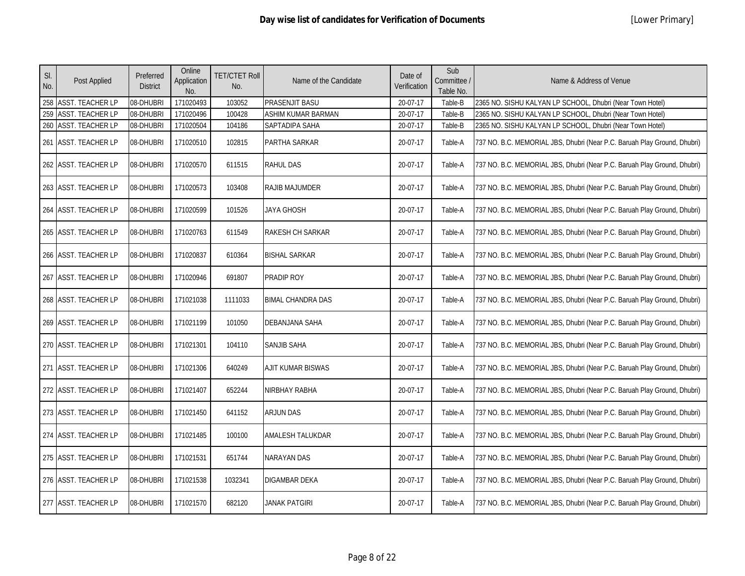# Day wise list of candidates for Verification of Documents

[Lower Primary]

| Sl. No. | Post Applied | Preferred District | Online Application No. | TET/CTET Roll No. | Name of the Candidate | Date of Verification | Sub Committee / Table No. | Name & Address of Venue |
|---|---|---|---|---|---|---|---|---|
| 258 | ASST. TEACHER LP | 08-DHUBRI | 171020493 | 103052 | PRASENJIT BASU | 20-07-17 | Table-B | 2365 NO. SISHU KALYAN LP SCHOOL, Dhubri (Near Town Hotel) |
| 259 | ASST. TEACHER LP | 08-DHUBRI | 171020496 | 100428 | ASHIM KUMAR BARMAN | 20-07-17 | Table-B | 2365 NO. SISHU KALYAN LP SCHOOL, Dhubri (Near Town Hotel) |
| 260 | ASST. TEACHER LP | 08-DHUBRI | 171020504 | 104186 | SAPTADIPA SAHA | 20-07-17 | Table-B | 2365 NO. SISHU KALYAN LP SCHOOL, Dhubri (Near Town Hotel) |
| 261 | ASST. TEACHER LP | 08-DHUBRI | 171020510 | 102815 | PARTHA SARKAR | 20-07-17 | Table-A | 737 NO. B.C. MEMORIAL JBS, Dhubri (Near P.C. Baruah Play Ground, Dhubri) |
| 262 | ASST. TEACHER LP | 08-DHUBRI | 171020570 | 611515 | RAHUL DAS | 20-07-17 | Table-A | 737 NO. B.C. MEMORIAL JBS, Dhubri (Near P.C. Baruah Play Ground, Dhubri) |
| 263 | ASST. TEACHER LP | 08-DHUBRI | 171020573 | 103408 | RAJIB MAJUMDER | 20-07-17 | Table-A | 737 NO. B.C. MEMORIAL JBS, Dhubri (Near P.C. Baruah Play Ground, Dhubri) |
| 264 | ASST. TEACHER LP | 08-DHUBRI | 171020599 | 101526 | JAYA GHOSH | 20-07-17 | Table-A | 737 NO. B.C. MEMORIAL JBS, Dhubri (Near P.C. Baruah Play Ground, Dhubri) |
| 265 | ASST. TEACHER LP | 08-DHUBRI | 171020763 | 611549 | RAKESH CH SARKAR | 20-07-17 | Table-A | 737 NO. B.C. MEMORIAL JBS, Dhubri (Near P.C. Baruah Play Ground, Dhubri) |
| 266 | ASST. TEACHER LP | 08-DHUBRI | 171020837 | 610364 | BISHAL SARKAR | 20-07-17 | Table-A | 737 NO. B.C. MEMORIAL JBS, Dhubri (Near P.C. Baruah Play Ground, Dhubri) |
| 267 | ASST. TEACHER LP | 08-DHUBRI | 171020946 | 691807 | PRADIP ROY | 20-07-17 | Table-A | 737 NO. B.C. MEMORIAL JBS, Dhubri (Near P.C. Baruah Play Ground, Dhubri) |
| 268 | ASST. TEACHER LP | 08-DHUBRI | 171021038 | 1111033 | BIMAL CHANDRA DAS | 20-07-17 | Table-A | 737 NO. B.C. MEMORIAL JBS, Dhubri (Near P.C. Baruah Play Ground, Dhubri) |
| 269 | ASST. TEACHER LP | 08-DHUBRI | 171021199 | 101050 | DEBANJANA SAHA | 20-07-17 | Table-A | 737 NO. B.C. MEMORIAL JBS, Dhubri (Near P.C. Baruah Play Ground, Dhubri) |
| 270 | ASST. TEACHER LP | 08-DHUBRI | 171021301 | 104110 | SANJIB SAHA | 20-07-17 | Table-A | 737 NO. B.C. MEMORIAL JBS, Dhubri (Near P.C. Baruah Play Ground, Dhubri) |
| 271 | ASST. TEACHER LP | 08-DHUBRI | 171021306 | 640249 | AJIT KUMAR BISWAS | 20-07-17 | Table-A | 737 NO. B.C. MEMORIAL JBS, Dhubri (Near P.C. Baruah Play Ground, Dhubri) |
| 272 | ASST. TEACHER LP | 08-DHUBRI | 171021407 | 652244 | NIRBHAY RABHA | 20-07-17 | Table-A | 737 NO. B.C. MEMORIAL JBS, Dhubri (Near P.C. Baruah Play Ground, Dhubri) |
| 273 | ASST. TEACHER LP | 08-DHUBRI | 171021450 | 641152 | ARJUN DAS | 20-07-17 | Table-A | 737 NO. B.C. MEMORIAL JBS, Dhubri (Near P.C. Baruah Play Ground, Dhubri) |
| 274 | ASST. TEACHER LP | 08-DHUBRI | 171021485 | 100100 | AMALESH TALUKDAR | 20-07-17 | Table-A | 737 NO. B.C. MEMORIAL JBS, Dhubri (Near P.C. Baruah Play Ground, Dhubri) |
| 275 | ASST. TEACHER LP | 08-DHUBRI | 171021531 | 651744 | NARAYAN DAS | 20-07-17 | Table-A | 737 NO. B.C. MEMORIAL JBS, Dhubri (Near P.C. Baruah Play Ground, Dhubri) |
| 276 | ASST. TEACHER LP | 08-DHUBRI | 171021538 | 1032341 | DIGAMBAR DEKA | 20-07-17 | Table-A | 737 NO. B.C. MEMORIAL JBS, Dhubri (Near P.C. Baruah Play Ground, Dhubri) |
| 277 | ASST. TEACHER LP | 08-DHUBRI | 171021570 | 682120 | JANAK PATGIRI | 20-07-17 | Table-A | 737 NO. B.C. MEMORIAL JBS, Dhubri (Near P.C. Baruah Play Ground, Dhubri) |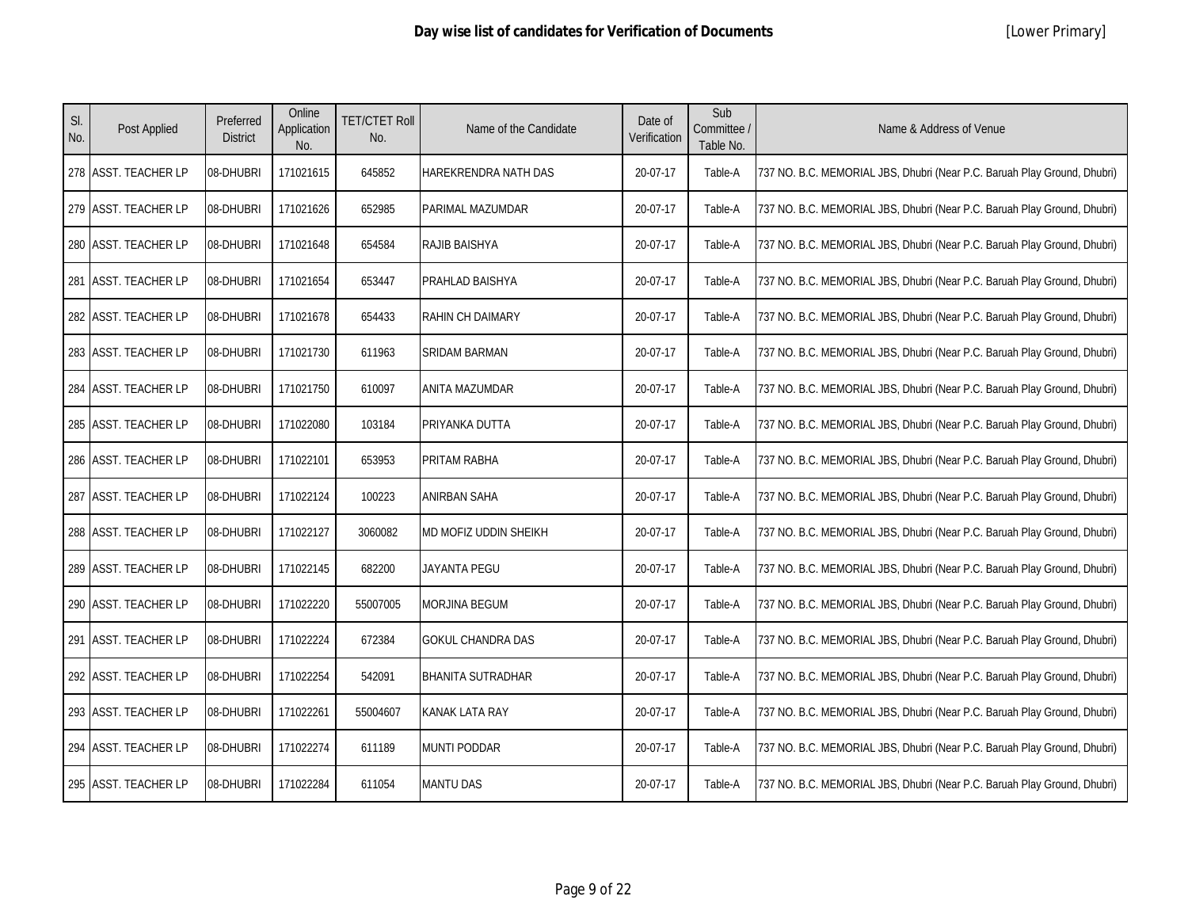# Day wise list of candidates for Verification of Documents

[Lower Primary]

| Sl. No. | Post Applied | Preferred District | Online Application No. | TET/CTET Roll No. | Name of the Candidate | Date of Verification | Sub Committee / Table No. | Name & Address of Venue |
|---|---|---|---|---|---|---|---|---|
| 278 | ASST. TEACHER LP | 08-DHUBRI | 171021615 | 645852 | HAREKRENDRA NATH DAS | 20-07-17 | Table-A | 737 NO. B.C. MEMORIAL JBS, Dhubri (Near P.C. Baruah Play Ground, Dhubri) |
| 279 | ASST. TEACHER LP | 08-DHUBRI | 171021626 | 652985 | PARIMAL MAZUMDAR | 20-07-17 | Table-A | 737 NO. B.C. MEMORIAL JBS, Dhubri (Near P.C. Baruah Play Ground, Dhubri) |
| 280 | ASST. TEACHER LP | 08-DHUBRI | 171021648 | 654584 | RAJIB BAISHYA | 20-07-17 | Table-A | 737 NO. B.C. MEMORIAL JBS, Dhubri (Near P.C. Baruah Play Ground, Dhubri) |
| 281 | ASST. TEACHER LP | 08-DHUBRI | 171021654 | 653447 | PRAHLAD BAISHYA | 20-07-17 | Table-A | 737 NO. B.C. MEMORIAL JBS, Dhubri (Near P.C. Baruah Play Ground, Dhubri) |
| 282 | ASST. TEACHER LP | 08-DHUBRI | 171021678 | 654433 | RAHIN CH DAIMARY | 20-07-17 | Table-A | 737 NO. B.C. MEMORIAL JBS, Dhubri (Near P.C. Baruah Play Ground, Dhubri) |
| 283 | ASST. TEACHER LP | 08-DHUBRI | 171021730 | 611963 | SRIDAM BARMAN | 20-07-17 | Table-A | 737 NO. B.C. MEMORIAL JBS, Dhubri (Near P.C. Baruah Play Ground, Dhubri) |
| 284 | ASST. TEACHER LP | 08-DHUBRI | 171021750 | 610097 | ANITA MAZUMDAR | 20-07-17 | Table-A | 737 NO. B.C. MEMORIAL JBS, Dhubri (Near P.C. Baruah Play Ground, Dhubri) |
| 285 | ASST. TEACHER LP | 08-DHUBRI | 171022080 | 103184 | PRIYANKA DUTTA | 20-07-17 | Table-A | 737 NO. B.C. MEMORIAL JBS, Dhubri (Near P.C. Baruah Play Ground, Dhubri) |
| 286 | ASST. TEACHER LP | 08-DHUBRI | 171022101 | 653953 | PRITAM RABHA | 20-07-17 | Table-A | 737 NO. B.C. MEMORIAL JBS, Dhubri (Near P.C. Baruah Play Ground, Dhubri) |
| 287 | ASST. TEACHER LP | 08-DHUBRI | 171022124 | 100223 | ANIRBAN SAHA | 20-07-17 | Table-A | 737 NO. B.C. MEMORIAL JBS, Dhubri (Near P.C. Baruah Play Ground, Dhubri) |
| 288 | ASST. TEACHER LP | 08-DHUBRI | 171022127 | 3060082 | MD MOFIZ UDDIN SHEIKH | 20-07-17 | Table-A | 737 NO. B.C. MEMORIAL JBS, Dhubri (Near P.C. Baruah Play Ground, Dhubri) |
| 289 | ASST. TEACHER LP | 08-DHUBRI | 171022145 | 682200 | JAYANTA PEGU | 20-07-17 | Table-A | 737 NO. B.C. MEMORIAL JBS, Dhubri (Near P.C. Baruah Play Ground, Dhubri) |
| 290 | ASST. TEACHER LP | 08-DHUBRI | 171022220 | 55007005 | MORJINA BEGUM | 20-07-17 | Table-A | 737 NO. B.C. MEMORIAL JBS, Dhubri (Near P.C. Baruah Play Ground, Dhubri) |
| 291 | ASST. TEACHER LP | 08-DHUBRI | 171022224 | 672384 | GOKUL CHANDRA DAS | 20-07-17 | Table-A | 737 NO. B.C. MEMORIAL JBS, Dhubri (Near P.C. Baruah Play Ground, Dhubri) |
| 292 | ASST. TEACHER LP | 08-DHUBRI | 171022254 | 542091 | BHANITA SUTRADHAR | 20-07-17 | Table-A | 737 NO. B.C. MEMORIAL JBS, Dhubri (Near P.C. Baruah Play Ground, Dhubri) |
| 293 | ASST. TEACHER LP | 08-DHUBRI | 171022261 | 55004607 | KANAK LATA RAY | 20-07-17 | Table-A | 737 NO. B.C. MEMORIAL JBS, Dhubri (Near P.C. Baruah Play Ground, Dhubri) |
| 294 | ASST. TEACHER LP | 08-DHUBRI | 171022274 | 611189 | MUNTI PODDAR | 20-07-17 | Table-A | 737 NO. B.C. MEMORIAL JBS, Dhubri (Near P.C. Baruah Play Ground, Dhubri) |
| 295 | ASST. TEACHER LP | 08-DHUBRI | 171022284 | 611054 | MANTU DAS | 20-07-17 | Table-A | 737 NO. B.C. MEMORIAL JBS, Dhubri (Near P.C. Baruah Play Ground, Dhubri) |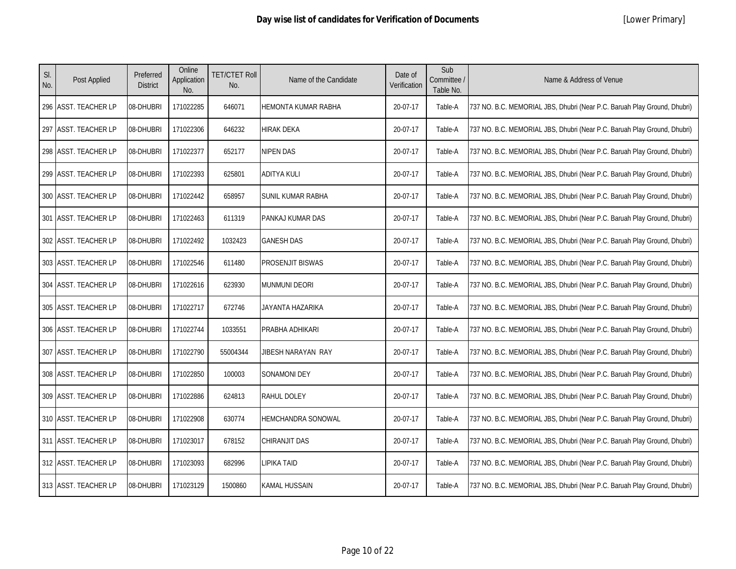## Day wise list of candidates for Verification of Documents

[Lower Primary]

| Sl. No. | Post Applied | Preferred District | Online Application No. | TET/CTET Roll No. | Name of the Candidate | Date of Verification | Sub Committee / Table No. | Name & Address of Venue |
|---|---|---|---|---|---|---|---|---|
| 296 | ASST. TEACHER LP | 08-DHUBRI | 171022285 | 646071 | HEMONTA KUMAR RABHA | 20-07-17 | Table-A | 737 NO. B.C. MEMORIAL JBS, Dhubri (Near P.C. Baruah Play Ground, Dhubri) |
| 297 | ASST. TEACHER LP | 08-DHUBRI | 171022306 | 646232 | HIRAK DEKA | 20-07-17 | Table-A | 737 NO. B.C. MEMORIAL JBS, Dhubri (Near P.C. Baruah Play Ground, Dhubri) |
| 298 | ASST. TEACHER LP | 08-DHUBRI | 171022377 | 652177 | NIPEN DAS | 20-07-17 | Table-A | 737 NO. B.C. MEMORIAL JBS, Dhubri (Near P.C. Baruah Play Ground, Dhubri) |
| 299 | ASST. TEACHER LP | 08-DHUBRI | 171022393 | 625801 | ADITYA KULI | 20-07-17 | Table-A | 737 NO. B.C. MEMORIAL JBS, Dhubri (Near P.C. Baruah Play Ground, Dhubri) |
| 300 | ASST. TEACHER LP | 08-DHUBRI | 171022442 | 658957 | SUNIL KUMAR RABHA | 20-07-17 | Table-A | 737 NO. B.C. MEMORIAL JBS, Dhubri (Near P.C. Baruah Play Ground, Dhubri) |
| 301 | ASST. TEACHER LP | 08-DHUBRI | 171022463 | 611319 | PANKAJ KUMAR DAS | 20-07-17 | Table-A | 737 NO. B.C. MEMORIAL JBS, Dhubri (Near P.C. Baruah Play Ground, Dhubri) |
| 302 | ASST. TEACHER LP | 08-DHUBRI | 171022492 | 1032423 | GANESH DAS | 20-07-17 | Table-A | 737 NO. B.C. MEMORIAL JBS, Dhubri (Near P.C. Baruah Play Ground, Dhubri) |
| 303 | ASST. TEACHER LP | 08-DHUBRI | 171022546 | 611480 | PROSENJIT BISWAS | 20-07-17 | Table-A | 737 NO. B.C. MEMORIAL JBS, Dhubri (Near P.C. Baruah Play Ground, Dhubri) |
| 304 | ASST. TEACHER LP | 08-DHUBRI | 171022616 | 623930 | MUNMUNI DEORI | 20-07-17 | Table-A | 737 NO. B.C. MEMORIAL JBS, Dhubri (Near P.C. Baruah Play Ground, Dhubri) |
| 305 | ASST. TEACHER LP | 08-DHUBRI | 171022717 | 672746 | JAYANTA HAZARIKA | 20-07-17 | Table-A | 737 NO. B.C. MEMORIAL JBS, Dhubri (Near P.C. Baruah Play Ground, Dhubri) |
| 306 | ASST. TEACHER LP | 08-DHUBRI | 171022744 | 1033551 | PRABHA ADHIKARI | 20-07-17 | Table-A | 737 NO. B.C. MEMORIAL JBS, Dhubri (Near P.C. Baruah Play Ground, Dhubri) |
| 307 | ASST. TEACHER LP | 08-DHUBRI | 171022790 | 55004344 | JIBESH NARAYAN RAY | 20-07-17 | Table-A | 737 NO. B.C. MEMORIAL JBS, Dhubri (Near P.C. Baruah Play Ground, Dhubri) |
| 308 | ASST. TEACHER LP | 08-DHUBRI | 171022850 | 100003 | SONAMONI DEY | 20-07-17 | Table-A | 737 NO. B.C. MEMORIAL JBS, Dhubri (Near P.C. Baruah Play Ground, Dhubri) |
| 309 | ASST. TEACHER LP | 08-DHUBRI | 171022886 | 624813 | RAHUL DOLEY | 20-07-17 | Table-A | 737 NO. B.C. MEMORIAL JBS, Dhubri (Near P.C. Baruah Play Ground, Dhubri) |
| 310 | ASST. TEACHER LP | 08-DHUBRI | 171022908 | 630774 | HEMCHANDRA SONOWAL | 20-07-17 | Table-A | 737 NO. B.C. MEMORIAL JBS, Dhubri (Near P.C. Baruah Play Ground, Dhubri) |
| 311 | ASST. TEACHER LP | 08-DHUBRI | 171023017 | 678152 | CHIRANJIT DAS | 20-07-17 | Table-A | 737 NO. B.C. MEMORIAL JBS, Dhubri (Near P.C. Baruah Play Ground, Dhubri) |
| 312 | ASST. TEACHER LP | 08-DHUBRI | 171023093 | 682996 | LIPIKA TAID | 20-07-17 | Table-A | 737 NO. B.C. MEMORIAL JBS, Dhubri (Near P.C. Baruah Play Ground, Dhubri) |
| 313 | ASST. TEACHER LP | 08-DHUBRI | 171023129 | 1500860 | KAMAL HUSSAIN | 20-07-17 | Table-A | 737 NO. B.C. MEMORIAL JBS, Dhubri (Near P.C. Baruah Play Ground, Dhubri) |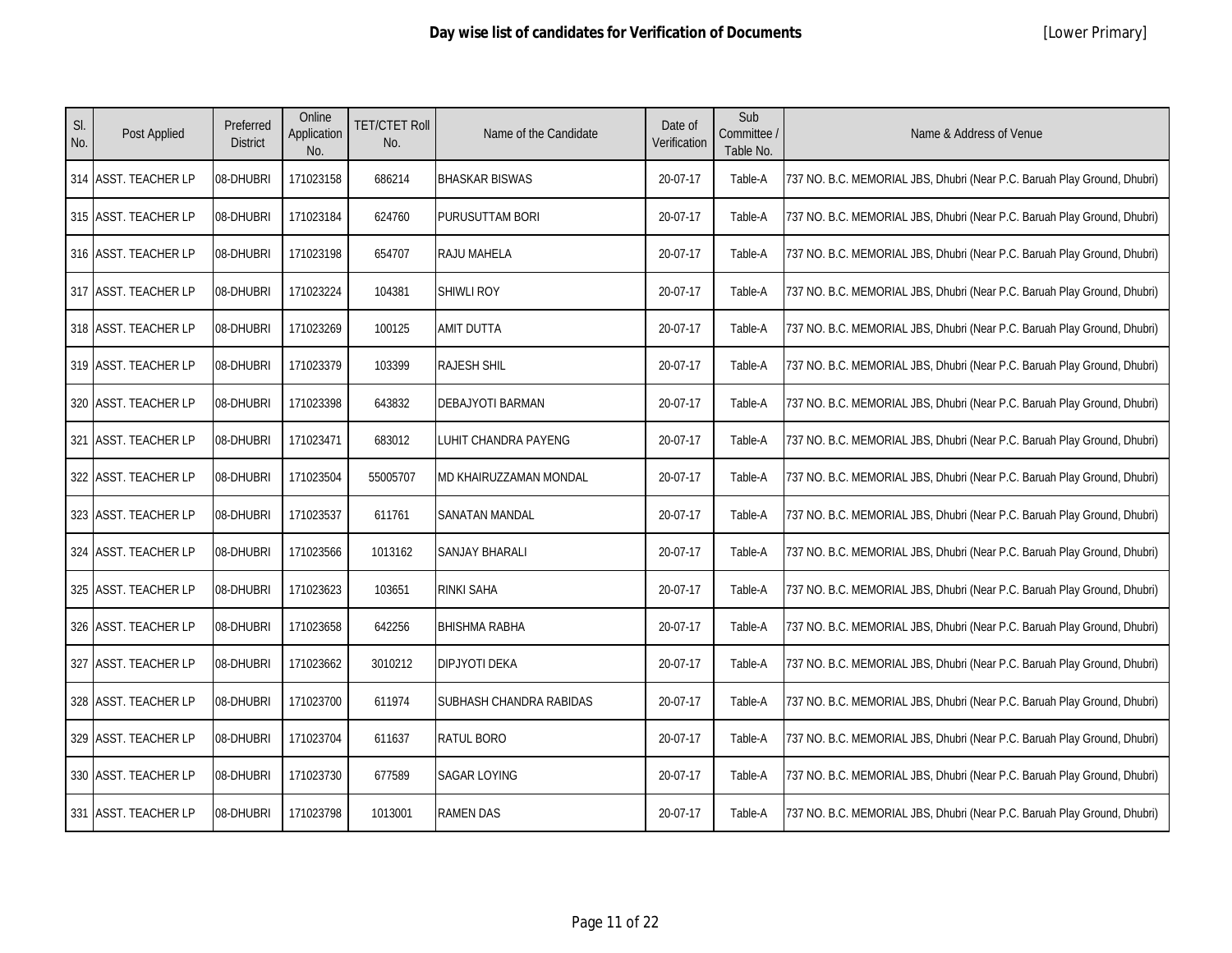# Day wise list of candidates for Verification of Documents

[Lower Primary]

| Sl. No. | Post Applied | Preferred District | Online Application No. | TET/CTET Roll No. | Name of the Candidate | Date of Verification | Sub Committee / Table No. | Name & Address of Venue |
|---|---|---|---|---|---|---|---|---|
| 314 | ASST. TEACHER LP | 08-DHUBRI | 171023158 | 686214 | BHASKAR BISWAS | 20-07-17 | Table-A | 737 NO. B.C. MEMORIAL JBS, Dhubri (Near P.C. Baruah Play Ground, Dhubri) |
| 315 | ASST. TEACHER LP | 08-DHUBRI | 171023184 | 624760 | PURUSUTTAM BORI | 20-07-17 | Table-A | 737 NO. B.C. MEMORIAL JBS, Dhubri (Near P.C. Baruah Play Ground, Dhubri) |
| 316 | ASST. TEACHER LP | 08-DHUBRI | 171023198 | 654707 | RAJU MAHELA | 20-07-17 | Table-A | 737 NO. B.C. MEMORIAL JBS, Dhubri (Near P.C. Baruah Play Ground, Dhubri) |
| 317 | ASST. TEACHER LP | 08-DHUBRI | 171023224 | 104381 | SHIWLI ROY | 20-07-17 | Table-A | 737 NO. B.C. MEMORIAL JBS, Dhubri (Near P.C. Baruah Play Ground, Dhubri) |
| 318 | ASST. TEACHER LP | 08-DHUBRI | 171023269 | 100125 | AMIT DUTTA | 20-07-17 | Table-A | 737 NO. B.C. MEMORIAL JBS, Dhubri (Near P.C. Baruah Play Ground, Dhubri) |
| 319 | ASST. TEACHER LP | 08-DHUBRI | 171023379 | 103399 | RAJESH SHIL | 20-07-17 | Table-A | 737 NO. B.C. MEMORIAL JBS, Dhubri (Near P.C. Baruah Play Ground, Dhubri) |
| 320 | ASST. TEACHER LP | 08-DHUBRI | 171023398 | 643832 | DEBAJYOTI BARMAN | 20-07-17 | Table-A | 737 NO. B.C. MEMORIAL JBS, Dhubri (Near P.C. Baruah Play Ground, Dhubri) |
| 321 | ASST. TEACHER LP | 08-DHUBRI | 171023471 | 683012 | LUHIT CHANDRA PAYENG | 20-07-17 | Table-A | 737 NO. B.C. MEMORIAL JBS, Dhubri (Near P.C. Baruah Play Ground, Dhubri) |
| 322 | ASST. TEACHER LP | 08-DHUBRI | 171023504 | 55005707 | MD KHAIRUZZAMAN MONDAL | 20-07-17 | Table-A | 737 NO. B.C. MEMORIAL JBS, Dhubri (Near P.C. Baruah Play Ground, Dhubri) |
| 323 | ASST. TEACHER LP | 08-DHUBRI | 171023537 | 611761 | SANATAN MANDAL | 20-07-17 | Table-A | 737 NO. B.C. MEMORIAL JBS, Dhubri (Near P.C. Baruah Play Ground, Dhubri) |
| 324 | ASST. TEACHER LP | 08-DHUBRI | 171023566 | 1013162 | SANJAY BHARALI | 20-07-17 | Table-A | 737 NO. B.C. MEMORIAL JBS, Dhubri (Near P.C. Baruah Play Ground, Dhubri) |
| 325 | ASST. TEACHER LP | 08-DHUBRI | 171023623 | 103651 | RINKI SAHA | 20-07-17 | Table-A | 737 NO. B.C. MEMORIAL JBS, Dhubri (Near P.C. Baruah Play Ground, Dhubri) |
| 326 | ASST. TEACHER LP | 08-DHUBRI | 171023658 | 642256 | BHISHMA RABHA | 20-07-17 | Table-A | 737 NO. B.C. MEMORIAL JBS, Dhubri (Near P.C. Baruah Play Ground, Dhubri) |
| 327 | ASST. TEACHER LP | 08-DHUBRI | 171023662 | 3010212 | DIPJYOTI DEKA | 20-07-17 | Table-A | 737 NO. B.C. MEMORIAL JBS, Dhubri (Near P.C. Baruah Play Ground, Dhubri) |
| 328 | ASST. TEACHER LP | 08-DHUBRI | 171023700 | 611974 | SUBHASH CHANDRA RABIDAS | 20-07-17 | Table-A | 737 NO. B.C. MEMORIAL JBS, Dhubri (Near P.C. Baruah Play Ground, Dhubri) |
| 329 | ASST. TEACHER LP | 08-DHUBRI | 171023704 | 611637 | RATUL BORO | 20-07-17 | Table-A | 737 NO. B.C. MEMORIAL JBS, Dhubri (Near P.C. Baruah Play Ground, Dhubri) |
| 330 | ASST. TEACHER LP | 08-DHUBRI | 171023730 | 677589 | SAGAR LOYING | 20-07-17 | Table-A | 737 NO. B.C. MEMORIAL JBS, Dhubri (Near P.C. Baruah Play Ground, Dhubri) |
| 331 | ASST. TEACHER LP | 08-DHUBRI | 171023798 | 1013001 | RAMEN DAS | 20-07-17 | Table-A | 737 NO. B.C. MEMORIAL JBS, Dhubri (Near P.C. Baruah Play Ground, Dhubri) |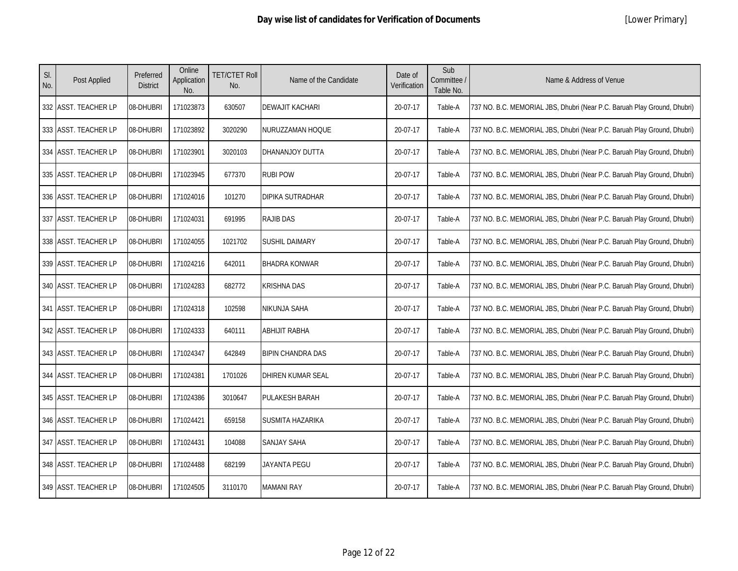# Day wise list of candidates for Verification of Documents

[Lower Primary]

| Sl. No. | Post Applied | Preferred District | Online Application No. | TET/CTET Roll No. | Name of the Candidate | Date of Verification | Sub Committee / Table No. | Name & Address of Venue |
|---|---|---|---|---|---|---|---|---|
| 332 | ASST. TEACHER LP | 08-DHUBRI | 171023873 | 630507 | DEWAJIT KACHARI | 20-07-17 | Table-A | 737 NO. B.C. MEMORIAL JBS, Dhubri (Near P.C. Baruah Play Ground, Dhubri) |
| 333 | ASST. TEACHER LP | 08-DHUBRI | 171023892 | 3020290 | NURUZZAMAN HOQUE | 20-07-17 | Table-A | 737 NO. B.C. MEMORIAL JBS, Dhubri (Near P.C. Baruah Play Ground, Dhubri) |
| 334 | ASST. TEACHER LP | 08-DHUBRI | 171023901 | 3020103 | DHANANJOY DUTTA | 20-07-17 | Table-A | 737 NO. B.C. MEMORIAL JBS, Dhubri (Near P.C. Baruah Play Ground, Dhubri) |
| 335 | ASST. TEACHER LP | 08-DHUBRI | 171023945 | 677370 | RUBI POW | 20-07-17 | Table-A | 737 NO. B.C. MEMORIAL JBS, Dhubri (Near P.C. Baruah Play Ground, Dhubri) |
| 336 | ASST. TEACHER LP | 08-DHUBRI | 171024016 | 101270 | DIPIKA SUTRADHAR | 20-07-17 | Table-A | 737 NO. B.C. MEMORIAL JBS, Dhubri (Near P.C. Baruah Play Ground, Dhubri) |
| 337 | ASST. TEACHER LP | 08-DHUBRI | 171024031 | 691995 | RAJIB DAS | 20-07-17 | Table-A | 737 NO. B.C. MEMORIAL JBS, Dhubri (Near P.C. Baruah Play Ground, Dhubri) |
| 338 | ASST. TEACHER LP | 08-DHUBRI | 171024055 | 1021702 | SUSHIL DAIMARY | 20-07-17 | Table-A | 737 NO. B.C. MEMORIAL JBS, Dhubri (Near P.C. Baruah Play Ground, Dhubri) |
| 339 | ASST. TEACHER LP | 08-DHUBRI | 171024216 | 642011 | BHADRA KONWAR | 20-07-17 | Table-A | 737 NO. B.C. MEMORIAL JBS, Dhubri (Near P.C. Baruah Play Ground, Dhubri) |
| 340 | ASST. TEACHER LP | 08-DHUBRI | 171024283 | 682772 | KRISHNA DAS | 20-07-17 | Table-A | 737 NO. B.C. MEMORIAL JBS, Dhubri (Near P.C. Baruah Play Ground, Dhubri) |
| 341 | ASST. TEACHER LP | 08-DHUBRI | 171024318 | 102598 | NIKUNJA SAHA | 20-07-17 | Table-A | 737 NO. B.C. MEMORIAL JBS, Dhubri (Near P.C. Baruah Play Ground, Dhubri) |
| 342 | ASST. TEACHER LP | 08-DHUBRI | 171024333 | 640111 | ABHIJIT RABHA | 20-07-17 | Table-A | 737 NO. B.C. MEMORIAL JBS, Dhubri (Near P.C. Baruah Play Ground, Dhubri) |
| 343 | ASST. TEACHER LP | 08-DHUBRI | 171024347 | 642849 | BIPIN CHANDRA DAS | 20-07-17 | Table-A | 737 NO. B.C. MEMORIAL JBS, Dhubri (Near P.C. Baruah Play Ground, Dhubri) |
| 344 | ASST. TEACHER LP | 08-DHUBRI | 171024381 | 1701026 | DHIREN KUMAR SEAL | 20-07-17 | Table-A | 737 NO. B.C. MEMORIAL JBS, Dhubri (Near P.C. Baruah Play Ground, Dhubri) |
| 345 | ASST. TEACHER LP | 08-DHUBRI | 171024386 | 3010647 | PULAKESH BARAH | 20-07-17 | Table-A | 737 NO. B.C. MEMORIAL JBS, Dhubri (Near P.C. Baruah Play Ground, Dhubri) |
| 346 | ASST. TEACHER LP | 08-DHUBRI | 171024421 | 659158 | SUSMITA HAZARIKA | 20-07-17 | Table-A | 737 NO. B.C. MEMORIAL JBS, Dhubri (Near P.C. Baruah Play Ground, Dhubri) |
| 347 | ASST. TEACHER LP | 08-DHUBRI | 171024431 | 104088 | SANJAY SAHA | 20-07-17 | Table-A | 737 NO. B.C. MEMORIAL JBS, Dhubri (Near P.C. Baruah Play Ground, Dhubri) |
| 348 | ASST. TEACHER LP | 08-DHUBRI | 171024488 | 682199 | JAYANTA PEGU | 20-07-17 | Table-A | 737 NO. B.C. MEMORIAL JBS, Dhubri (Near P.C. Baruah Play Ground, Dhubri) |
| 349 | ASST. TEACHER LP | 08-DHUBRI | 171024505 | 3110170 | MAMANI RAY | 20-07-17 | Table-A | 737 NO. B.C. MEMORIAL JBS, Dhubri (Near P.C. Baruah Play Ground, Dhubri) |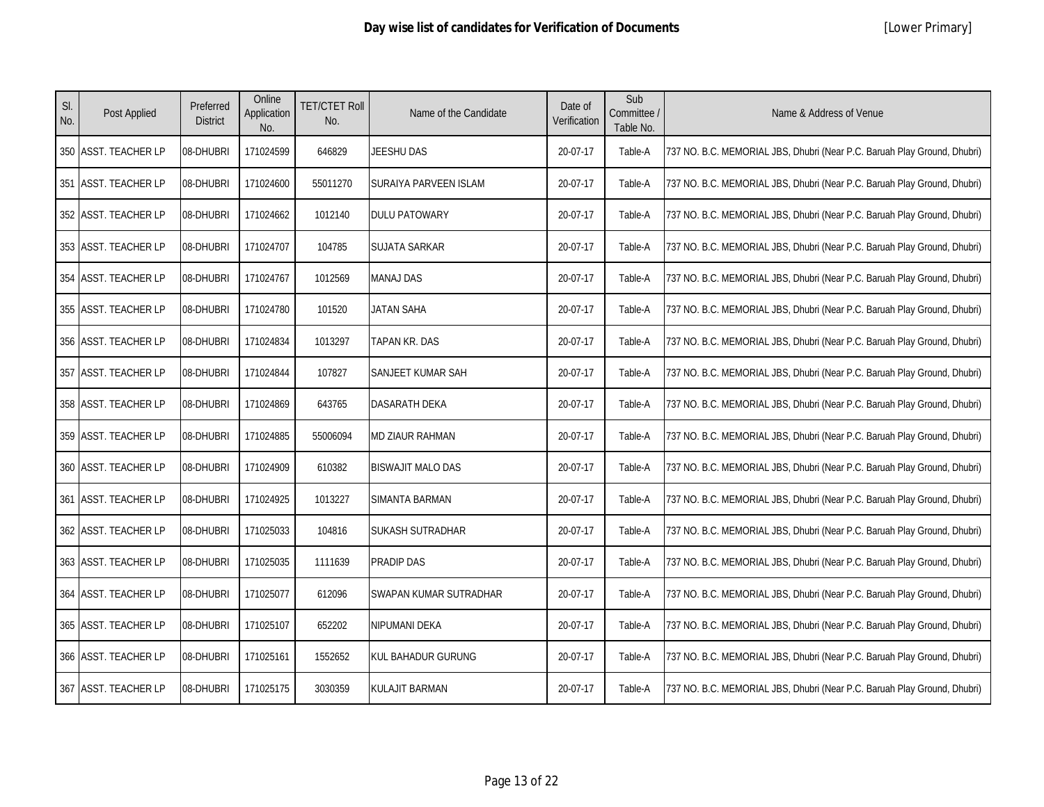## Day wise list of candidates for Verification of Documents

[Lower Primary]

| Sl. No. | Post Applied | Preferred District | Online Application No. | TET/CTET Roll No. | Name of the Candidate | Date of Verification | Sub Committee / Table No. | Name & Address of Venue |
|---|---|---|---|---|---|---|---|---|
| 350 | ASST. TEACHER LP | 08-DHUBRI | 171024599 | 646829 | JEESHU DAS | 20-07-17 | Table-A | 737 NO. B.C. MEMORIAL JBS, Dhubri (Near P.C. Baruah Play Ground, Dhubri) |
| 351 | ASST. TEACHER LP | 08-DHUBRI | 171024600 | 55011270 | SURAIYA PARVEEN ISLAM | 20-07-17 | Table-A | 737 NO. B.C. MEMORIAL JBS, Dhubri (Near P.C. Baruah Play Ground, Dhubri) |
| 352 | ASST. TEACHER LP | 08-DHUBRI | 171024662 | 1012140 | DULU PATOWARY | 20-07-17 | Table-A | 737 NO. B.C. MEMORIAL JBS, Dhubri (Near P.C. Baruah Play Ground, Dhubri) |
| 353 | ASST. TEACHER LP | 08-DHUBRI | 171024707 | 104785 | SUJATA SARKAR | 20-07-17 | Table-A | 737 NO. B.C. MEMORIAL JBS, Dhubri (Near P.C. Baruah Play Ground, Dhubri) |
| 354 | ASST. TEACHER LP | 08-DHUBRI | 171024767 | 1012569 | MANAJ DAS | 20-07-17 | Table-A | 737 NO. B.C. MEMORIAL JBS, Dhubri (Near P.C. Baruah Play Ground, Dhubri) |
| 355 | ASST. TEACHER LP | 08-DHUBRI | 171024780 | 101520 | JATAN SAHA | 20-07-17 | Table-A | 737 NO. B.C. MEMORIAL JBS, Dhubri (Near P.C. Baruah Play Ground, Dhubri) |
| 356 | ASST. TEACHER LP | 08-DHUBRI | 171024834 | 1013297 | TAPAN KR. DAS | 20-07-17 | Table-A | 737 NO. B.C. MEMORIAL JBS, Dhubri (Near P.C. Baruah Play Ground, Dhubri) |
| 357 | ASST. TEACHER LP | 08-DHUBRI | 171024844 | 107827 | SANJEET KUMAR SAH | 20-07-17 | Table-A | 737 NO. B.C. MEMORIAL JBS, Dhubri (Near P.C. Baruah Play Ground, Dhubri) |
| 358 | ASST. TEACHER LP | 08-DHUBRI | 171024869 | 643765 | DASARATH DEKA | 20-07-17 | Table-A | 737 NO. B.C. MEMORIAL JBS, Dhubri (Near P.C. Baruah Play Ground, Dhubri) |
| 359 | ASST. TEACHER LP | 08-DHUBRI | 171024885 | 55006094 | MD ZIAUR RAHMAN | 20-07-17 | Table-A | 737 NO. B.C. MEMORIAL JBS, Dhubri (Near P.C. Baruah Play Ground, Dhubri) |
| 360 | ASST. TEACHER LP | 08-DHUBRI | 171024909 | 610382 | BISWAJIT MALO DAS | 20-07-17 | Table-A | 737 NO. B.C. MEMORIAL JBS, Dhubri (Near P.C. Baruah Play Ground, Dhubri) |
| 361 | ASST. TEACHER LP | 08-DHUBRI | 171024925 | 1013227 | SIMANTA BARMAN | 20-07-17 | Table-A | 737 NO. B.C. MEMORIAL JBS, Dhubri (Near P.C. Baruah Play Ground, Dhubri) |
| 362 | ASST. TEACHER LP | 08-DHUBRI | 171025033 | 104816 | SUKASH SUTRADHAR | 20-07-17 | Table-A | 737 NO. B.C. MEMORIAL JBS, Dhubri (Near P.C. Baruah Play Ground, Dhubri) |
| 363 | ASST. TEACHER LP | 08-DHUBRI | 171025035 | 1111639 | PRADIP DAS | 20-07-17 | Table-A | 737 NO. B.C. MEMORIAL JBS, Dhubri (Near P.C. Baruah Play Ground, Dhubri) |
| 364 | ASST. TEACHER LP | 08-DHUBRI | 171025077 | 612096 | SWAPAN KUMAR SUTRADHAR | 20-07-17 | Table-A | 737 NO. B.C. MEMORIAL JBS, Dhubri (Near P.C. Baruah Play Ground, Dhubri) |
| 365 | ASST. TEACHER LP | 08-DHUBRI | 171025107 | 652202 | NIPUMANI DEKA | 20-07-17 | Table-A | 737 NO. B.C. MEMORIAL JBS, Dhubri (Near P.C. Baruah Play Ground, Dhubri) |
| 366 | ASST. TEACHER LP | 08-DHUBRI | 171025161 | 1552652 | KUL BAHADUR GURUNG | 20-07-17 | Table-A | 737 NO. B.C. MEMORIAL JBS, Dhubri (Near P.C. Baruah Play Ground, Dhubri) |
| 367 | ASST. TEACHER LP | 08-DHUBRI | 171025175 | 3030359 | KULAJIT BARMAN | 20-07-17 | Table-A | 737 NO. B.C. MEMORIAL JBS, Dhubri (Near P.C. Baruah Play Ground, Dhubri) |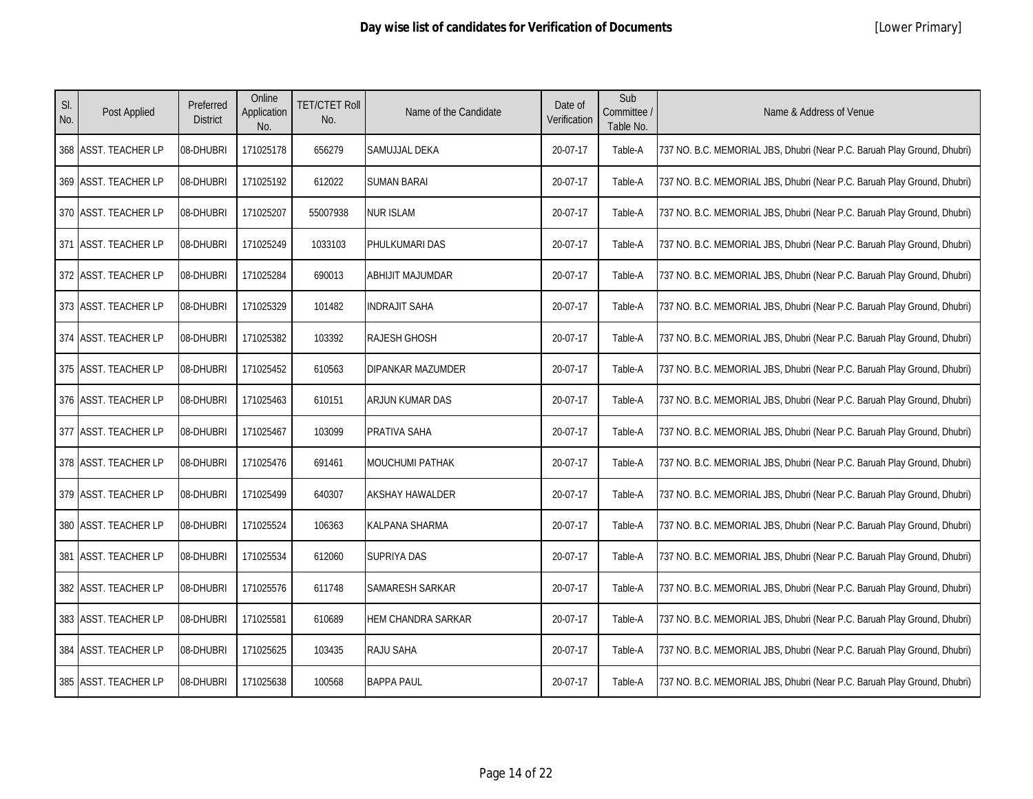# Day wise list of candidates for Verification of Documents

[Lower Primary]

| Sl. No. | Post Applied | Preferred District | Online Application No. | TET/CTET Roll No. | Name of the Candidate | Date of Verification | Sub Committee / Table No. | Name & Address of Venue |
|---|---|---|---|---|---|---|---|---|
| 368 | ASST. TEACHER LP | 08-DHUBRI | 171025178 | 656279 | SAMUJJAL DEKA | 20-07-17 | Table-A | 737 NO. B.C. MEMORIAL JBS, Dhubri (Near P.C. Baruah Play Ground, Dhubri) |
| 369 | ASST. TEACHER LP | 08-DHUBRI | 171025192 | 612022 | SUMAN BARAI | 20-07-17 | Table-A | 737 NO. B.C. MEMORIAL JBS, Dhubri (Near P.C. Baruah Play Ground, Dhubri) |
| 370 | ASST. TEACHER LP | 08-DHUBRI | 171025207 | 55007938 | NUR ISLAM | 20-07-17 | Table-A | 737 NO. B.C. MEMORIAL JBS, Dhubri (Near P.C. Baruah Play Ground, Dhubri) |
| 371 | ASST. TEACHER LP | 08-DHUBRI | 171025249 | 1033103 | PHULKUMARI DAS | 20-07-17 | Table-A | 737 NO. B.C. MEMORIAL JBS, Dhubri (Near P.C. Baruah Play Ground, Dhubri) |
| 372 | ASST. TEACHER LP | 08-DHUBRI | 171025284 | 690013 | ABHIJIT MAJUMDAR | 20-07-17 | Table-A | 737 NO. B.C. MEMORIAL JBS, Dhubri (Near P.C. Baruah Play Ground, Dhubri) |
| 373 | ASST. TEACHER LP | 08-DHUBRI | 171025329 | 101482 | INDRAJIT SAHA | 20-07-17 | Table-A | 737 NO. B.C. MEMORIAL JBS, Dhubri (Near P.C. Baruah Play Ground, Dhubri) |
| 374 | ASST. TEACHER LP | 08-DHUBRI | 171025382 | 103392 | RAJESH GHOSH | 20-07-17 | Table-A | 737 NO. B.C. MEMORIAL JBS, Dhubri (Near P.C. Baruah Play Ground, Dhubri) |
| 375 | ASST. TEACHER LP | 08-DHUBRI | 171025452 | 610563 | DIPANKAR MAZUMDER | 20-07-17 | Table-A | 737 NO. B.C. MEMORIAL JBS, Dhubri (Near P.C. Baruah Play Ground, Dhubri) |
| 376 | ASST. TEACHER LP | 08-DHUBRI | 171025463 | 610151 | ARJUN KUMAR DAS | 20-07-17 | Table-A | 737 NO. B.C. MEMORIAL JBS, Dhubri (Near P.C. Baruah Play Ground, Dhubri) |
| 377 | ASST. TEACHER LP | 08-DHUBRI | 171025467 | 103099 | PRATIVA SAHA | 20-07-17 | Table-A | 737 NO. B.C. MEMORIAL JBS, Dhubri (Near P.C. Baruah Play Ground, Dhubri) |
| 378 | ASST. TEACHER LP | 08-DHUBRI | 171025476 | 691461 | MOUCHUMI PATHAK | 20-07-17 | Table-A | 737 NO. B.C. MEMORIAL JBS, Dhubri (Near P.C. Baruah Play Ground, Dhubri) |
| 379 | ASST. TEACHER LP | 08-DHUBRI | 171025499 | 640307 | AKSHAY HAWALDER | 20-07-17 | Table-A | 737 NO. B.C. MEMORIAL JBS, Dhubri (Near P.C. Baruah Play Ground, Dhubri) |
| 380 | ASST. TEACHER LP | 08-DHUBRI | 171025524 | 106363 | KALPANA SHARMA | 20-07-17 | Table-A | 737 NO. B.C. MEMORIAL JBS, Dhubri (Near P.C. Baruah Play Ground, Dhubri) |
| 381 | ASST. TEACHER LP | 08-DHUBRI | 171025534 | 612060 | SUPRIYA DAS | 20-07-17 | Table-A | 737 NO. B.C. MEMORIAL JBS, Dhubri (Near P.C. Baruah Play Ground, Dhubri) |
| 382 | ASST. TEACHER LP | 08-DHUBRI | 171025576 | 611748 | SAMARESH SARKAR | 20-07-17 | Table-A | 737 NO. B.C. MEMORIAL JBS, Dhubri (Near P.C. Baruah Play Ground, Dhubri) |
| 383 | ASST. TEACHER LP | 08-DHUBRI | 171025581 | 610689 | HEM CHANDRA SARKAR | 20-07-17 | Table-A | 737 NO. B.C. MEMORIAL JBS, Dhubri (Near P.C. Baruah Play Ground, Dhubri) |
| 384 | ASST. TEACHER LP | 08-DHUBRI | 171025625 | 103435 | RAJU SAHA | 20-07-17 | Table-A | 737 NO. B.C. MEMORIAL JBS, Dhubri (Near P.C. Baruah Play Ground, Dhubri) |
| 385 | ASST. TEACHER LP | 08-DHUBRI | 171025638 | 100568 | BAPPA PAUL | 20-07-17 | Table-A | 737 NO. B.C. MEMORIAL JBS, Dhubri (Near P.C. Baruah Play Ground, Dhubri) |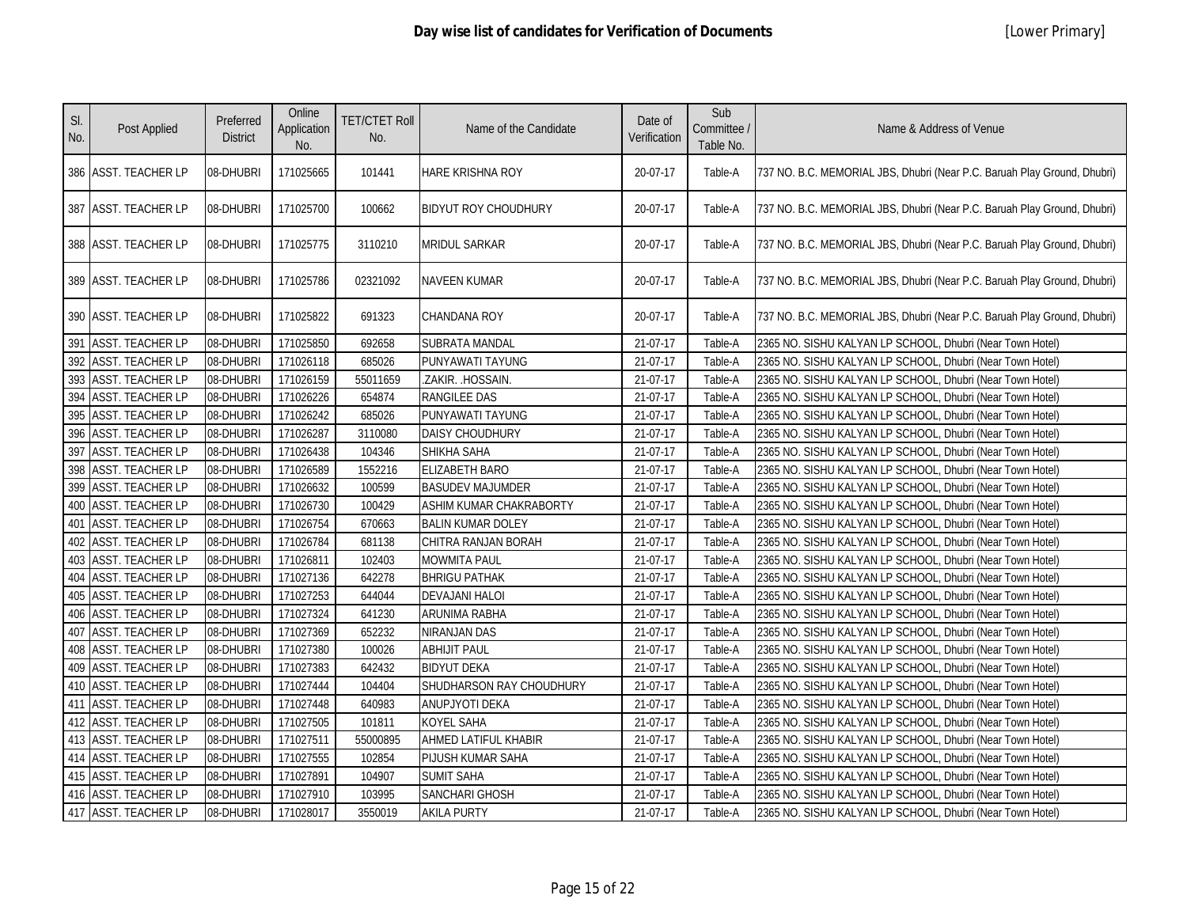# Day wise list of candidates for Verification of Documents

[Lower Primary]

| Sl. No. | Post Applied | Preferred District | Online Application No. | TET/CTET Roll No. | Name of the Candidate | Date of Verification | Sub Committee / Table No. | Name & Address of Venue |
|---|---|---|---|---|---|---|---|---|
| 386 | ASST. TEACHER LP | 08-DHUBRI | 171025665 | 101441 | HARE KRISHNA ROY | 20-07-17 | Table-A | 737 NO. B.C. MEMORIAL JBS, Dhubri (Near P.C. Baruah Play Ground, Dhubri) |
| 387 | ASST. TEACHER LP | 08-DHUBRI | 171025700 | 100662 | BIDYUT ROY CHOUDHURY | 20-07-17 | Table-A | 737 NO. B.C. MEMORIAL JBS, Dhubri (Near P.C. Baruah Play Ground, Dhubri) |
| 388 | ASST. TEACHER LP | 08-DHUBRI | 171025775 | 3110210 | MRIDUL SARKAR | 20-07-17 | Table-A | 737 NO. B.C. MEMORIAL JBS, Dhubri (Near P.C. Baruah Play Ground, Dhubri) |
| 389 | ASST. TEACHER LP | 08-DHUBRI | 171025786 | 02321092 | NAVEEN KUMAR | 20-07-17 | Table-A | 737 NO. B.C. MEMORIAL JBS, Dhubri (Near P.C. Baruah Play Ground, Dhubri) |
| 390 | ASST. TEACHER LP | 08-DHUBRI | 171025822 | 691323 | CHANDANA ROY | 20-07-17 | Table-A | 737 NO. B.C. MEMORIAL JBS, Dhubri (Near P.C. Baruah Play Ground, Dhubri) |
| 391 | ASST. TEACHER LP | 08-DHUBRI | 171025850 | 692658 | SUBRATA MANDAL | 21-07-17 | Table-A | 2365 NO. SISHU KALYAN LP SCHOOL, Dhubri (Near Town Hotel) |
| 392 | ASST. TEACHER LP | 08-DHUBRI | 171026118 | 685026 | PUNYAWATI TAYUNG | 21-07-17 | Table-A | 2365 NO. SISHU KALYAN LP SCHOOL, Dhubri (Near Town Hotel) |
| 393 | ASST. TEACHER LP | 08-DHUBRI | 171026159 | 55011659 | .ZAKIR. .HOSSAIN. | 21-07-17 | Table-A | 2365 NO. SISHU KALYAN LP SCHOOL, Dhubri (Near Town Hotel) |
| 394 | ASST. TEACHER LP | 08-DHUBRI | 171026226 | 654874 | RANGILEE DAS | 21-07-17 | Table-A | 2365 NO. SISHU KALYAN LP SCHOOL, Dhubri (Near Town Hotel) |
| 395 | ASST. TEACHER LP | 08-DHUBRI | 171026242 | 685026 | PUNYAWATI TAYUNG | 21-07-17 | Table-A | 2365 NO. SISHU KALYAN LP SCHOOL, Dhubri (Near Town Hotel) |
| 396 | ASST. TEACHER LP | 08-DHUBRI | 171026287 | 3110080 | DAISY CHOUDHURY | 21-07-17 | Table-A | 2365 NO. SISHU KALYAN LP SCHOOL, Dhubri (Near Town Hotel) |
| 397 | ASST. TEACHER LP | 08-DHUBRI | 171026438 | 104346 | SHIKHA SAHA | 21-07-17 | Table-A | 2365 NO. SISHU KALYAN LP SCHOOL, Dhubri (Near Town Hotel) |
| 398 | ASST. TEACHER LP | 08-DHUBRI | 171026589 | 1552216 | ELIZABETH BARO | 21-07-17 | Table-A | 2365 NO. SISHU KALYAN LP SCHOOL, Dhubri (Near Town Hotel) |
| 399 | ASST. TEACHER LP | 08-DHUBRI | 171026632 | 100599 | BASUDEV MAJUMDER | 21-07-17 | Table-A | 2365 NO. SISHU KALYAN LP SCHOOL, Dhubri (Near Town Hotel) |
| 400 | ASST. TEACHER LP | 08-DHUBRI | 171026730 | 100429 | ASHIM KUMAR CHAKRABORTY | 21-07-17 | Table-A | 2365 NO. SISHU KALYAN LP SCHOOL, Dhubri (Near Town Hotel) |
| 401 | ASST. TEACHER LP | 08-DHUBRI | 171026754 | 670663 | BALIN KUMAR DOLEY | 21-07-17 | Table-A | 2365 NO. SISHU KALYAN LP SCHOOL, Dhubri (Near Town Hotel) |
| 402 | ASST. TEACHER LP | 08-DHUBRI | 171026784 | 681138 | CHITRA RANJAN BORAH | 21-07-17 | Table-A | 2365 NO. SISHU KALYAN LP SCHOOL, Dhubri (Near Town Hotel) |
| 403 | ASST. TEACHER LP | 08-DHUBRI | 171026811 | 102403 | MOWMITA PAUL | 21-07-17 | Table-A | 2365 NO. SISHU KALYAN LP SCHOOL, Dhubri (Near Town Hotel) |
| 404 | ASST. TEACHER LP | 08-DHUBRI | 171027136 | 642278 | BHRIGU PATHAK | 21-07-17 | Table-A | 2365 NO. SISHU KALYAN LP SCHOOL, Dhubri (Near Town Hotel) |
| 405 | ASST. TEACHER LP | 08-DHUBRI | 171027253 | 644044 | DEVAJANI HALOI | 21-07-17 | Table-A | 2365 NO. SISHU KALYAN LP SCHOOL, Dhubri (Near Town Hotel) |
| 406 | ASST. TEACHER LP | 08-DHUBRI | 171027324 | 641230 | ARUNIMA RABHA | 21-07-17 | Table-A | 2365 NO. SISHU KALYAN LP SCHOOL, Dhubri (Near Town Hotel) |
| 407 | ASST. TEACHER LP | 08-DHUBRI | 171027369 | 652232 | NIRANJAN DAS | 21-07-17 | Table-A | 2365 NO. SISHU KALYAN LP SCHOOL, Dhubri (Near Town Hotel) |
| 408 | ASST. TEACHER LP | 08-DHUBRI | 171027380 | 100026 | ABHIJIT PAUL | 21-07-17 | Table-A | 2365 NO. SISHU KALYAN LP SCHOOL, Dhubri (Near Town Hotel) |
| 409 | ASST. TEACHER LP | 08-DHUBRI | 171027383 | 642432 | BIDYUT DEKA | 21-07-17 | Table-A | 2365 NO. SISHU KALYAN LP SCHOOL, Dhubri (Near Town Hotel) |
| 410 | ASST. TEACHER LP | 08-DHUBRI | 171027444 | 104404 | SHUDHARSON RAY CHOUDHURY | 21-07-17 | Table-A | 2365 NO. SISHU KALYAN LP SCHOOL, Dhubri (Near Town Hotel) |
| 411 | ASST. TEACHER LP | 08-DHUBRI | 171027448 | 640983 | ANUPJYOTI DEKA | 21-07-17 | Table-A | 2365 NO. SISHU KALYAN LP SCHOOL, Dhubri (Near Town Hotel) |
| 412 | ASST. TEACHER LP | 08-DHUBRI | 171027505 | 101811 | KOYEL SAHA | 21-07-17 | Table-A | 2365 NO. SISHU KALYAN LP SCHOOL, Dhubri (Near Town Hotel) |
| 413 | ASST. TEACHER LP | 08-DHUBRI | 171027511 | 55000895 | AHMED LATIFUL KHABIR | 21-07-17 | Table-A | 2365 NO. SISHU KALYAN LP SCHOOL, Dhubri (Near Town Hotel) |
| 414 | ASST. TEACHER LP | 08-DHUBRI | 171027555 | 102854 | PIJUSH KUMAR SAHA | 21-07-17 | Table-A | 2365 NO. SISHU KALYAN LP SCHOOL, Dhubri (Near Town Hotel) |
| 415 | ASST. TEACHER LP | 08-DHUBRI | 171027891 | 104907 | SUMIT SAHA | 21-07-17 | Table-A | 2365 NO. SISHU KALYAN LP SCHOOL, Dhubri (Near Town Hotel) |
| 416 | ASST. TEACHER LP | 08-DHUBRI | 171027910 | 103995 | SANCHARI GHOSH | 21-07-17 | Table-A | 2365 NO. SISHU KALYAN LP SCHOOL, Dhubri (Near Town Hotel) |
| 417 | ASST. TEACHER LP | 08-DHUBRI | 171028017 | 3550019 | AKILA PURTY | 21-07-17 | Table-A | 2365 NO. SISHU KALYAN LP SCHOOL, Dhubri (Near Town Hotel) |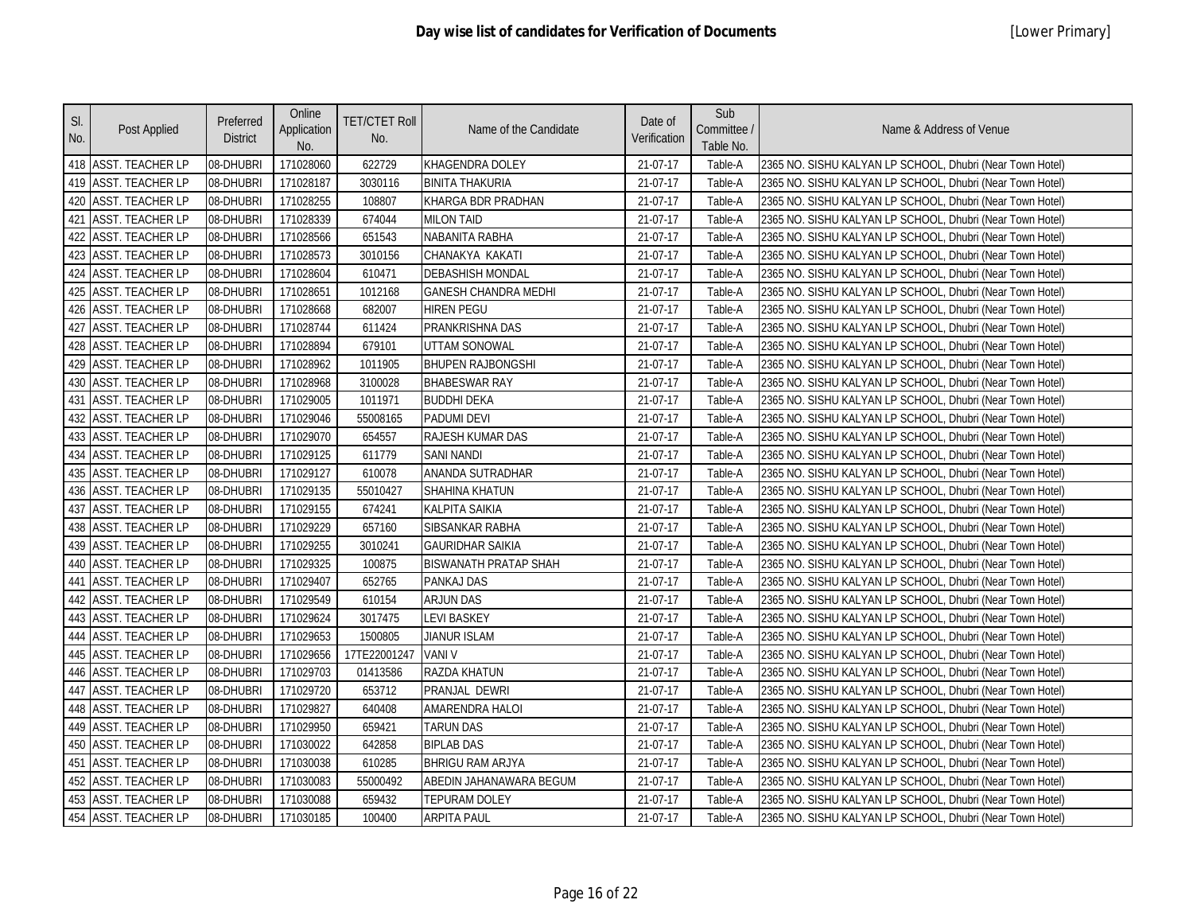# Day wise list of candidates for Verification of Documents

[Lower Primary]

| Sl. No. | Post Applied | Preferred District | Online Application No. | TET/CTET Roll No. | Name of the Candidate | Date of Verification | Sub Committee / Table No. | Name & Address of Venue |
|---|---|---|---|---|---|---|---|---|
| 418 | ASST. TEACHER LP | 08-DHUBRI | 171028060 | 622729 | KHAGENDRA DOLEY | 21-07-17 | Table-A | 2365 NO. SISHU KALYAN LP SCHOOL, Dhubri (Near Town Hotel) |
| 419 | ASST. TEACHER LP | 08-DHUBRI | 171028187 | 3030116 | BINITA THAKURIA | 21-07-17 | Table-A | 2365 NO. SISHU KALYAN LP SCHOOL, Dhubri (Near Town Hotel) |
| 420 | ASST. TEACHER LP | 08-DHUBRI | 171028255 | 108807 | KHARGA BDR PRADHAN | 21-07-17 | Table-A | 2365 NO. SISHU KALYAN LP SCHOOL, Dhubri (Near Town Hotel) |
| 421 | ASST. TEACHER LP | 08-DHUBRI | 171028339 | 674044 | MILON TAID | 21-07-17 | Table-A | 2365 NO. SISHU KALYAN LP SCHOOL, Dhubri (Near Town Hotel) |
| 422 | ASST. TEACHER LP | 08-DHUBRI | 171028566 | 651543 | NABANITA RABHA | 21-07-17 | Table-A | 2365 NO. SISHU KALYAN LP SCHOOL, Dhubri (Near Town Hotel) |
| 423 | ASST. TEACHER LP | 08-DHUBRI | 171028573 | 3010156 | CHANAKYA KAKATI | 21-07-17 | Table-A | 2365 NO. SISHU KALYAN LP SCHOOL, Dhubri (Near Town Hotel) |
| 424 | ASST. TEACHER LP | 08-DHUBRI | 171028604 | 610471 | DEBASHISH MONDAL | 21-07-17 | Table-A | 2365 NO. SISHU KALYAN LP SCHOOL, Dhubri (Near Town Hotel) |
| 425 | ASST. TEACHER LP | 08-DHUBRI | 171028651 | 1012168 | GANESH CHANDRA MEDHI | 21-07-17 | Table-A | 2365 NO. SISHU KALYAN LP SCHOOL, Dhubri (Near Town Hotel) |
| 426 | ASST. TEACHER LP | 08-DHUBRI | 171028668 | 682007 | HIREN PEGU | 21-07-17 | Table-A | 2365 NO. SISHU KALYAN LP SCHOOL, Dhubri (Near Town Hotel) |
| 427 | ASST. TEACHER LP | 08-DHUBRI | 171028744 | 611424 | PRANKRISHNA DAS | 21-07-17 | Table-A | 2365 NO. SISHU KALYAN LP SCHOOL, Dhubri (Near Town Hotel) |
| 428 | ASST. TEACHER LP | 08-DHUBRI | 171028894 | 679101 | UTTAM SONOWAL | 21-07-17 | Table-A | 2365 NO. SISHU KALYAN LP SCHOOL, Dhubri (Near Town Hotel) |
| 429 | ASST. TEACHER LP | 08-DHUBRI | 171028962 | 1011905 | BHUPEN RAJBONGSHI | 21-07-17 | Table-A | 2365 NO. SISHU KALYAN LP SCHOOL, Dhubri (Near Town Hotel) |
| 430 | ASST. TEACHER LP | 08-DHUBRI | 171028968 | 3100028 | BHABESWAR RAY | 21-07-17 | Table-A | 2365 NO. SISHU KALYAN LP SCHOOL, Dhubri (Near Town Hotel) |
| 431 | ASST. TEACHER LP | 08-DHUBRI | 171029005 | 1011971 | BUDDHI DEKA | 21-07-17 | Table-A | 2365 NO. SISHU KALYAN LP SCHOOL, Dhubri (Near Town Hotel) |
| 432 | ASST. TEACHER LP | 08-DHUBRI | 171029046 | 55008165 | PADUMI DEVI | 21-07-17 | Table-A | 2365 NO. SISHU KALYAN LP SCHOOL, Dhubri (Near Town Hotel) |
| 433 | ASST. TEACHER LP | 08-DHUBRI | 171029070 | 654557 | RAJESH KUMAR DAS | 21-07-17 | Table-A | 2365 NO. SISHU KALYAN LP SCHOOL, Dhubri (Near Town Hotel) |
| 434 | ASST. TEACHER LP | 08-DHUBRI | 171029125 | 611779 | SANI NANDI | 21-07-17 | Table-A | 2365 NO. SISHU KALYAN LP SCHOOL, Dhubri (Near Town Hotel) |
| 435 | ASST. TEACHER LP | 08-DHUBRI | 171029127 | 610078 | ANANDA SUTRADHAR | 21-07-17 | Table-A | 2365 NO. SISHU KALYAN LP SCHOOL, Dhubri (Near Town Hotel) |
| 436 | ASST. TEACHER LP | 08-DHUBRI | 171029135 | 55010427 | SHAHINA KHATUN | 21-07-17 | Table-A | 2365 NO. SISHU KALYAN LP SCHOOL, Dhubri (Near Town Hotel) |
| 437 | ASST. TEACHER LP | 08-DHUBRI | 171029155 | 674241 | KALPITA SAIKIA | 21-07-17 | Table-A | 2365 NO. SISHU KALYAN LP SCHOOL, Dhubri (Near Town Hotel) |
| 438 | ASST. TEACHER LP | 08-DHUBRI | 171029229 | 657160 | SIBSANKAR RABHA | 21-07-17 | Table-A | 2365 NO. SISHU KALYAN LP SCHOOL, Dhubri (Near Town Hotel) |
| 439 | ASST. TEACHER LP | 08-DHUBRI | 171029255 | 3010241 | GAURIDHAR SAIKIA | 21-07-17 | Table-A | 2365 NO. SISHU KALYAN LP SCHOOL, Dhubri (Near Town Hotel) |
| 440 | ASST. TEACHER LP | 08-DHUBRI | 171029325 | 100875 | BISWANATH PRATAP SHAH | 21-07-17 | Table-A | 2365 NO. SISHU KALYAN LP SCHOOL, Dhubri (Near Town Hotel) |
| 441 | ASST. TEACHER LP | 08-DHUBRI | 171029407 | 652765 | PANKAJ DAS | 21-07-17 | Table-A | 2365 NO. SISHU KALYAN LP SCHOOL, Dhubri (Near Town Hotel) |
| 442 | ASST. TEACHER LP | 08-DHUBRI | 171029549 | 610154 | ARJUN DAS | 21-07-17 | Table-A | 2365 NO. SISHU KALYAN LP SCHOOL, Dhubri (Near Town Hotel) |
| 443 | ASST. TEACHER LP | 08-DHUBRI | 171029624 | 3017475 | LEVI BASKEY | 21-07-17 | Table-A | 2365 NO. SISHU KALYAN LP SCHOOL, Dhubri (Near Town Hotel) |
| 444 | ASST. TEACHER LP | 08-DHUBRI | 171029653 | 1500805 | JIANUR ISLAM | 21-07-17 | Table-A | 2365 NO. SISHU KALYAN LP SCHOOL, Dhubri (Near Town Hotel) |
| 445 | ASST. TEACHER LP | 08-DHUBRI | 171029656 | 17TE22001247 | VANI V | 21-07-17 | Table-A | 2365 NO. SISHU KALYAN LP SCHOOL, Dhubri (Near Town Hotel) |
| 446 | ASST. TEACHER LP | 08-DHUBRI | 171029703 | 01413586 | RAZDA KHATUN | 21-07-17 | Table-A | 2365 NO. SISHU KALYAN LP SCHOOL, Dhubri (Near Town Hotel) |
| 447 | ASST. TEACHER LP | 08-DHUBRI | 171029720 | 653712 | PRANJAL DEWRI | 21-07-17 | Table-A | 2365 NO. SISHU KALYAN LP SCHOOL, Dhubri (Near Town Hotel) |
| 448 | ASST. TEACHER LP | 08-DHUBRI | 171029827 | 640408 | AMARENDRA HALOI | 21-07-17 | Table-A | 2365 NO. SISHU KALYAN LP SCHOOL, Dhubri (Near Town Hotel) |
| 449 | ASST. TEACHER LP | 08-DHUBRI | 171029950 | 659421 | TARUN DAS | 21-07-17 | Table-A | 2365 NO. SISHU KALYAN LP SCHOOL, Dhubri (Near Town Hotel) |
| 450 | ASST. TEACHER LP | 08-DHUBRI | 171030022 | 642858 | BIPLAB DAS | 21-07-17 | Table-A | 2365 NO. SISHU KALYAN LP SCHOOL, Dhubri (Near Town Hotel) |
| 451 | ASST. TEACHER LP | 08-DHUBRI | 171030038 | 610285 | BHRIGU RAM ARJYA | 21-07-17 | Table-A | 2365 NO. SISHU KALYAN LP SCHOOL, Dhubri (Near Town Hotel) |
| 452 | ASST. TEACHER LP | 08-DHUBRI | 171030083 | 55000492 | ABEDIN JAHANAWARA BEGUM | 21-07-17 | Table-A | 2365 NO. SISHU KALYAN LP SCHOOL, Dhubri (Near Town Hotel) |
| 453 | ASST. TEACHER LP | 08-DHUBRI | 171030088 | 659432 | TEPURAM DOLEY | 21-07-17 | Table-A | 2365 NO. SISHU KALYAN LP SCHOOL, Dhubri (Near Town Hotel) |
| 454 | ASST. TEACHER LP | 08-DHUBRI | 171030185 | 100400 | ARPITA PAUL | 21-07-17 | Table-A | 2365 NO. SISHU KALYAN LP SCHOOL, Dhubri (Near Town Hotel) |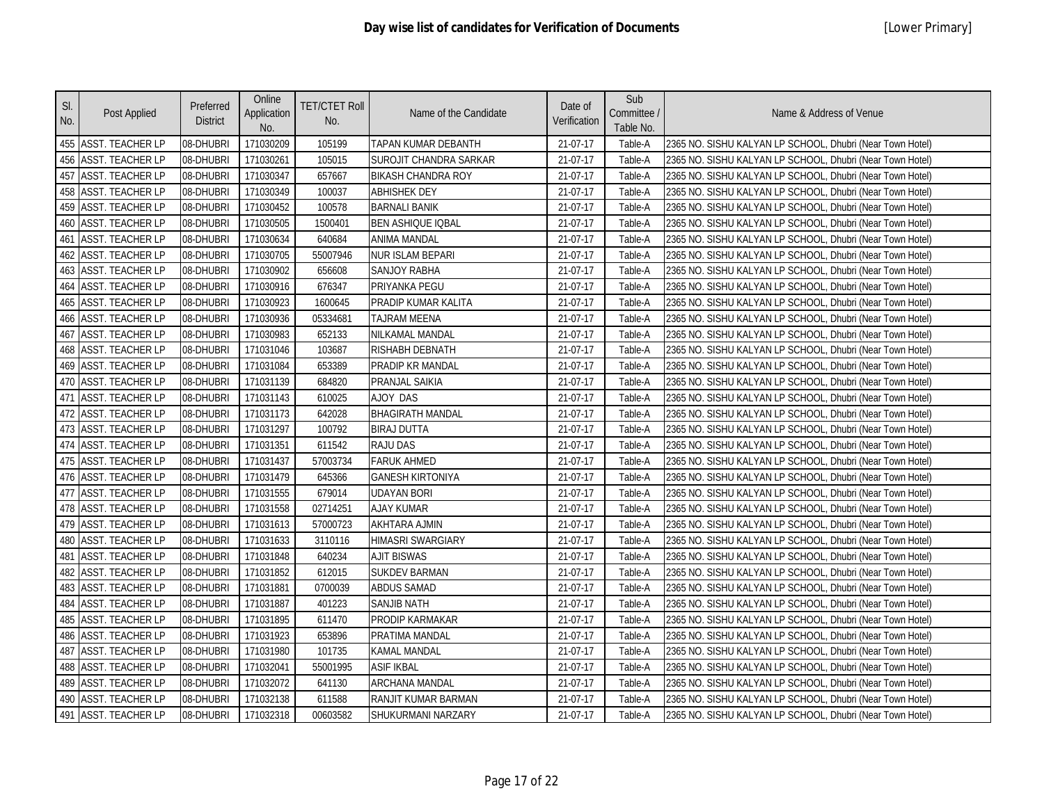## Day wise list of candidates for Verification of Documents

[Lower Primary]

| Sl. No. | Post Applied | Preferred District | Online Application No. | TET/CTET Roll No. | Name of the Candidate | Date of Verification | Sub Committee / Table No. | Name & Address of Venue |
|---|---|---|---|---|---|---|---|---|
| 455 | ASST. TEACHER LP | 08-DHUBRI | 171030209 | 105199 | TAPAN KUMAR DEBANTH | 21-07-17 | Table-A | 2365 NO. SISHU KALYAN LP SCHOOL, Dhubri (Near Town Hotel) |
| 456 | ASST. TEACHER LP | 08-DHUBRI | 171030261 | 105015 | SUROJIT CHANDRA SARKAR | 21-07-17 | Table-A | 2365 NO. SISHU KALYAN LP SCHOOL, Dhubri (Near Town Hotel) |
| 457 | ASST. TEACHER LP | 08-DHUBRI | 171030347 | 657667 | BIKASH CHANDRA ROY | 21-07-17 | Table-A | 2365 NO. SISHU KALYAN LP SCHOOL, Dhubri (Near Town Hotel) |
| 458 | ASST. TEACHER LP | 08-DHUBRI | 171030349 | 100037 | ABHISHEK DEY | 21-07-17 | Table-A | 2365 NO. SISHU KALYAN LP SCHOOL, Dhubri (Near Town Hotel) |
| 459 | ASST. TEACHER LP | 08-DHUBRI | 171030452 | 100578 | BARNALI BANIK | 21-07-17 | Table-A | 2365 NO. SISHU KALYAN LP SCHOOL, Dhubri (Near Town Hotel) |
| 460 | ASST. TEACHER LP | 08-DHUBRI | 171030505 | 1500401 | BEN ASHIQUE IQBAL | 21-07-17 | Table-A | 2365 NO. SISHU KALYAN LP SCHOOL, Dhubri (Near Town Hotel) |
| 461 | ASST. TEACHER LP | 08-DHUBRI | 171030634 | 640684 | ANIMA MANDAL | 21-07-17 | Table-A | 2365 NO. SISHU KALYAN LP SCHOOL, Dhubri (Near Town Hotel) |
| 462 | ASST. TEACHER LP | 08-DHUBRI | 171030705 | 55007946 | NUR ISLAM BEPARI | 21-07-17 | Table-A | 2365 NO. SISHU KALYAN LP SCHOOL, Dhubri (Near Town Hotel) |
| 463 | ASST. TEACHER LP | 08-DHUBRI | 171030902 | 656608 | SANJOY RABHA | 21-07-17 | Table-A | 2365 NO. SISHU KALYAN LP SCHOOL, Dhubri (Near Town Hotel) |
| 464 | ASST. TEACHER LP | 08-DHUBRI | 171030916 | 676347 | PRIYANKA PEGU | 21-07-17 | Table-A | 2365 NO. SISHU KALYAN LP SCHOOL, Dhubri (Near Town Hotel) |
| 465 | ASST. TEACHER LP | 08-DHUBRI | 171030923 | 1600645 | PRADIP KUMAR KALITA | 21-07-17 | Table-A | 2365 NO. SISHU KALYAN LP SCHOOL, Dhubri (Near Town Hotel) |
| 466 | ASST. TEACHER LP | 08-DHUBRI | 171030936 | 05334681 | TAJRAM MEENA | 21-07-17 | Table-A | 2365 NO. SISHU KALYAN LP SCHOOL, Dhubri (Near Town Hotel) |
| 467 | ASST. TEACHER LP | 08-DHUBRI | 171030983 | 652133 | NILKAMAL MANDAL | 21-07-17 | Table-A | 2365 NO. SISHU KALYAN LP SCHOOL, Dhubri (Near Town Hotel) |
| 468 | ASST. TEACHER LP | 08-DHUBRI | 171031046 | 103687 | RISHABH DEBNATH | 21-07-17 | Table-A | 2365 NO. SISHU KALYAN LP SCHOOL, Dhubri (Near Town Hotel) |
| 469 | ASST. TEACHER LP | 08-DHUBRI | 171031084 | 653389 | PRADIP KR MANDAL | 21-07-17 | Table-A | 2365 NO. SISHU KALYAN LP SCHOOL, Dhubri (Near Town Hotel) |
| 470 | ASST. TEACHER LP | 08-DHUBRI | 171031139 | 684820 | PRANJAL SAIKIA | 21-07-17 | Table-A | 2365 NO. SISHU KALYAN LP SCHOOL, Dhubri (Near Town Hotel) |
| 471 | ASST. TEACHER LP | 08-DHUBRI | 171031143 | 610025 | AJOY DAS | 21-07-17 | Table-A | 2365 NO. SISHU KALYAN LP SCHOOL, Dhubri (Near Town Hotel) |
| 472 | ASST. TEACHER LP | 08-DHUBRI | 171031173 | 642028 | BHAGIRATH MANDAL | 21-07-17 | Table-A | 2365 NO. SISHU KALYAN LP SCHOOL, Dhubri (Near Town Hotel) |
| 473 | ASST. TEACHER LP | 08-DHUBRI | 171031297 | 100792 | BIRAJ DUTTA | 21-07-17 | Table-A | 2365 NO. SISHU KALYAN LP SCHOOL, Dhubri (Near Town Hotel) |
| 474 | ASST. TEACHER LP | 08-DHUBRI | 171031351 | 611542 | RAJU DAS | 21-07-17 | Table-A | 2365 NO. SISHU KALYAN LP SCHOOL, Dhubri (Near Town Hotel) |
| 475 | ASST. TEACHER LP | 08-DHUBRI | 171031437 | 57003734 | FARUK AHMED | 21-07-17 | Table-A | 2365 NO. SISHU KALYAN LP SCHOOL, Dhubri (Near Town Hotel) |
| 476 | ASST. TEACHER LP | 08-DHUBRI | 171031479 | 645366 | GANESH KIRTONIYA | 21-07-17 | Table-A | 2365 NO. SISHU KALYAN LP SCHOOL, Dhubri (Near Town Hotel) |
| 477 | ASST. TEACHER LP | 08-DHUBRI | 171031555 | 679014 | UDAYAN BORI | 21-07-17 | Table-A | 2365 NO. SISHU KALYAN LP SCHOOL, Dhubri (Near Town Hotel) |
| 478 | ASST. TEACHER LP | 08-DHUBRI | 171031558 | 02714251 | AJAY KUMAR | 21-07-17 | Table-A | 2365 NO. SISHU KALYAN LP SCHOOL, Dhubri (Near Town Hotel) |
| 479 | ASST. TEACHER LP | 08-DHUBRI | 171031613 | 57000723 | AKHTARA AJMIN | 21-07-17 | Table-A | 2365 NO. SISHU KALYAN LP SCHOOL, Dhubri (Near Town Hotel) |
| 480 | ASST. TEACHER LP | 08-DHUBRI | 171031633 | 3110116 | HIMASRI SWARGIARY | 21-07-17 | Table-A | 2365 NO. SISHU KALYAN LP SCHOOL, Dhubri (Near Town Hotel) |
| 481 | ASST. TEACHER LP | 08-DHUBRI | 171031848 | 640234 | AJIT BISWAS | 21-07-17 | Table-A | 2365 NO. SISHU KALYAN LP SCHOOL, Dhubri (Near Town Hotel) |
| 482 | ASST. TEACHER LP | 08-DHUBRI | 171031852 | 612015 | SUKDEV BARMAN | 21-07-17 | Table-A | 2365 NO. SISHU KALYAN LP SCHOOL, Dhubri (Near Town Hotel) |
| 483 | ASST. TEACHER LP | 08-DHUBRI | 171031881 | 0700039 | ABDUS SAMAD | 21-07-17 | Table-A | 2365 NO. SISHU KALYAN LP SCHOOL, Dhubri (Near Town Hotel) |
| 484 | ASST. TEACHER LP | 08-DHUBRI | 171031887 | 401223 | SANJIB NATH | 21-07-17 | Table-A | 2365 NO. SISHU KALYAN LP SCHOOL, Dhubri (Near Town Hotel) |
| 485 | ASST. TEACHER LP | 08-DHUBRI | 171031895 | 611470 | PRODIP KARMAKAR | 21-07-17 | Table-A | 2365 NO. SISHU KALYAN LP SCHOOL, Dhubri (Near Town Hotel) |
| 486 | ASST. TEACHER LP | 08-DHUBRI | 171031923 | 653896 | PRATIMA MANDAL | 21-07-17 | Table-A | 2365 NO. SISHU KALYAN LP SCHOOL, Dhubri (Near Town Hotel) |
| 487 | ASST. TEACHER LP | 08-DHUBRI | 171031980 | 101735 | KAMAL MANDAL | 21-07-17 | Table-A | 2365 NO. SISHU KALYAN LP SCHOOL, Dhubri (Near Town Hotel) |
| 488 | ASST. TEACHER LP | 08-DHUBRI | 171032041 | 55001995 | ASIF IKBAL | 21-07-17 | Table-A | 2365 NO. SISHU KALYAN LP SCHOOL, Dhubri (Near Town Hotel) |
| 489 | ASST. TEACHER LP | 08-DHUBRI | 171032072 | 641130 | ARCHANA MANDAL | 21-07-17 | Table-A | 2365 NO. SISHU KALYAN LP SCHOOL, Dhubri (Near Town Hotel) |
| 490 | ASST. TEACHER LP | 08-DHUBRI | 171032138 | 611588 | RANJIT KUMAR BARMAN | 21-07-17 | Table-A | 2365 NO. SISHU KALYAN LP SCHOOL, Dhubri (Near Town Hotel) |
| 491 | ASST. TEACHER LP | 08-DHUBRI | 171032318 | 00603582 | SHUKURMANI NARZARY | 21-07-17 | Table-A | 2365 NO. SISHU KALYAN LP SCHOOL, Dhubri (Near Town Hotel) |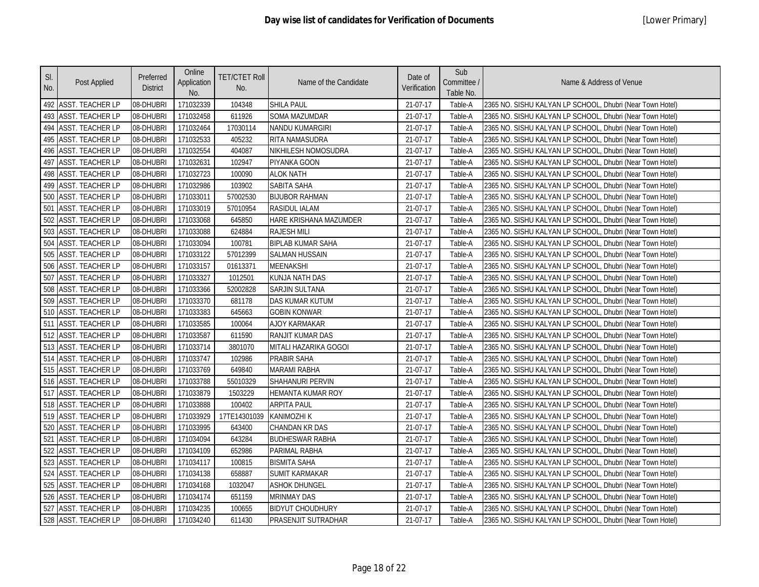# Day wise list of candidates for Verification of Documents

[Lower Primary]

| Sl. No. | Post Applied | Preferred District | Online Application No. | TET/CTET Roll No. | Name of the Candidate | Date of Verification | Sub Committee / Table No. | Name & Address of Venue |
|---|---|---|---|---|---|---|---|---|
| 492 | ASST. TEACHER LP | 08-DHUBRI | 171032339 | 104348 | SHILA PAUL | 21-07-17 | Table-A | 2365 NO. SISHU KALYAN LP SCHOOL, Dhubri (Near Town Hotel) |
| 493 | ASST. TEACHER LP | 08-DHUBRI | 171032458 | 611926 | SOMA MAZUMDAR | 21-07-17 | Table-A | 2365 NO. SISHU KALYAN LP SCHOOL, Dhubri (Near Town Hotel) |
| 494 | ASST. TEACHER LP | 08-DHUBRI | 171032464 | 17030114 | NANDU KUMARGIRI | 21-07-17 | Table-A | 2365 NO. SISHU KALYAN LP SCHOOL, Dhubri (Near Town Hotel) |
| 495 | ASST. TEACHER LP | 08-DHUBRI | 171032533 | 405232 | RITA NAMASUDRA | 21-07-17 | Table-A | 2365 NO. SISHU KALYAN LP SCHOOL, Dhubri (Near Town Hotel) |
| 496 | ASST. TEACHER LP | 08-DHUBRI | 171032554 | 404087 | NIKHILESH NOMOSUDRA | 21-07-17 | Table-A | 2365 NO. SISHU KALYAN LP SCHOOL, Dhubri (Near Town Hotel) |
| 497 | ASST. TEACHER LP | 08-DHUBRI | 171032631 | 102947 | PIYANKA GOON | 21-07-17 | Table-A | 2365 NO. SISHU KALYAN LP SCHOOL, Dhubri (Near Town Hotel) |
| 498 | ASST. TEACHER LP | 08-DHUBRI | 171032723 | 100090 | ALOK NATH | 21-07-17 | Table-A | 2365 NO. SISHU KALYAN LP SCHOOL, Dhubri (Near Town Hotel) |
| 499 | ASST. TEACHER LP | 08-DHUBRI | 171032986 | 103902 | SABITA SAHA | 21-07-17 | Table-A | 2365 NO. SISHU KALYAN LP SCHOOL, Dhubri (Near Town Hotel) |
| 500 | ASST. TEACHER LP | 08-DHUBRI | 171033011 | 57002530 | BIJUBOR RAHMAN | 21-07-17 | Table-A | 2365 NO. SISHU KALYAN LP SCHOOL, Dhubri (Near Town Hotel) |
| 501 | ASST. TEACHER LP | 08-DHUBRI | 171033019 | 57010954 | RASIDUL IALAM | 21-07-17 | Table-A | 2365 NO. SISHU KALYAN LP SCHOOL, Dhubri (Near Town Hotel) |
| 502 | ASST. TEACHER LP | 08-DHUBRI | 171033068 | 645850 | HARE KRISHANA MAZUMDER | 21-07-17 | Table-A | 2365 NO. SISHU KALYAN LP SCHOOL, Dhubri (Near Town Hotel) |
| 503 | ASST. TEACHER LP | 08-DHUBRI | 171033088 | 624884 | RAJESH MILI | 21-07-17 | Table-A | 2365 NO. SISHU KALYAN LP SCHOOL, Dhubri (Near Town Hotel) |
| 504 | ASST. TEACHER LP | 08-DHUBRI | 171033094 | 100781 | BIPLAB KUMAR SAHA | 21-07-17 | Table-A | 2365 NO. SISHU KALYAN LP SCHOOL, Dhubri (Near Town Hotel) |
| 505 | ASST. TEACHER LP | 08-DHUBRI | 171033122 | 57012399 | SALMAN HUSSAIN | 21-07-17 | Table-A | 2365 NO. SISHU KALYAN LP SCHOOL, Dhubri (Near Town Hotel) |
| 506 | ASST. TEACHER LP | 08-DHUBRI | 171033157 | 01613371 | MEENAKSHI | 21-07-17 | Table-A | 2365 NO. SISHU KALYAN LP SCHOOL, Dhubri (Near Town Hotel) |
| 507 | ASST. TEACHER LP | 08-DHUBRI | 171033327 | 1012501 | KUNJA NATH DAS | 21-07-17 | Table-A | 2365 NO. SISHU KALYAN LP SCHOOL, Dhubri (Near Town Hotel) |
| 508 | ASST. TEACHER LP | 08-DHUBRI | 171033366 | 52002828 | SARJIN SULTANA | 21-07-17 | Table-A | 2365 NO. SISHU KALYAN LP SCHOOL, Dhubri (Near Town Hotel) |
| 509 | ASST. TEACHER LP | 08-DHUBRI | 171033370 | 681178 | DAS KUMAR KUTUM | 21-07-17 | Table-A | 2365 NO. SISHU KALYAN LP SCHOOL, Dhubri (Near Town Hotel) |
| 510 | ASST. TEACHER LP | 08-DHUBRI | 171033383 | 645663 | GOBIN KONWAR | 21-07-17 | Table-A | 2365 NO. SISHU KALYAN LP SCHOOL, Dhubri (Near Town Hotel) |
| 511 | ASST. TEACHER LP | 08-DHUBRI | 171033585 | 100064 | AJOY KARMAKAR | 21-07-17 | Table-A | 2365 NO. SISHU KALYAN LP SCHOOL, Dhubri (Near Town Hotel) |
| 512 | ASST. TEACHER LP | 08-DHUBRI | 171033587 | 611590 | RANJIT KUMAR DAS | 21-07-17 | Table-A | 2365 NO. SISHU KALYAN LP SCHOOL, Dhubri (Near Town Hotel) |
| 513 | ASST. TEACHER LP | 08-DHUBRI | 171033714 | 3801070 | MITALI HAZARIKA GOGOI | 21-07-17 | Table-A | 2365 NO. SISHU KALYAN LP SCHOOL, Dhubri (Near Town Hotel) |
| 514 | ASST. TEACHER LP | 08-DHUBRI | 171033747 | 102986 | PRABIR SAHA | 21-07-17 | Table-A | 2365 NO. SISHU KALYAN LP SCHOOL, Dhubri (Near Town Hotel) |
| 515 | ASST. TEACHER LP | 08-DHUBRI | 171033769 | 649840 | MARAMI RABHA | 21-07-17 | Table-A | 2365 NO. SISHU KALYAN LP SCHOOL, Dhubri (Near Town Hotel) |
| 516 | ASST. TEACHER LP | 08-DHUBRI | 171033788 | 55010329 | SHAHANURI PERVIN | 21-07-17 | Table-A | 2365 NO. SISHU KALYAN LP SCHOOL, Dhubri (Near Town Hotel) |
| 517 | ASST. TEACHER LP | 08-DHUBRI | 171033879 | 1503229 | HEMANTA KUMAR ROY | 21-07-17 | Table-A | 2365 NO. SISHU KALYAN LP SCHOOL, Dhubri (Near Town Hotel) |
| 518 | ASST. TEACHER LP | 08-DHUBRI | 171033888 | 100402 | ARPITA PAUL | 21-07-17 | Table-A | 2365 NO. SISHU KALYAN LP SCHOOL, Dhubri (Near Town Hotel) |
| 519 | ASST. TEACHER LP | 08-DHUBRI | 171033929 | 17TE14301039 | KANIMOZHI K | 21-07-17 | Table-A | 2365 NO. SISHU KALYAN LP SCHOOL, Dhubri (Near Town Hotel) |
| 520 | ASST. TEACHER LP | 08-DHUBRI | 171033995 | 643400 | CHANDAN KR DAS | 21-07-17 | Table-A | 2365 NO. SISHU KALYAN LP SCHOOL, Dhubri (Near Town Hotel) |
| 521 | ASST. TEACHER LP | 08-DHUBRI | 171034094 | 643284 | BUDHESWAR RABHA | 21-07-17 | Table-A | 2365 NO. SISHU KALYAN LP SCHOOL, Dhubri (Near Town Hotel) |
| 522 | ASST. TEACHER LP | 08-DHUBRI | 171034109 | 652986 | PARIMAL RABHA | 21-07-17 | Table-A | 2365 NO. SISHU KALYAN LP SCHOOL, Dhubri (Near Town Hotel) |
| 523 | ASST. TEACHER LP | 08-DHUBRI | 171034117 | 100815 | BISMITA SAHA | 21-07-17 | Table-A | 2365 NO. SISHU KALYAN LP SCHOOL, Dhubri (Near Town Hotel) |
| 524 | ASST. TEACHER LP | 08-DHUBRI | 171034138 | 658887 | SUMIT KARMAKAR | 21-07-17 | Table-A | 2365 NO. SISHU KALYAN LP SCHOOL, Dhubri (Near Town Hotel) |
| 525 | ASST. TEACHER LP | 08-DHUBRI | 171034168 | 1032047 | ASHOK DHUNGEL | 21-07-17 | Table-A | 2365 NO. SISHU KALYAN LP SCHOOL, Dhubri (Near Town Hotel) |
| 526 | ASST. TEACHER LP | 08-DHUBRI | 171034174 | 651159 | MRINMAY DAS | 21-07-17 | Table-A | 2365 NO. SISHU KALYAN LP SCHOOL, Dhubri (Near Town Hotel) |
| 527 | ASST. TEACHER LP | 08-DHUBRI | 171034235 | 100655 | BIDYUT CHOUDHURY | 21-07-17 | Table-A | 2365 NO. SISHU KALYAN LP SCHOOL, Dhubri (Near Town Hotel) |
| 528 | ASST. TEACHER LP | 08-DHUBRI | 171034240 | 611430 | PRASENJIT SUTRADHAR | 21-07-17 | Table-A | 2365 NO. SISHU KALYAN LP SCHOOL, Dhubri (Near Town Hotel) |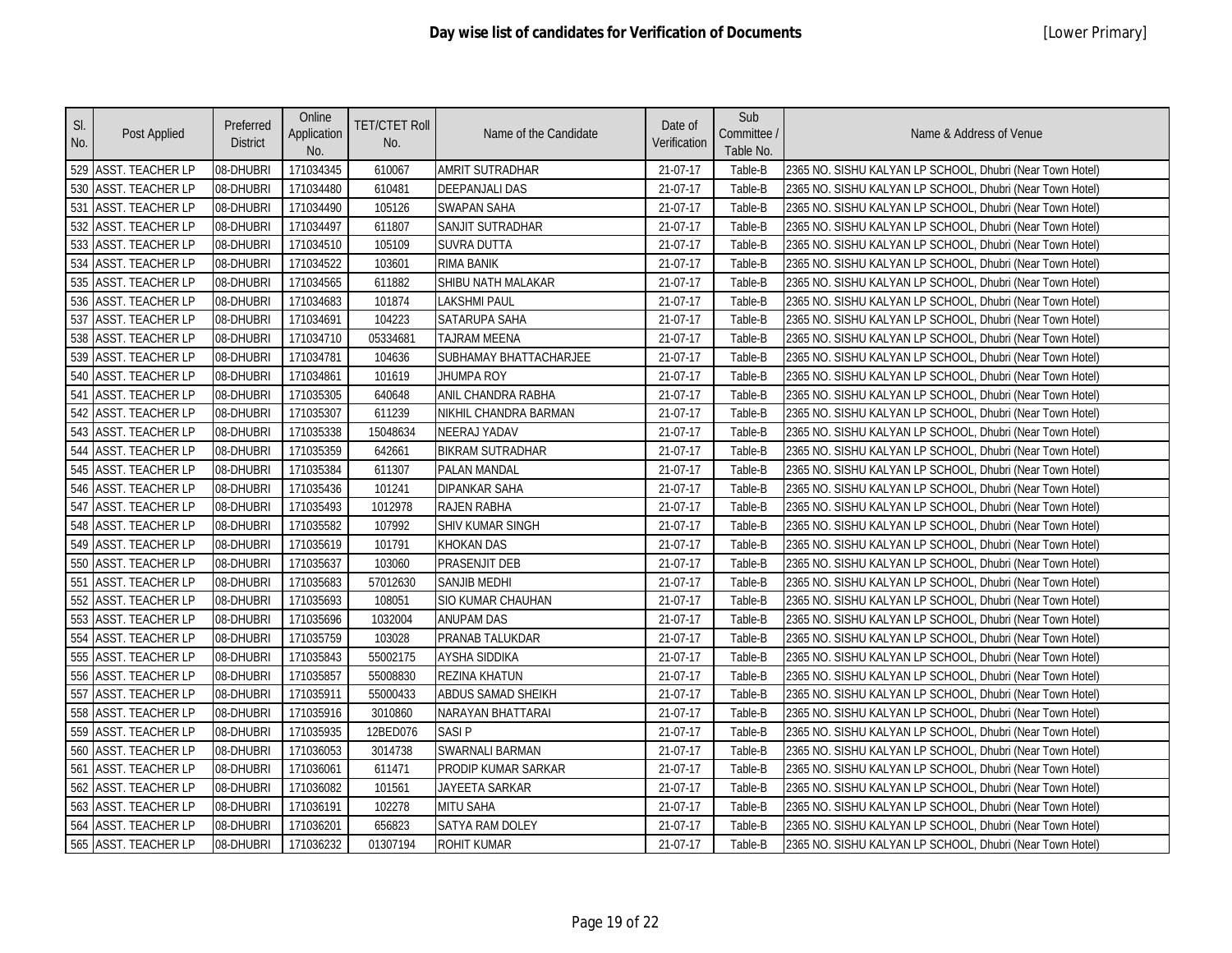# Day wise list of candidates for Verification of Documents

[Lower Primary]

| Sl. No. | Post Applied | Preferred District | Online Application No. | TET/CTET Roll No. | Name of the Candidate | Date of Verification | Sub Committee / Table No. | Name & Address of Venue |
|---|---|---|---|---|---|---|---|---|
| 529 | ASST. TEACHER LP | 08-DHUBRI | 171034345 | 610067 | AMRIT SUTRADHAR | 21-07-17 | Table-B | 2365 NO. SISHU KALYAN LP SCHOOL, Dhubri (Near Town Hotel) |
| 530 | ASST. TEACHER LP | 08-DHUBRI | 171034480 | 610481 | DEEPANJALI DAS | 21-07-17 | Table-B | 2365 NO. SISHU KALYAN LP SCHOOL, Dhubri (Near Town Hotel) |
| 531 | ASST. TEACHER LP | 08-DHUBRI | 171034490 | 105126 | SWAPAN SAHA | 21-07-17 | Table-B | 2365 NO. SISHU KALYAN LP SCHOOL, Dhubri (Near Town Hotel) |
| 532 | ASST. TEACHER LP | 08-DHUBRI | 171034497 | 611807 | SANJIT SUTRADHAR | 21-07-17 | Table-B | 2365 NO. SISHU KALYAN LP SCHOOL, Dhubri (Near Town Hotel) |
| 533 | ASST. TEACHER LP | 08-DHUBRI | 171034510 | 105109 | SUVRA DUTTA | 21-07-17 | Table-B | 2365 NO. SISHU KALYAN LP SCHOOL, Dhubri (Near Town Hotel) |
| 534 | ASST. TEACHER LP | 08-DHUBRI | 171034522 | 103601 | RIMA BANIK | 21-07-17 | Table-B | 2365 NO. SISHU KALYAN LP SCHOOL, Dhubri (Near Town Hotel) |
| 535 | ASST. TEACHER LP | 08-DHUBRI | 171034565 | 611882 | SHIBU NATH MALAKAR | 21-07-17 | Table-B | 2365 NO. SISHU KALYAN LP SCHOOL, Dhubri (Near Town Hotel) |
| 536 | ASST. TEACHER LP | 08-DHUBRI | 171034683 | 101874 | LAKSHMI PAUL | 21-07-17 | Table-B | 2365 NO. SISHU KALYAN LP SCHOOL, Dhubri (Near Town Hotel) |
| 537 | ASST. TEACHER LP | 08-DHUBRI | 171034691 | 104223 | SATARUPA SAHA | 21-07-17 | Table-B | 2365 NO. SISHU KALYAN LP SCHOOL, Dhubri (Near Town Hotel) |
| 538 | ASST. TEACHER LP | 08-DHUBRI | 171034710 | 05334681 | TAJRAM MEENA | 21-07-17 | Table-B | 2365 NO. SISHU KALYAN LP SCHOOL, Dhubri (Near Town Hotel) |
| 539 | ASST. TEACHER LP | 08-DHUBRI | 171034781 | 104636 | SUBHAMAY BHATTACHARJEE | 21-07-17 | Table-B | 2365 NO. SISHU KALYAN LP SCHOOL, Dhubri (Near Town Hotel) |
| 540 | ASST. TEACHER LP | 08-DHUBRI | 171034861 | 101619 | JHUMPA ROY | 21-07-17 | Table-B | 2365 NO. SISHU KALYAN LP SCHOOL, Dhubri (Near Town Hotel) |
| 541 | ASST. TEACHER LP | 08-DHUBRI | 171035305 | 640648 | ANIL CHANDRA RABHA | 21-07-17 | Table-B | 2365 NO. SISHU KALYAN LP SCHOOL, Dhubri (Near Town Hotel) |
| 542 | ASST. TEACHER LP | 08-DHUBRI | 171035307 | 611239 | NIKHIL CHANDRA BARMAN | 21-07-17 | Table-B | 2365 NO. SISHU KALYAN LP SCHOOL, Dhubri (Near Town Hotel) |
| 543 | ASST. TEACHER LP | 08-DHUBRI | 171035338 | 15048634 | NEERAJ YADAV | 21-07-17 | Table-B | 2365 NO. SISHU KALYAN LP SCHOOL, Dhubri (Near Town Hotel) |
| 544 | ASST. TEACHER LP | 08-DHUBRI | 171035359 | 642661 | BIKRAM SUTRADHAR | 21-07-17 | Table-B | 2365 NO. SISHU KALYAN LP SCHOOL, Dhubri (Near Town Hotel) |
| 545 | ASST. TEACHER LP | 08-DHUBRI | 171035384 | 611307 | PALAN MANDAL | 21-07-17 | Table-B | 2365 NO. SISHU KALYAN LP SCHOOL, Dhubri (Near Town Hotel) |
| 546 | ASST. TEACHER LP | 08-DHUBRI | 171035436 | 101241 | DIPANKAR SAHA | 21-07-17 | Table-B | 2365 NO. SISHU KALYAN LP SCHOOL, Dhubri (Near Town Hotel) |
| 547 | ASST. TEACHER LP | 08-DHUBRI | 171035493 | 1012978 | RAJEN RABHA | 21-07-17 | Table-B | 2365 NO. SISHU KALYAN LP SCHOOL, Dhubri (Near Town Hotel) |
| 548 | ASST. TEACHER LP | 08-DHUBRI | 171035582 | 107992 | SHIV KUMAR SINGH | 21-07-17 | Table-B | 2365 NO. SISHU KALYAN LP SCHOOL, Dhubri (Near Town Hotel) |
| 549 | ASST. TEACHER LP | 08-DHUBRI | 171035619 | 101791 | KHOKAN DAS | 21-07-17 | Table-B | 2365 NO. SISHU KALYAN LP SCHOOL, Dhubri (Near Town Hotel) |
| 550 | ASST. TEACHER LP | 08-DHUBRI | 171035637 | 103060 | PRASENJIT DEB | 21-07-17 | Table-B | 2365 NO. SISHU KALYAN LP SCHOOL, Dhubri (Near Town Hotel) |
| 551 | ASST. TEACHER LP | 08-DHUBRI | 171035683 | 57012630 | SANJIB MEDHI | 21-07-17 | Table-B | 2365 NO. SISHU KALYAN LP SCHOOL, Dhubri (Near Town Hotel) |
| 552 | ASST. TEACHER LP | 08-DHUBRI | 171035693 | 108051 | SIO KUMAR CHAUHAN | 21-07-17 | Table-B | 2365 NO. SISHU KALYAN LP SCHOOL, Dhubri (Near Town Hotel) |
| 553 | ASST. TEACHER LP | 08-DHUBRI | 171035696 | 1032004 | ANUPAM DAS | 21-07-17 | Table-B | 2365 NO. SISHU KALYAN LP SCHOOL, Dhubri (Near Town Hotel) |
| 554 | ASST. TEACHER LP | 08-DHUBRI | 171035759 | 103028 | PRANAB TALUKDAR | 21-07-17 | Table-B | 2365 NO. SISHU KALYAN LP SCHOOL, Dhubri (Near Town Hotel) |
| 555 | ASST. TEACHER LP | 08-DHUBRI | 171035843 | 55002175 | AYSHA SIDDIKA | 21-07-17 | Table-B | 2365 NO. SISHU KALYAN LP SCHOOL, Dhubri (Near Town Hotel) |
| 556 | ASST. TEACHER LP | 08-DHUBRI | 171035857 | 55008830 | REZINA KHATUN | 21-07-17 | Table-B | 2365 NO. SISHU KALYAN LP SCHOOL, Dhubri (Near Town Hotel) |
| 557 | ASST. TEACHER LP | 08-DHUBRI | 171035911 | 55000433 | ABDUS SAMAD SHEIKH | 21-07-17 | Table-B | 2365 NO. SISHU KALYAN LP SCHOOL, Dhubri (Near Town Hotel) |
| 558 | ASST. TEACHER LP | 08-DHUBRI | 171035916 | 3010860 | NARAYAN BHATTARAI | 21-07-17 | Table-B | 2365 NO. SISHU KALYAN LP SCHOOL, Dhubri (Near Town Hotel) |
| 559 | ASST. TEACHER LP | 08-DHUBRI | 171035935 | 12BED076 | SASI P | 21-07-17 | Table-B | 2365 NO. SISHU KALYAN LP SCHOOL, Dhubri (Near Town Hotel) |
| 560 | ASST. TEACHER LP | 08-DHUBRI | 171036053 | 3014738 | SWARNALI BARMAN | 21-07-17 | Table-B | 2365 NO. SISHU KALYAN LP SCHOOL, Dhubri (Near Town Hotel) |
| 561 | ASST. TEACHER LP | 08-DHUBRI | 171036061 | 611471 | PRODIP KUMAR SARKAR | 21-07-17 | Table-B | 2365 NO. SISHU KALYAN LP SCHOOL, Dhubri (Near Town Hotel) |
| 562 | ASST. TEACHER LP | 08-DHUBRI | 171036082 | 101561 | JAYEETA SARKAR | 21-07-17 | Table-B | 2365 NO. SISHU KALYAN LP SCHOOL, Dhubri (Near Town Hotel) |
| 563 | ASST. TEACHER LP | 08-DHUBRI | 171036191 | 102278 | MITU SAHA | 21-07-17 | Table-B | 2365 NO. SISHU KALYAN LP SCHOOL, Dhubri (Near Town Hotel) |
| 564 | ASST. TEACHER LP | 08-DHUBRI | 171036201 | 656823 | SATYA RAM DOLEY | 21-07-17 | Table-B | 2365 NO. SISHU KALYAN LP SCHOOL, Dhubri (Near Town Hotel) |
| 565 | ASST. TEACHER LP | 08-DHUBRI | 171036232 | 01307194 | ROHIT KUMAR | 21-07-17 | Table-B | 2365 NO. SISHU KALYAN LP SCHOOL, Dhubri (Near Town Hotel) |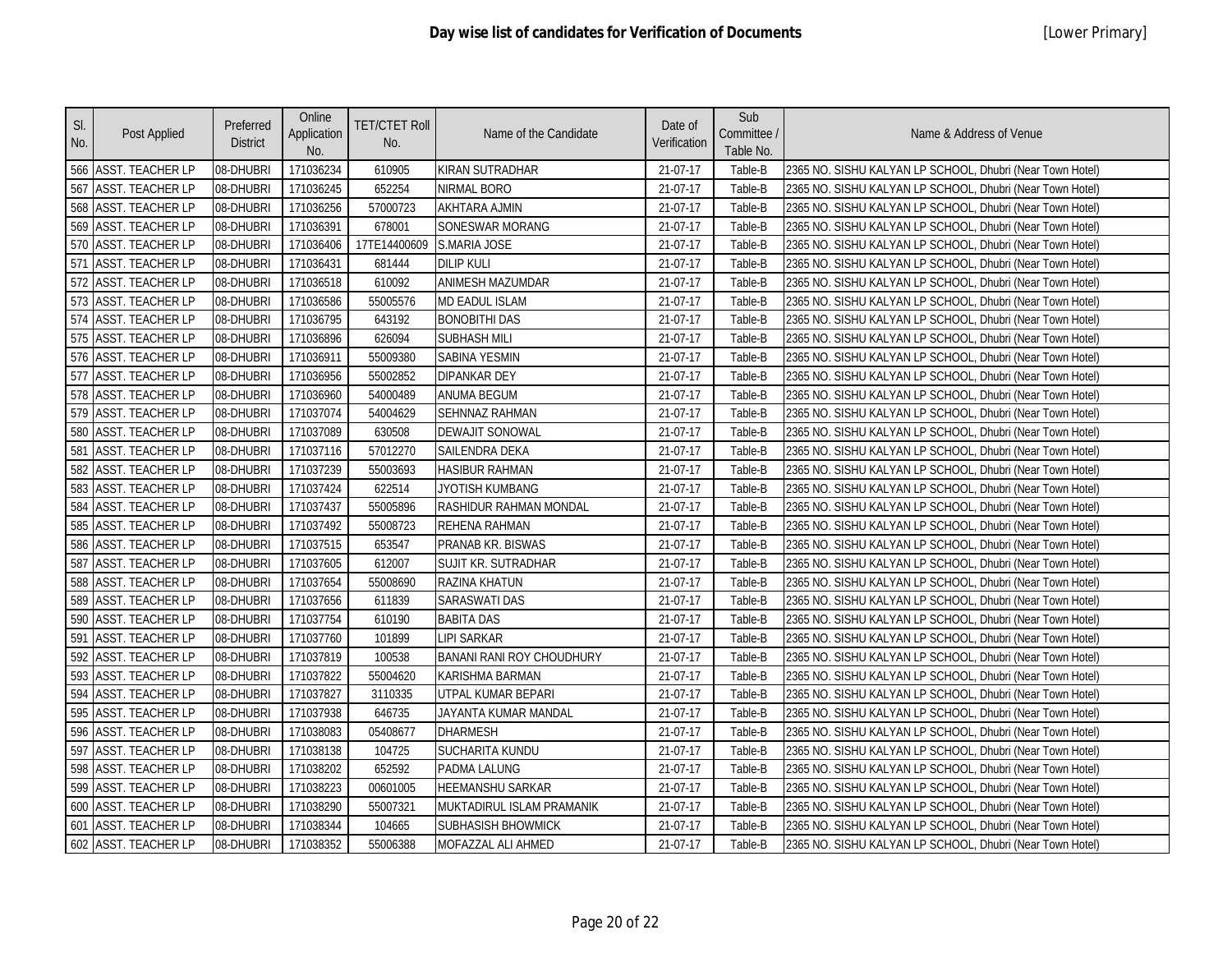# Day wise list of candidates for Verification of Documents

[Lower Primary]

| Sl. No. | Post Applied | Preferred District | Online Application No. | TET/CTET Roll No. | Name of the Candidate | Date of Verification | Sub Committee / Table No. | Name & Address of Venue |
|---|---|---|---|---|---|---|---|---|
| 566 | ASST. TEACHER LP | 08-DHUBRI | 171036234 | 610905 | KIRAN SUTRADHAR | 21-07-17 | Table-B | 2365 NO. SISHU KALYAN LP SCHOOL, Dhubri (Near Town Hotel) |
| 567 | ASST. TEACHER LP | 08-DHUBRI | 171036245 | 652254 | NIRMAL BORO | 21-07-17 | Table-B | 2365 NO. SISHU KALYAN LP SCHOOL, Dhubri (Near Town Hotel) |
| 568 | ASST. TEACHER LP | 08-DHUBRI | 171036256 | 57000723 | AKHTARA AJMIN | 21-07-17 | Table-B | 2365 NO. SISHU KALYAN LP SCHOOL, Dhubri (Near Town Hotel) |
| 569 | ASST. TEACHER LP | 08-DHUBRI | 171036391 | 678001 | SONESWAR MORANG | 21-07-17 | Table-B | 2365 NO. SISHU KALYAN LP SCHOOL, Dhubri (Near Town Hotel) |
| 570 | ASST. TEACHER LP | 08-DHUBRI | 171036406 | 17TE14400609 | S.MARIA JOSE | 21-07-17 | Table-B | 2365 NO. SISHU KALYAN LP SCHOOL, Dhubri (Near Town Hotel) |
| 571 | ASST. TEACHER LP | 08-DHUBRI | 171036431 | 681444 | DILIP KULI | 21-07-17 | Table-B | 2365 NO. SISHU KALYAN LP SCHOOL, Dhubri (Near Town Hotel) |
| 572 | ASST. TEACHER LP | 08-DHUBRI | 171036518 | 610092 | ANIMESH MAZUMDAR | 21-07-17 | Table-B | 2365 NO. SISHU KALYAN LP SCHOOL, Dhubri (Near Town Hotel) |
| 573 | ASST. TEACHER LP | 08-DHUBRI | 171036586 | 55005576 | MD EADUL ISLAM | 21-07-17 | Table-B | 2365 NO. SISHU KALYAN LP SCHOOL, Dhubri (Near Town Hotel) |
| 574 | ASST. TEACHER LP | 08-DHUBRI | 171036795 | 643192 | BONOBITHI DAS | 21-07-17 | Table-B | 2365 NO. SISHU KALYAN LP SCHOOL, Dhubri (Near Town Hotel) |
| 575 | ASST. TEACHER LP | 08-DHUBRI | 171036896 | 626094 | SUBHASH MILI | 21-07-17 | Table-B | 2365 NO. SISHU KALYAN LP SCHOOL, Dhubri (Near Town Hotel) |
| 576 | ASST. TEACHER LP | 08-DHUBRI | 171036911 | 55009380 | SABINA YESMIN | 21-07-17 | Table-B | 2365 NO. SISHU KALYAN LP SCHOOL, Dhubri (Near Town Hotel) |
| 577 | ASST. TEACHER LP | 08-DHUBRI | 171036956 | 55002852 | DIPANKAR DEY | 21-07-17 | Table-B | 2365 NO. SISHU KALYAN LP SCHOOL, Dhubri (Near Town Hotel) |
| 578 | ASST. TEACHER LP | 08-DHUBRI | 171036960 | 54000489 | ANUMA BEGUM | 21-07-17 | Table-B | 2365 NO. SISHU KALYAN LP SCHOOL, Dhubri (Near Town Hotel) |
| 579 | ASST. TEACHER LP | 08-DHUBRI | 171037074 | 54004629 | SEHNNAZ RAHMAN | 21-07-17 | Table-B | 2365 NO. SISHU KALYAN LP SCHOOL, Dhubri (Near Town Hotel) |
| 580 | ASST. TEACHER LP | 08-DHUBRI | 171037089 | 630508 | DEWAJIT SONOWAL | 21-07-17 | Table-B | 2365 NO. SISHU KALYAN LP SCHOOL, Dhubri (Near Town Hotel) |
| 581 | ASST. TEACHER LP | 08-DHUBRI | 171037116 | 57012270 | SAILENDRA DEKA | 21-07-17 | Table-B | 2365 NO. SISHU KALYAN LP SCHOOL, Dhubri (Near Town Hotel) |
| 582 | ASST. TEACHER LP | 08-DHUBRI | 171037239 | 55003693 | HASIBUR RAHMAN | 21-07-17 | Table-B | 2365 NO. SISHU KALYAN LP SCHOOL, Dhubri (Near Town Hotel) |
| 583 | ASST. TEACHER LP | 08-DHUBRI | 171037424 | 622514 | JYOTISH KUMBANG | 21-07-17 | Table-B | 2365 NO. SISHU KALYAN LP SCHOOL, Dhubri (Near Town Hotel) |
| 584 | ASST. TEACHER LP | 08-DHUBRI | 171037437 | 55005896 | RASHIDUR RAHMAN MONDAL | 21-07-17 | Table-B | 2365 NO. SISHU KALYAN LP SCHOOL, Dhubri (Near Town Hotel) |
| 585 | ASST. TEACHER LP | 08-DHUBRI | 171037492 | 55008723 | REHENA RAHMAN | 21-07-17 | Table-B | 2365 NO. SISHU KALYAN LP SCHOOL, Dhubri (Near Town Hotel) |
| 586 | ASST. TEACHER LP | 08-DHUBRI | 171037515 | 653547 | PRANAB KR. BISWAS | 21-07-17 | Table-B | 2365 NO. SISHU KALYAN LP SCHOOL, Dhubri (Near Town Hotel) |
| 587 | ASST. TEACHER LP | 08-DHUBRI | 171037605 | 612007 | SUJIT KR. SUTRADHAR | 21-07-17 | Table-B | 2365 NO. SISHU KALYAN LP SCHOOL, Dhubri (Near Town Hotel) |
| 588 | ASST. TEACHER LP | 08-DHUBRI | 171037654 | 55008690 | RAZINA KHATUN | 21-07-17 | Table-B | 2365 NO. SISHU KALYAN LP SCHOOL, Dhubri (Near Town Hotel) |
| 589 | ASST. TEACHER LP | 08-DHUBRI | 171037656 | 611839 | SARASWATI DAS | 21-07-17 | Table-B | 2365 NO. SISHU KALYAN LP SCHOOL, Dhubri (Near Town Hotel) |
| 590 | ASST. TEACHER LP | 08-DHUBRI | 171037754 | 610190 | BABITA DAS | 21-07-17 | Table-B | 2365 NO. SISHU KALYAN LP SCHOOL, Dhubri (Near Town Hotel) |
| 591 | ASST. TEACHER LP | 08-DHUBRI | 171037760 | 101899 | LIPI SARKAR | 21-07-17 | Table-B | 2365 NO. SISHU KALYAN LP SCHOOL, Dhubri (Near Town Hotel) |
| 592 | ASST. TEACHER LP | 08-DHUBRI | 171037819 | 100538 | BANANI RANI ROY CHOUDHURY | 21-07-17 | Table-B | 2365 NO. SISHU KALYAN LP SCHOOL, Dhubri (Near Town Hotel) |
| 593 | ASST. TEACHER LP | 08-DHUBRI | 171037822 | 55004620 | KARISHMA BARMAN | 21-07-17 | Table-B | 2365 NO. SISHU KALYAN LP SCHOOL, Dhubri (Near Town Hotel) |
| 594 | ASST. TEACHER LP | 08-DHUBRI | 171037827 | 3110335 | UTPAL KUMAR BEPARI | 21-07-17 | Table-B | 2365 NO. SISHU KALYAN LP SCHOOL, Dhubri (Near Town Hotel) |
| 595 | ASST. TEACHER LP | 08-DHUBRI | 171037938 | 646735 | JAYANTA KUMAR MANDAL | 21-07-17 | Table-B | 2365 NO. SISHU KALYAN LP SCHOOL, Dhubri (Near Town Hotel) |
| 596 | ASST. TEACHER LP | 08-DHUBRI | 171038083 | 05408677 | DHARMESH | 21-07-17 | Table-B | 2365 NO. SISHU KALYAN LP SCHOOL, Dhubri (Near Town Hotel) |
| 597 | ASST. TEACHER LP | 08-DHUBRI | 171038138 | 104725 | SUCHARITA KUNDU | 21-07-17 | Table-B | 2365 NO. SISHU KALYAN LP SCHOOL, Dhubri (Near Town Hotel) |
| 598 | ASST. TEACHER LP | 08-DHUBRI | 171038202 | 652592 | PADMA LALUNG | 21-07-17 | Table-B | 2365 NO. SISHU KALYAN LP SCHOOL, Dhubri (Near Town Hotel) |
| 599 | ASST. TEACHER LP | 08-DHUBRI | 171038223 | 00601005 | HEEMANSHU SARKAR | 21-07-17 | Table-B | 2365 NO. SISHU KALYAN LP SCHOOL, Dhubri (Near Town Hotel) |
| 600 | ASST. TEACHER LP | 08-DHUBRI | 171038290 | 55007321 | MUKTADIRUL ISLAM PRAMANIK | 21-07-17 | Table-B | 2365 NO. SISHU KALYAN LP SCHOOL, Dhubri (Near Town Hotel) |
| 601 | ASST. TEACHER LP | 08-DHUBRI | 171038344 | 104665 | SUBHASISH BHOWMICK | 21-07-17 | Table-B | 2365 NO. SISHU KALYAN LP SCHOOL, Dhubri (Near Town Hotel) |
| 602 | ASST. TEACHER LP | 08-DHUBRI | 171038352 | 55006388 | MOFAZZAL ALI AHMED | 21-07-17 | Table-B | 2365 NO. SISHU KALYAN LP SCHOOL, Dhubri (Near Town Hotel) |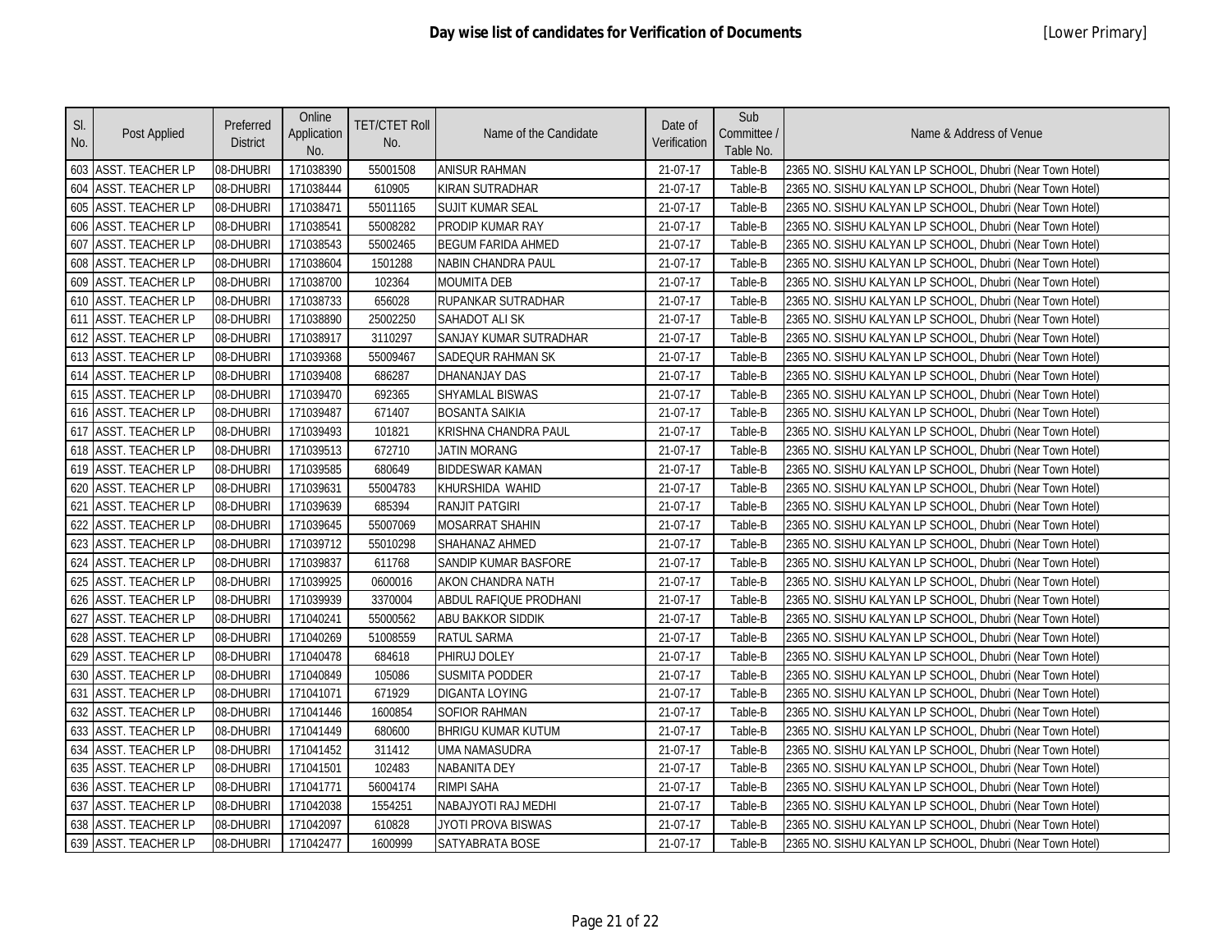# Day wise list of candidates for Verification of Documents

[Lower Primary]

| Sl. No. | Post Applied | Preferred District | Online Application No. | TET/CTET Roll No. | Name of the Candidate | Date of Verification | Sub Committee / Table No. | Name & Address of Venue |
|---|---|---|---|---|---|---|---|---|
| 603 | ASST. TEACHER LP | 08-DHUBRI | 171038390 | 55001508 | ANISUR RAHMAN | 21-07-17 | Table-B | 2365 NO. SISHU KALYAN LP SCHOOL, Dhubri (Near Town Hotel) |
| 604 | ASST. TEACHER LP | 08-DHUBRI | 171038444 | 610905 | KIRAN SUTRADHAR | 21-07-17 | Table-B | 2365 NO. SISHU KALYAN LP SCHOOL, Dhubri (Near Town Hotel) |
| 605 | ASST. TEACHER LP | 08-DHUBRI | 171038471 | 55011165 | SUJIT KUMAR SEAL | 21-07-17 | Table-B | 2365 NO. SISHU KALYAN LP SCHOOL, Dhubri (Near Town Hotel) |
| 606 | ASST. TEACHER LP | 08-DHUBRI | 171038541 | 55008282 | PRODIP KUMAR RAY | 21-07-17 | Table-B | 2365 NO. SISHU KALYAN LP SCHOOL, Dhubri (Near Town Hotel) |
| 607 | ASST. TEACHER LP | 08-DHUBRI | 171038543 | 55002465 | BEGUM FARIDA AHMED | 21-07-17 | Table-B | 2365 NO. SISHU KALYAN LP SCHOOL, Dhubri (Near Town Hotel) |
| 608 | ASST. TEACHER LP | 08-DHUBRI | 171038604 | 1501288 | NABIN CHANDRA PAUL | 21-07-17 | Table-B | 2365 NO. SISHU KALYAN LP SCHOOL, Dhubri (Near Town Hotel) |
| 609 | ASST. TEACHER LP | 08-DHUBRI | 171038700 | 102364 | MOUMITA DEB | 21-07-17 | Table-B | 2365 NO. SISHU KALYAN LP SCHOOL, Dhubri (Near Town Hotel) |
| 610 | ASST. TEACHER LP | 08-DHUBRI | 171038733 | 656028 | RUPANKAR SUTRADHAR | 21-07-17 | Table-B | 2365 NO. SISHU KALYAN LP SCHOOL, Dhubri (Near Town Hotel) |
| 611 | ASST. TEACHER LP | 08-DHUBRI | 171038890 | 25002250 | SAHADOT ALI SK | 21-07-17 | Table-B | 2365 NO. SISHU KALYAN LP SCHOOL, Dhubri (Near Town Hotel) |
| 612 | ASST. TEACHER LP | 08-DHUBRI | 171038917 | 3110297 | SANJAY KUMAR SUTRADHAR | 21-07-17 | Table-B | 2365 NO. SISHU KALYAN LP SCHOOL, Dhubri (Near Town Hotel) |
| 613 | ASST. TEACHER LP | 08-DHUBRI | 171039368 | 55009467 | SADEQUR RAHMAN SK | 21-07-17 | Table-B | 2365 NO. SISHU KALYAN LP SCHOOL, Dhubri (Near Town Hotel) |
| 614 | ASST. TEACHER LP | 08-DHUBRI | 171039408 | 686287 | DHANANJAY DAS | 21-07-17 | Table-B | 2365 NO. SISHU KALYAN LP SCHOOL, Dhubri (Near Town Hotel) |
| 615 | ASST. TEACHER LP | 08-DHUBRI | 171039470 | 692365 | SHYAMLAL BISWAS | 21-07-17 | Table-B | 2365 NO. SISHU KALYAN LP SCHOOL, Dhubri (Near Town Hotel) |
| 616 | ASST. TEACHER LP | 08-DHUBRI | 171039487 | 671407 | BOSANTA SAIKIA | 21-07-17 | Table-B | 2365 NO. SISHU KALYAN LP SCHOOL, Dhubri (Near Town Hotel) |
| 617 | ASST. TEACHER LP | 08-DHUBRI | 171039493 | 101821 | KRISHNA CHANDRA PAUL | 21-07-17 | Table-B | 2365 NO. SISHU KALYAN LP SCHOOL, Dhubri (Near Town Hotel) |
| 618 | ASST. TEACHER LP | 08-DHUBRI | 171039513 | 672710 | JATIN MORANG | 21-07-17 | Table-B | 2365 NO. SISHU KALYAN LP SCHOOL, Dhubri (Near Town Hotel) |
| 619 | ASST. TEACHER LP | 08-DHUBRI | 171039585 | 680649 | BIDDESWAR KAMAN | 21-07-17 | Table-B | 2365 NO. SISHU KALYAN LP SCHOOL, Dhubri (Near Town Hotel) |
| 620 | ASST. TEACHER LP | 08-DHUBRI | 171039631 | 55004783 | KHURSHIDA WAHID | 21-07-17 | Table-B | 2365 NO. SISHU KALYAN LP SCHOOL, Dhubri (Near Town Hotel) |
| 621 | ASST. TEACHER LP | 08-DHUBRI | 171039639 | 685394 | RANJIT PATGIRI | 21-07-17 | Table-B | 2365 NO. SISHU KALYAN LP SCHOOL, Dhubri (Near Town Hotel) |
| 622 | ASST. TEACHER LP | 08-DHUBRI | 171039645 | 55007069 | MOSARRAT SHAHIN | 21-07-17 | Table-B | 2365 NO. SISHU KALYAN LP SCHOOL, Dhubri (Near Town Hotel) |
| 623 | ASST. TEACHER LP | 08-DHUBRI | 171039712 | 55010298 | SHAHANAZ AHMED | 21-07-17 | Table-B | 2365 NO. SISHU KALYAN LP SCHOOL, Dhubri (Near Town Hotel) |
| 624 | ASST. TEACHER LP | 08-DHUBRI | 171039837 | 611768 | SANDIP KUMAR BASFORE | 21-07-17 | Table-B | 2365 NO. SISHU KALYAN LP SCHOOL, Dhubri (Near Town Hotel) |
| 625 | ASST. TEACHER LP | 08-DHUBRI | 171039925 | 0600016 | AKON CHANDRA NATH | 21-07-17 | Table-B | 2365 NO. SISHU KALYAN LP SCHOOL, Dhubri (Near Town Hotel) |
| 626 | ASST. TEACHER LP | 08-DHUBRI | 171039939 | 3370004 | ABDUL RAFIQUE PRODHANI | 21-07-17 | Table-B | 2365 NO. SISHU KALYAN LP SCHOOL, Dhubri (Near Town Hotel) |
| 627 | ASST. TEACHER LP | 08-DHUBRI | 171040241 | 55000562 | ABU BAKKOR SIDDIK | 21-07-17 | Table-B | 2365 NO. SISHU KALYAN LP SCHOOL, Dhubri (Near Town Hotel) |
| 628 | ASST. TEACHER LP | 08-DHUBRI | 171040269 | 51008559 | RATUL SARMA | 21-07-17 | Table-B | 2365 NO. SISHU KALYAN LP SCHOOL, Dhubri (Near Town Hotel) |
| 629 | ASST. TEACHER LP | 08-DHUBRI | 171040478 | 684618 | PHIRUJ DOLEY | 21-07-17 | Table-B | 2365 NO. SISHU KALYAN LP SCHOOL, Dhubri (Near Town Hotel) |
| 630 | ASST. TEACHER LP | 08-DHUBRI | 171040849 | 105086 | SUSMITA PODDER | 21-07-17 | Table-B | 2365 NO. SISHU KALYAN LP SCHOOL, Dhubri (Near Town Hotel) |
| 631 | ASST. TEACHER LP | 08-DHUBRI | 171041071 | 671929 | DIGANTA LOYING | 21-07-17 | Table-B | 2365 NO. SISHU KALYAN LP SCHOOL, Dhubri (Near Town Hotel) |
| 632 | ASST. TEACHER LP | 08-DHUBRI | 171041446 | 1600854 | SOFIOR RAHMAN | 21-07-17 | Table-B | 2365 NO. SISHU KALYAN LP SCHOOL, Dhubri (Near Town Hotel) |
| 633 | ASST. TEACHER LP | 08-DHUBRI | 171041449 | 680600 | BHRIGU KUMAR KUTUM | 21-07-17 | Table-B | 2365 NO. SISHU KALYAN LP SCHOOL, Dhubri (Near Town Hotel) |
| 634 | ASST. TEACHER LP | 08-DHUBRI | 171041452 | 311412 | UMA NAMASUDRA | 21-07-17 | Table-B | 2365 NO. SISHU KALYAN LP SCHOOL, Dhubri (Near Town Hotel) |
| 635 | ASST. TEACHER LP | 08-DHUBRI | 171041501 | 102483 | NABANITA DEY | 21-07-17 | Table-B | 2365 NO. SISHU KALYAN LP SCHOOL, Dhubri (Near Town Hotel) |
| 636 | ASST. TEACHER LP | 08-DHUBRI | 171041771 | 56004174 | RIMPI SAHA | 21-07-17 | Table-B | 2365 NO. SISHU KALYAN LP SCHOOL, Dhubri (Near Town Hotel) |
| 637 | ASST. TEACHER LP | 08-DHUBRI | 171042038 | 1554251 | NABAJYOTI RAJ MEDHI | 21-07-17 | Table-B | 2365 NO. SISHU KALYAN LP SCHOOL, Dhubri (Near Town Hotel) |
| 638 | ASST. TEACHER LP | 08-DHUBRI | 171042097 | 610828 | JYOTI PROVA BISWAS | 21-07-17 | Table-B | 2365 NO. SISHU KALYAN LP SCHOOL, Dhubri (Near Town Hotel) |
| 639 | ASST. TEACHER LP | 08-DHUBRI | 171042477 | 1600999 | SATYABRATA BOSE | 21-07-17 | Table-B | 2365 NO. SISHU KALYAN LP SCHOOL, Dhubri (Near Town Hotel) |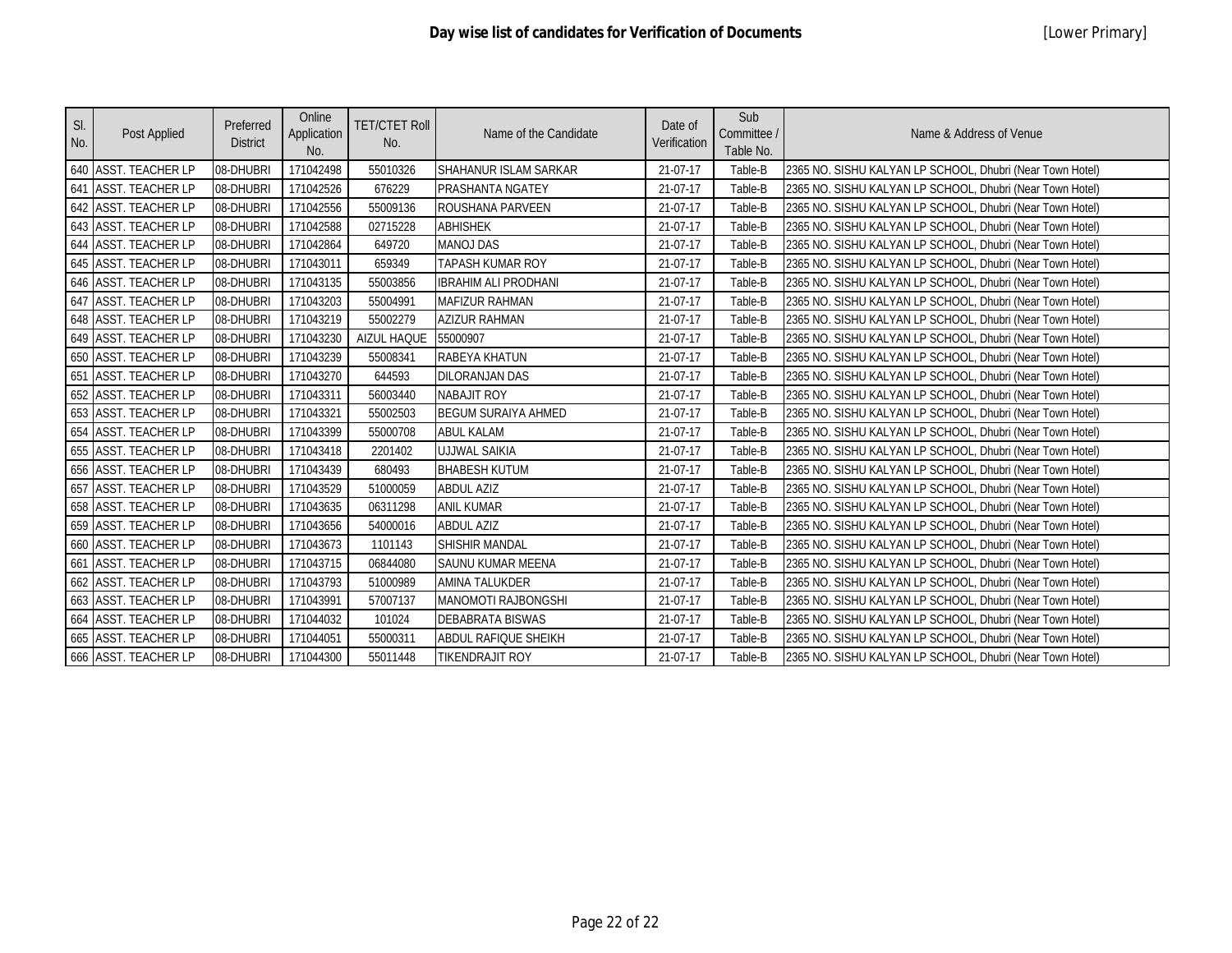# Day wise list of candidates for Verification of Documents

[Lower Primary]

| Sl. No. | Post Applied | Preferred District | Online Application No. | TET/CTET Roll No. | Name of the Candidate | Date of Verification | Sub Committee / Table No. | Name & Address of Venue |
|---|---|---|---|---|---|---|---|---|
| 640 | ASST. TEACHER LP | 08-DHUBRI | 171042498 | 55010326 | SHAHANUR ISLAM SARKAR | 21-07-17 | Table-B | 2365 NO. SISHU KALYAN LP SCHOOL, Dhubri (Near Town Hotel) |
| 641 | ASST. TEACHER LP | 08-DHUBRI | 171042526 | 676229 | PRASHANTA NGATEY | 21-07-17 | Table-B | 2365 NO. SISHU KALYAN LP SCHOOL, Dhubri (Near Town Hotel) |
| 642 | ASST. TEACHER LP | 08-DHUBRI | 171042556 | 55009136 | ROUSHANA PARVEEN | 21-07-17 | Table-B | 2365 NO. SISHU KALYAN LP SCHOOL, Dhubri (Near Town Hotel) |
| 643 | ASST. TEACHER LP | 08-DHUBRI | 171042588 | 02715228 | ABHISHEK | 21-07-17 | Table-B | 2365 NO. SISHU KALYAN LP SCHOOL, Dhubri (Near Town Hotel) |
| 644 | ASST. TEACHER LP | 08-DHUBRI | 171042864 | 649720 | MANOJ DAS | 21-07-17 | Table-B | 2365 NO. SISHU KALYAN LP SCHOOL, Dhubri (Near Town Hotel) |
| 645 | ASST. TEACHER LP | 08-DHUBRI | 171043011 | 659349 | TAPASH KUMAR ROY | 21-07-17 | Table-B | 2365 NO. SISHU KALYAN LP SCHOOL, Dhubri (Near Town Hotel) |
| 646 | ASST. TEACHER LP | 08-DHUBRI | 171043135 | 55003856 | IBRAHIM ALI PRODHANI | 21-07-17 | Table-B | 2365 NO. SISHU KALYAN LP SCHOOL, Dhubri (Near Town Hotel) |
| 647 | ASST. TEACHER LP | 08-DHUBRI | 171043203 | 55004991 | MAFIZUR RAHMAN | 21-07-17 | Table-B | 2365 NO. SISHU KALYAN LP SCHOOL, Dhubri (Near Town Hotel) |
| 648 | ASST. TEACHER LP | 08-DHUBRI | 171043219 | 55002279 | AZIZUR RAHMAN | 21-07-17 | Table-B | 2365 NO. SISHU KALYAN LP SCHOOL, Dhubri (Near Town Hotel) |
| 649 | ASST. TEACHER LP | 08-DHUBRI | 171043230 | AIZUL HAQUE | 55000907 | 21-07-17 | Table-B | 2365 NO. SISHU KALYAN LP SCHOOL, Dhubri (Near Town Hotel) |
| 650 | ASST. TEACHER LP | 08-DHUBRI | 171043239 | 55008341 | RABEYA KHATUN | 21-07-17 | Table-B | 2365 NO. SISHU KALYAN LP SCHOOL, Dhubri (Near Town Hotel) |
| 651 | ASST. TEACHER LP | 08-DHUBRI | 171043270 | 644593 | DILORANJAN DAS | 21-07-17 | Table-B | 2365 NO. SISHU KALYAN LP SCHOOL, Dhubri (Near Town Hotel) |
| 652 | ASST. TEACHER LP | 08-DHUBRI | 171043311 | 56003440 | NABAJIT ROY | 21-07-17 | Table-B | 2365 NO. SISHU KALYAN LP SCHOOL, Dhubri (Near Town Hotel) |
| 653 | ASST. TEACHER LP | 08-DHUBRI | 171043321 | 55002503 | BEGUM SURAIYA AHMED | 21-07-17 | Table-B | 2365 NO. SISHU KALYAN LP SCHOOL, Dhubri (Near Town Hotel) |
| 654 | ASST. TEACHER LP | 08-DHUBRI | 171043399 | 55000708 | ABUL KALAM | 21-07-17 | Table-B | 2365 NO. SISHU KALYAN LP SCHOOL, Dhubri (Near Town Hotel) |
| 655 | ASST. TEACHER LP | 08-DHUBRI | 171043418 | 2201402 | UJJWAL SAIKIA | 21-07-17 | Table-B | 2365 NO. SISHU KALYAN LP SCHOOL, Dhubri (Near Town Hotel) |
| 656 | ASST. TEACHER LP | 08-DHUBRI | 171043439 | 680493 | BHABESH KUTUM | 21-07-17 | Table-B | 2365 NO. SISHU KALYAN LP SCHOOL, Dhubri (Near Town Hotel) |
| 657 | ASST. TEACHER LP | 08-DHUBRI | 171043529 | 51000059 | ABDUL AZIZ | 21-07-17 | Table-B | 2365 NO. SISHU KALYAN LP SCHOOL, Dhubri (Near Town Hotel) |
| 658 | ASST. TEACHER LP | 08-DHUBRI | 171043635 | 06311298 | ANIL KUMAR | 21-07-17 | Table-B | 2365 NO. SISHU KALYAN LP SCHOOL, Dhubri (Near Town Hotel) |
| 659 | ASST. TEACHER LP | 08-DHUBRI | 171043656 | 54000016 | ABDUL AZIZ | 21-07-17 | Table-B | 2365 NO. SISHU KALYAN LP SCHOOL, Dhubri (Near Town Hotel) |
| 660 | ASST. TEACHER LP | 08-DHUBRI | 171043673 | 1101143 | SHISHIR MANDAL | 21-07-17 | Table-B | 2365 NO. SISHU KALYAN LP SCHOOL, Dhubri (Near Town Hotel) |
| 661 | ASST. TEACHER LP | 08-DHUBRI | 171043715 | 06844080 | SAUNU KUMAR MEENA | 21-07-17 | Table-B | 2365 NO. SISHU KALYAN LP SCHOOL, Dhubri (Near Town Hotel) |
| 662 | ASST. TEACHER LP | 08-DHUBRI | 171043793 | 51000989 | AMINA TALUKDER | 21-07-17 | Table-B | 2365 NO. SISHU KALYAN LP SCHOOL, Dhubri (Near Town Hotel) |
| 663 | ASST. TEACHER LP | 08-DHUBRI | 171043991 | 57007137 | MANOMOTI RAJBONGSHI | 21-07-17 | Table-B | 2365 NO. SISHU KALYAN LP SCHOOL, Dhubri (Near Town Hotel) |
| 664 | ASST. TEACHER LP | 08-DHUBRI | 171044032 | 101024 | DEBABRATA BISWAS | 21-07-17 | Table-B | 2365 NO. SISHU KALYAN LP SCHOOL, Dhubri (Near Town Hotel) |
| 665 | ASST. TEACHER LP | 08-DHUBRI | 171044051 | 55000311 | ABDUL RAFIQUE SHEIKH | 21-07-17 | Table-B | 2365 NO. SISHU KALYAN LP SCHOOL, Dhubri (Near Town Hotel) |
| 666 | ASST. TEACHER LP | 08-DHUBRI | 171044300 | 55011448 | TIKENDRAJIT ROY | 21-07-17 | Table-B | 2365 NO. SISHU KALYAN LP SCHOOL, Dhubri (Near Town Hotel) |